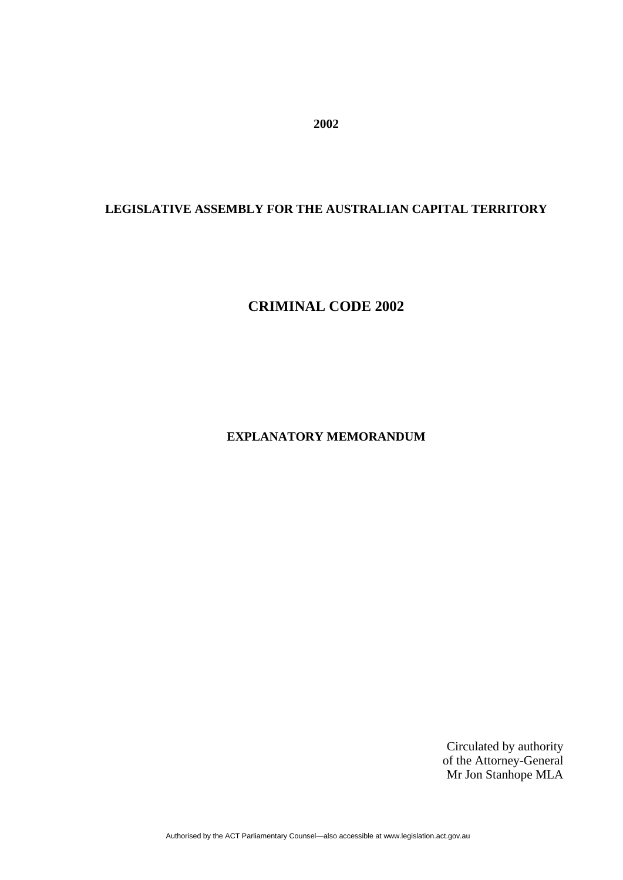**2002**

**LEGISLATIVE ASSEMBLY FOR THE AUSTRALIAN CAPITAL TERRITORY**

# CRIMINAL CODE 2002

**EXPLANATORY MEMORANDUM**

Circulated by authority
of the Attorney-General
Mr Jon Stanhope MLA

Authorised by the ACT Parliamentary Counsel—also accessible at www.legislation.act.gov.au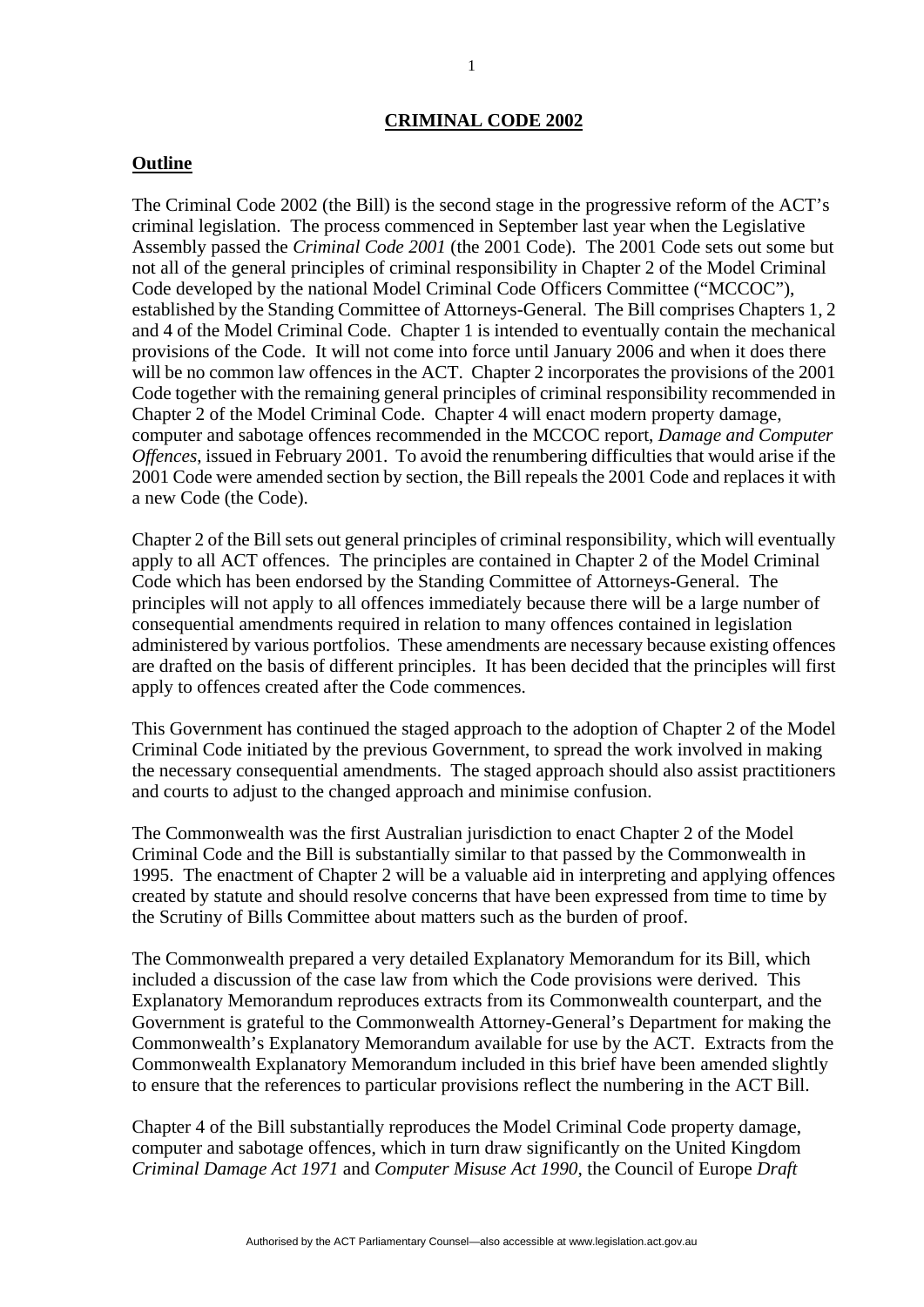# CRIMINAL CODE 2002

## Outline

The Criminal Code 2002 (the Bill) is the second stage in the progressive reform of the ACT's criminal legislation. The process commenced in September last year when the Legislative Assembly passed the *Criminal Code 2001* (the 2001 Code). The 2001 Code sets out some but not all of the general principles of criminal responsibility in Chapter 2 of the Model Criminal Code developed by the national Model Criminal Code Officers Committee ("MCCOC"), established by the Standing Committee of Attorneys-General. The Bill comprises Chapters 1, 2 and 4 of the Model Criminal Code. Chapter 1 is intended to eventually contain the mechanical provisions of the Code. It will not come into force until January 2006 and when it does there will be no common law offences in the ACT. Chapter 2 incorporates the provisions of the 2001 Code together with the remaining general principles of criminal responsibility recommended in Chapter 2 of the Model Criminal Code. Chapter 4 will enact modern property damage, computer and sabotage offences recommended in the MCCOC report, *Damage and Computer Offences*, issued in February 2001. To avoid the renumbering difficulties that would arise if the 2001 Code were amended section by section, the Bill repeals the 2001 Code and replaces it with a new Code (the Code).

Chapter 2 of the Bill sets out general principles of criminal responsibility, which will eventually apply to all ACT offences. The principles are contained in Chapter 2 of the Model Criminal Code which has been endorsed by the Standing Committee of Attorneys-General. The principles will not apply to all offences immediately because there will be a large number of consequential amendments required in relation to many offences contained in legislation administered by various portfolios. These amendments are necessary because existing offences are drafted on the basis of different principles. It has been decided that the principles will first apply to offences created after the Code commences.

This Government has continued the staged approach to the adoption of Chapter 2 of the Model Criminal Code initiated by the previous Government, to spread the work involved in making the necessary consequential amendments. The staged approach should also assist practitioners and courts to adjust to the changed approach and minimise confusion.

The Commonwealth was the first Australian jurisdiction to enact Chapter 2 of the Model Criminal Code and the Bill is substantially similar to that passed by the Commonwealth in 1995. The enactment of Chapter 2 will be a valuable aid in interpreting and applying offences created by statute and should resolve concerns that have been expressed from time to time by the Scrutiny of Bills Committee about matters such as the burden of proof.

The Commonwealth prepared a very detailed Explanatory Memorandum for its Bill, which included a discussion of the case law from which the Code provisions were derived. This Explanatory Memorandum reproduces extracts from its Commonwealth counterpart, and the Government is grateful to the Commonwealth Attorney-General's Department for making the Commonwealth's Explanatory Memorandum available for use by the ACT. Extracts from the Commonwealth Explanatory Memorandum included in this brief have been amended slightly to ensure that the references to particular provisions reflect the numbering in the ACT Bill.

Chapter 4 of the Bill substantially reproduces the Model Criminal Code property damage, computer and sabotage offences, which in turn draw significantly on the United Kingdom *Criminal Damage Act 1971* and *Computer Misuse Act 1990*, the Council of Europe *Draft*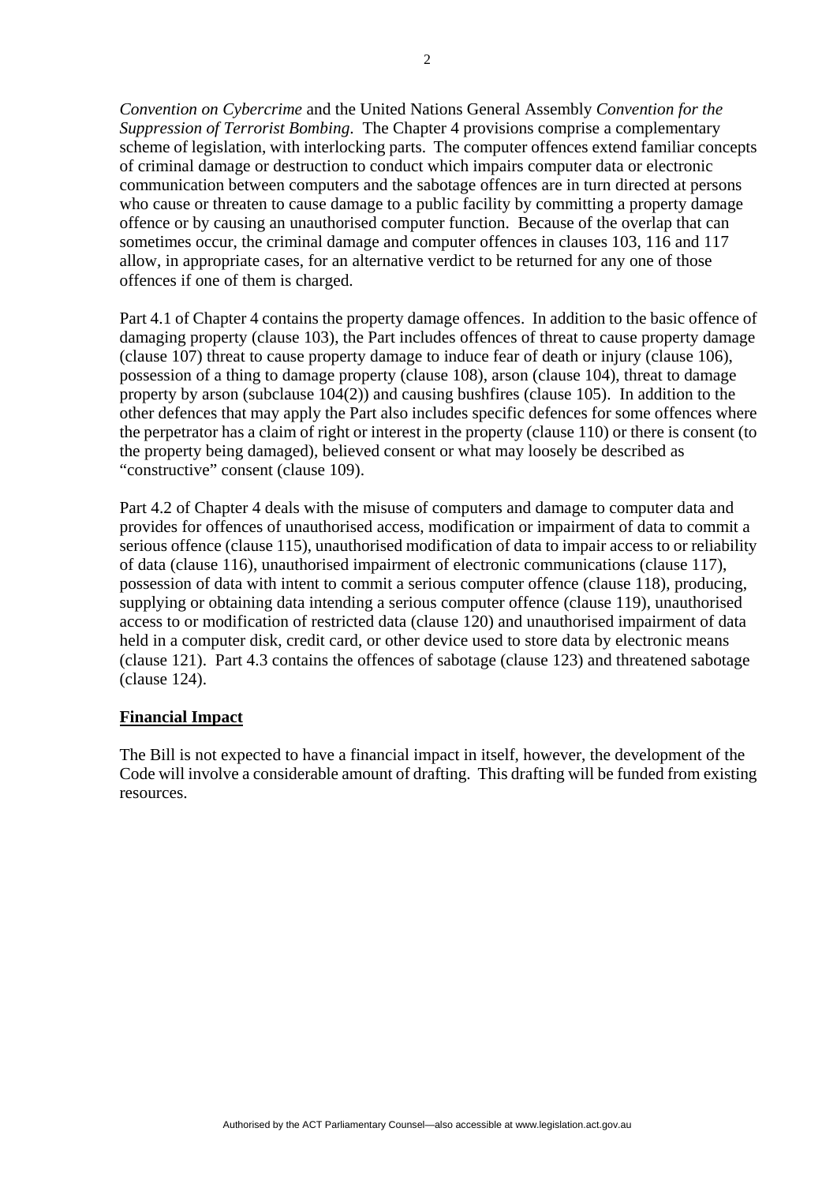*Convention on Cybercrime* and the United Nations General Assembly *Convention for the Suppression of Terrorist Bombing*. The Chapter 4 provisions comprise a complementary scheme of legislation, with interlocking parts. The computer offences extend familiar concepts of criminal damage or destruction to conduct which impairs computer data or electronic communication between computers and the sabotage offences are in turn directed at persons who cause or threaten to cause damage to a public facility by committing a property damage offence or by causing an unauthorised computer function. Because of the overlap that can sometimes occur, the criminal damage and computer offences in clauses 103, 116 and 117 allow, in appropriate cases, for an alternative verdict to be returned for any one of those offences if one of them is charged.

Part 4.1 of Chapter 4 contains the property damage offences. In addition to the basic offence of damaging property (clause 103), the Part includes offences of threat to cause property damage (clause 107) threat to cause property damage to induce fear of death or injury (clause 106), possession of a thing to damage property (clause 108), arson (clause 104), threat to damage property by arson (subclause 104(2)) and causing bushfires (clause 105). In addition to the other defences that may apply the Part also includes specific defences for some offences where the perpetrator has a claim of right or interest in the property (clause 110) or there is consent (to the property being damaged), believed consent or what may loosely be described as "constructive" consent (clause 109).

Part 4.2 of Chapter 4 deals with the misuse of computers and damage to computer data and provides for offences of unauthorised access, modification or impairment of data to commit a serious offence (clause 115), unauthorised modification of data to impair access to or reliability of data (clause 116), unauthorised impairment of electronic communications (clause 117), possession of data with intent to commit a serious computer offence (clause 118), producing, supplying or obtaining data intending a serious computer offence (clause 119), unauthorised access to or modification of restricted data (clause 120) and unauthorised impairment of data held in a computer disk, credit card, or other device used to store data by electronic means (clause 121). Part 4.3 contains the offences of sabotage (clause 123) and threatened sabotage (clause 124).

**Financial Impact**

The Bill is not expected to have a financial impact in itself, however, the development of the Code will involve a considerable amount of drafting. This drafting will be funded from existing resources.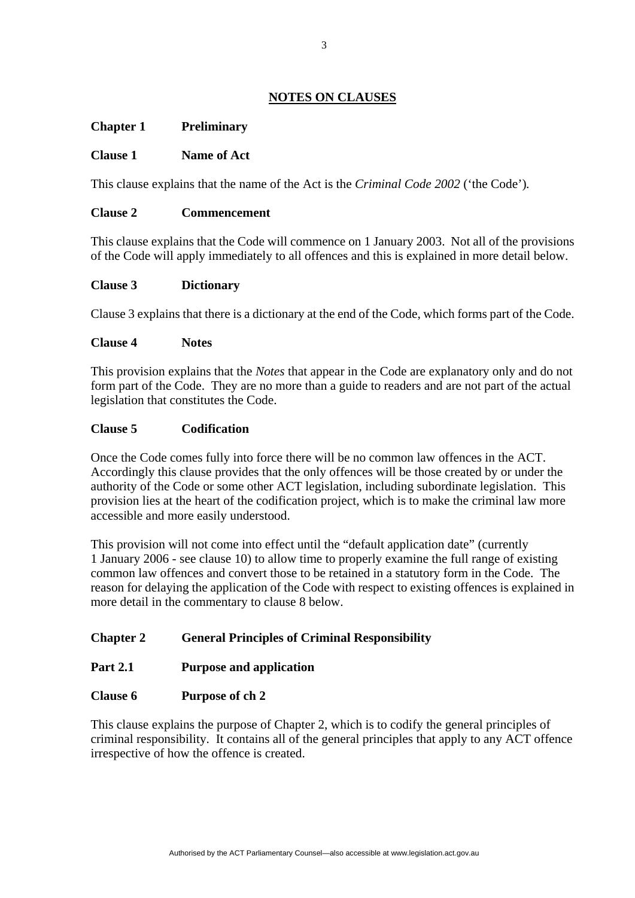## NOTES ON CLAUSES

### Chapter 1 Preliminary

**Clause 1 Name of Act**

This clause explains that the name of the Act is the *Criminal Code 2002* ('the Code').

**Clause 2 Commencement**

This clause explains that the Code will commence on 1 January 2003. Not all of the provisions of the Code will apply immediately to all offences and this is explained in more detail below.

**Clause 3 Dictionary**

Clause 3 explains that there is a dictionary at the end of the Code, which forms part of the Code.

**Clause 4 Notes**

This provision explains that the *Notes* that appear in the Code are explanatory only and do not form part of the Code. They are no more than a guide to readers and are not part of the actual legislation that constitutes the Code.

**Clause 5 Codification**

Once the Code comes fully into force there will be no common law offences in the ACT. Accordingly this clause provides that the only offences will be those created by or under the authority of the Code or some other ACT legislation, including subordinate legislation. This provision lies at the heart of the codification project, which is to make the criminal law more accessible and more easily understood.

This provision will not come into effect until the "default application date" (currently 1 January 2006 - see clause 10) to allow time to properly examine the full range of existing common law offences and convert those to be retained in a statutory form in the Code. The reason for delaying the application of the Code with respect to existing offences is explained in more detail in the commentary to clause 8 below.

### Chapter 2 General Principles of Criminal Responsibility

**Part 2.1 Purpose and application**

**Clause 6 Purpose of ch 2**

This clause explains the purpose of Chapter 2, which is to codify the general principles of criminal responsibility. It contains all of the general principles that apply to any ACT offence irrespective of how the offence is created.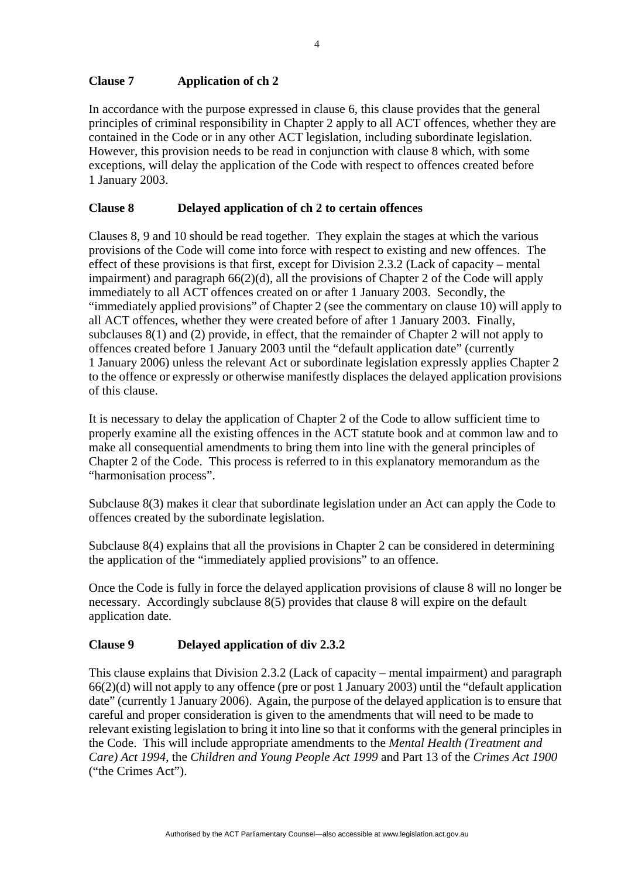**Clause 7 Application of ch 2**

In accordance with the purpose expressed in clause 6, this clause provides that the general principles of criminal responsibility in Chapter 2 apply to all ACT offences, whether they are contained in the Code or in any other ACT legislation, including subordinate legislation. However, this provision needs to be read in conjunction with clause 8 which, with some exceptions, will delay the application of the Code with respect to offences created before 1 January 2003.

**Clause 8 Delayed application of ch 2 to certain offences**

Clauses 8, 9 and 10 should be read together. They explain the stages at which the various provisions of the Code will come into force with respect to existing and new offences. The effect of these provisions is that first, except for Division 2.3.2 (Lack of capacity – mental impairment) and paragraph 66(2)(d), all the provisions of Chapter 2 of the Code will apply immediately to all ACT offences created on or after 1 January 2003. Secondly, the "immediately applied provisions" of Chapter 2 (see the commentary on clause 10) will apply to all ACT offences, whether they were created before of after 1 January 2003. Finally, subclauses 8(1) and (2) provide, in effect, that the remainder of Chapter 2 will not apply to offences created before 1 January 2003 until the "default application date" (currently 1 January 2006) unless the relevant Act or subordinate legislation expressly applies Chapter 2 to the offence or expressly or otherwise manifestly displaces the delayed application provisions of this clause.

It is necessary to delay the application of Chapter 2 of the Code to allow sufficient time to properly examine all the existing offences in the ACT statute book and at common law and to make all consequential amendments to bring them into line with the general principles of Chapter 2 of the Code. This process is referred to in this explanatory memorandum as the "harmonisation process".

Subclause 8(3) makes it clear that subordinate legislation under an Act can apply the Code to offences created by the subordinate legislation.

Subclause 8(4) explains that all the provisions in Chapter 2 can be considered in determining the application of the "immediately applied provisions" to an offence.

Once the Code is fully in force the delayed application provisions of clause 8 will no longer be necessary. Accordingly subclause 8(5) provides that clause 8 will expire on the default application date.

**Clause 9 Delayed application of div 2.3.2**

This clause explains that Division 2.3.2 (Lack of capacity – mental impairment) and paragraph 66(2)(d) will not apply to any offence (pre or post 1 January 2003) until the "default application date" (currently 1 January 2006). Again, the purpose of the delayed application is to ensure that careful and proper consideration is given to the amendments that will need to be made to relevant existing legislation to bring it into line so that it conforms with the general principles in the Code. This will include appropriate amendments to the *Mental Health (Treatment and Care) Act 1994*, the *Children and Young People Act 1999* and Part 13 of the *Crimes Act 1900* ("the Crimes Act").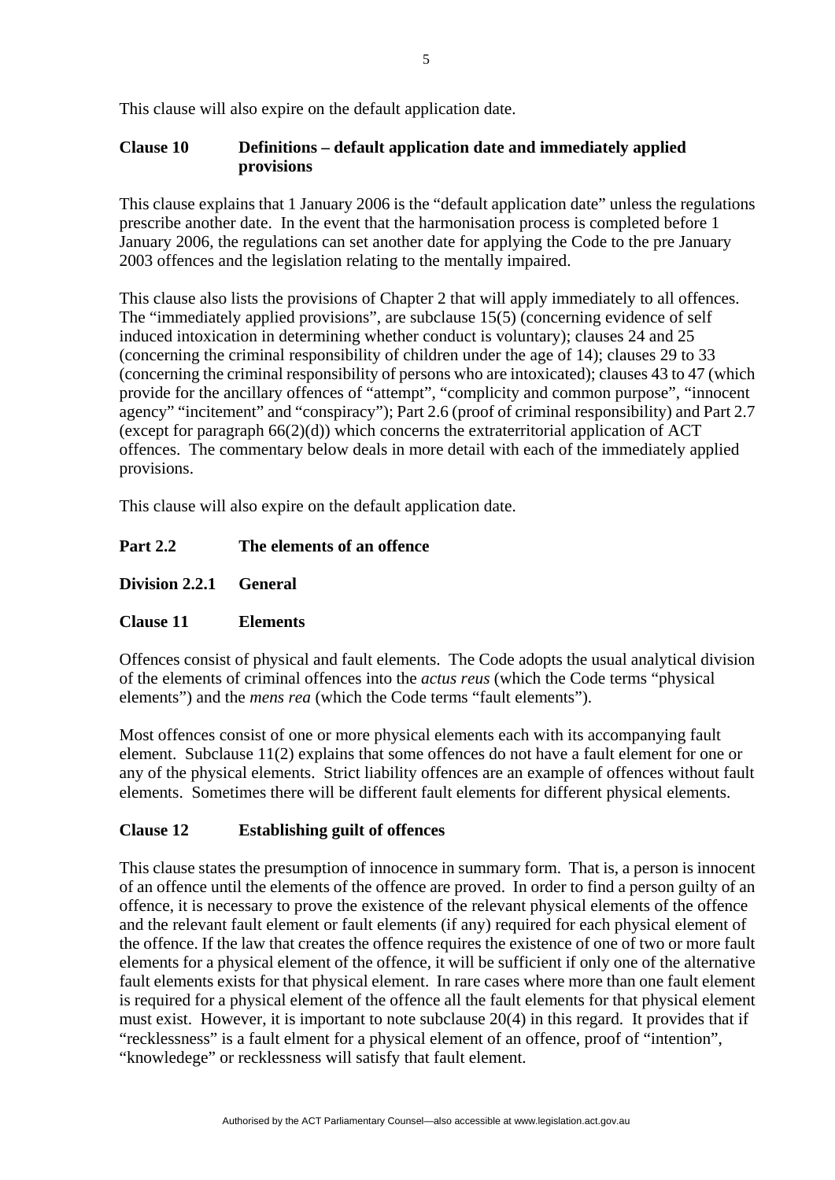This clause will also expire on the default application date.

### Clause 10 Definitions – default application date and immediately applied provisions

This clause explains that 1 January 2006 is the "default application date" unless the regulations prescribe another date. In the event that the harmonisation process is completed before 1 January 2006, the regulations can set another date for applying the Code to the pre January 2003 offences and the legislation relating to the mentally impaired.

This clause also lists the provisions of Chapter 2 that will apply immediately to all offences. The "immediately applied provisions", are subclause 15(5) (concerning evidence of self induced intoxication in determining whether conduct is voluntary); clauses 24 and 25 (concerning the criminal responsibility of children under the age of 14); clauses 29 to 33 (concerning the criminal responsibility of persons who are intoxicated); clauses 43 to 47 (which provide for the ancillary offences of "attempt", "complicity and common purpose", "innocent agency" "incitement" and "conspiracy"); Part 2.6 (proof of criminal responsibility) and Part 2.7 (except for paragraph 66(2)(d)) which concerns the extraterritorial application of ACT offences. The commentary below deals in more detail with each of the immediately applied provisions.

This clause will also expire on the default application date.

## Part 2.2 The elements of an offence

## Division 2.2.1 General

### Clause 11 Elements

Offences consist of physical and fault elements. The Code adopts the usual analytical division of the elements of criminal offences into the *actus reus* (which the Code terms "physical elements") and the *mens rea* (which the Code terms "fault elements").

Most offences consist of one or more physical elements each with its accompanying fault element. Subclause 11(2) explains that some offences do not have a fault element for one or any of the physical elements. Strict liability offences are an example of offences without fault elements. Sometimes there will be different fault elements for different physical elements.

### Clause 12 Establishing guilt of offences

This clause states the presumption of innocence in summary form. That is, a person is innocent of an offence until the elements of the offence are proved. In order to find a person guilty of an offence, it is necessary to prove the existence of the relevant physical elements of the offence and the relevant fault element or fault elements (if any) required for each physical element of the offence. If the law that creates the offence requires the existence of one of two or more fault elements for a physical element of the offence, it will be sufficient if only one of the alternative fault elements exists for that physical element. In rare cases where more than one fault element is required for a physical element of the offence all the fault elements for that physical element must exist. However, it is important to note subclause 20(4) in this regard. It provides that if "recklessness" is a fault elment for a physical element of an offence, proof of "intention", "knowledege" or recklessness will satisfy that fault element.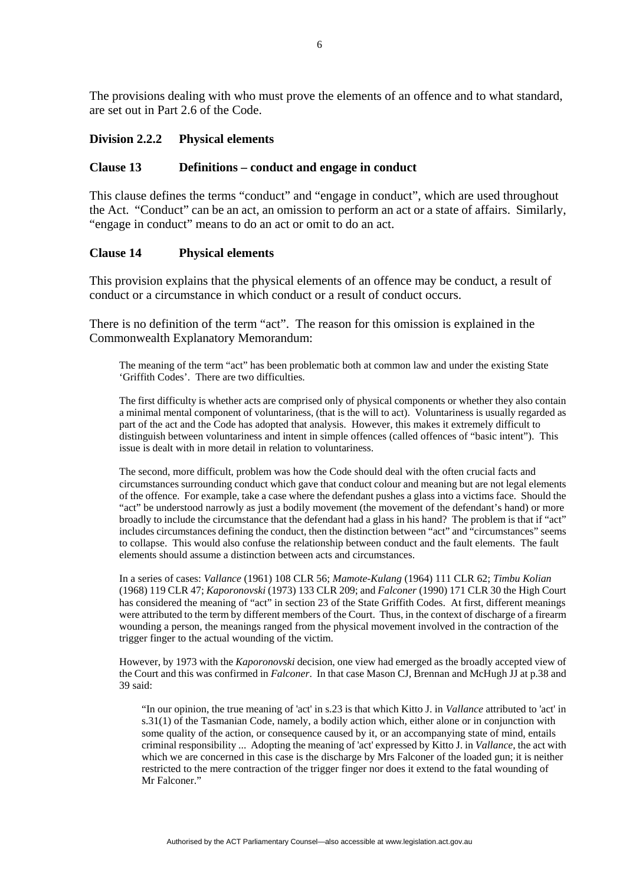The provisions dealing with who must prove the elements of an offence and to what standard, are set out in Part 2.6 of the Code.

### Division 2.2.2 Physical elements

### Clause 13 Definitions – conduct and engage in conduct

This clause defines the terms "conduct" and "engage in conduct", which are used throughout the Act. "Conduct" can be an act, an omission to perform an act or a state of affairs. Similarly, "engage in conduct" means to do an act or omit to do an act.

### Clause 14 Physical elements

This provision explains that the physical elements of an offence may be conduct, a result of conduct or a circumstance in which conduct or a result of conduct occurs.

There is no definition of the term "act". The reason for this omission is explained in the Commonwealth Explanatory Memorandum:

> The meaning of the term "act" has been problematic both at common law and under the existing State 'Griffith Codes'. There are two difficulties.
>
> The first difficulty is whether acts are comprised only of physical components or whether they also contain a minimal mental component of voluntariness, (that is the will to act). Voluntariness is usually regarded as part of the act and the Code has adopted that analysis. However, this makes it extremely difficult to distinguish between voluntariness and intent in simple offences (called offences of "basic intent"). This issue is dealt with in more detail in relation to voluntariness.
>
> The second, more difficult, problem was how the Code should deal with the often crucial facts and circumstances surrounding conduct which gave that conduct colour and meaning but are not legal elements of the offence. For example, take a case where the defendant pushes a glass into a victims face. Should the "act" be understood narrowly as just a bodily movement (the movement of the defendant's hand) or more broadly to include the circumstance that the defendant had a glass in his hand? The problem is that if "act" includes circumstances defining the conduct, then the distinction between "act" and "circumstances" seems to collapse. This would also confuse the relationship between conduct and the fault elements. The fault elements should assume a distinction between acts and circumstances.
>
> In a series of cases: *Vallance* (1961) 108 CLR 56; *Mamote-Kulang* (1964) 111 CLR 62; *Timbu Kolian* (1968) 119 CLR 47; *Kaporonovski* (1973) 133 CLR 209; and *Falconer* (1990) 171 CLR 30 the High Court has considered the meaning of "act" in section 23 of the State Griffith Codes. At first, different meanings were attributed to the term by different members of the Court. Thus, in the context of discharge of a firearm wounding a person, the meanings ranged from the physical movement involved in the contraction of the trigger finger to the actual wounding of the victim.
>
> However, by 1973 with the *Kaporonovski* decision, one view had emerged as the broadly accepted view of the Court and this was confirmed in *Falconer*. In that case Mason CJ, Brennan and McHugh JJ at p.38 and 39 said:
>
> > "In our opinion, the true meaning of 'act' in s.23 is that which Kitto J. in *Vallance* attributed to 'act' in s.31(1) of the Tasmanian Code, namely, a bodily action which, either alone or in conjunction with some quality of the action, or consequence caused by it, or an accompanying state of mind, entails criminal responsibility ... Adopting the meaning of 'act' expressed by Kitto J. in *Vallance*, the act with which we are concerned in this case is the discharge by Mrs Falconer of the loaded gun; it is neither restricted to the mere contraction of the trigger finger nor does it extend to the fatal wounding of Mr Falconer."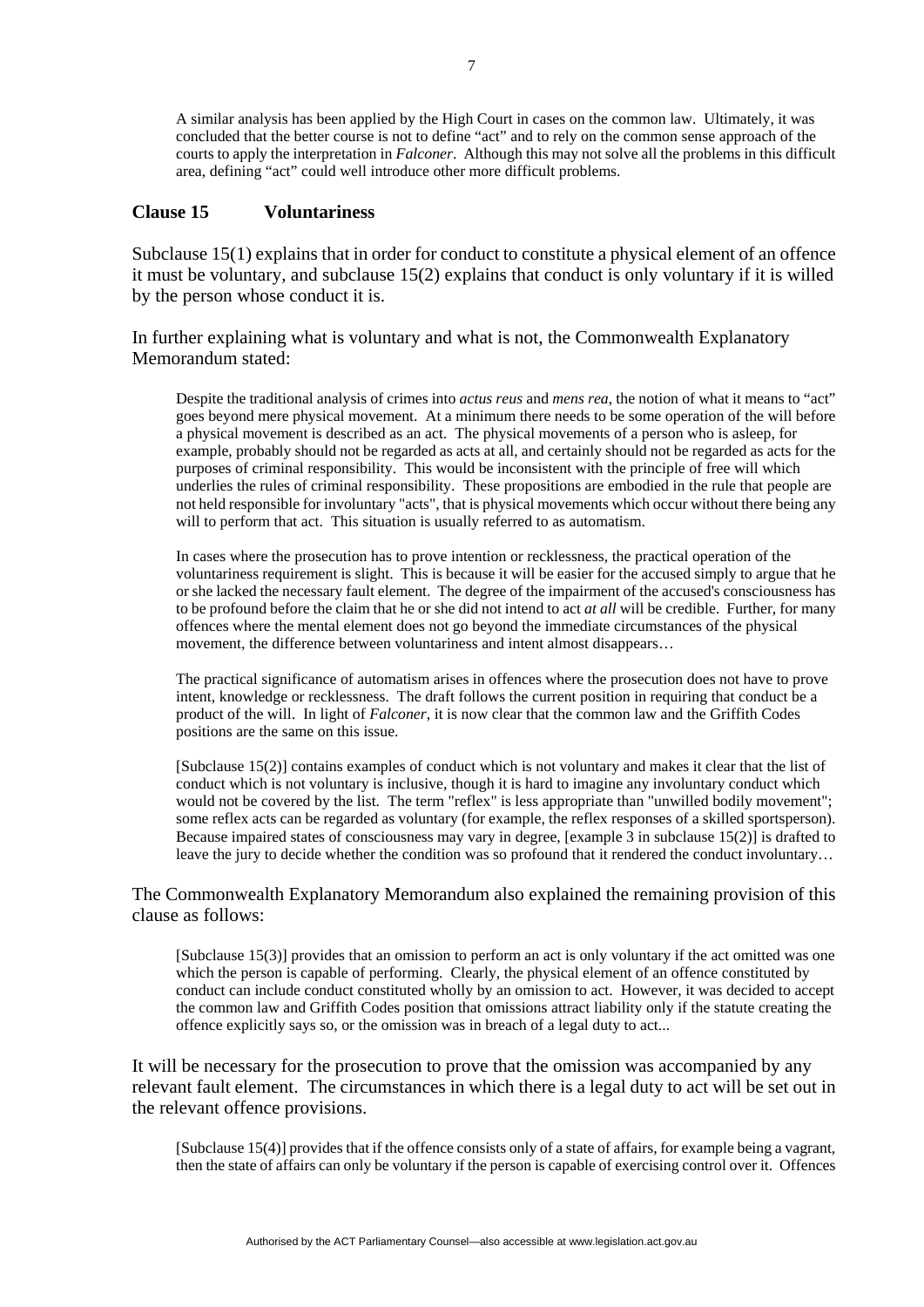A similar analysis has been applied by the High Court in cases on the common law. Ultimately, it was concluded that the better course is not to define "act" and to rely on the common sense approach of the courts to apply the interpretation in *Falconer*. Although this may not solve all the problems in this difficult area, defining "act" could well introduce other more difficult problems.

## Clause 15 Voluntariness

Subclause 15(1) explains that in order for conduct to constitute a physical element of an offence it must be voluntary, and subclause 15(2) explains that conduct is only voluntary if it is willed by the person whose conduct it is.

In further explaining what is voluntary and what is not, the Commonwealth Explanatory Memorandum stated:

> Despite the traditional analysis of crimes into *actus reus* and *mens rea*, the notion of what it means to "act" goes beyond mere physical movement. At a minimum there needs to be some operation of the will before a physical movement is described as an act. The physical movements of a person who is asleep, for example, probably should not be regarded as acts at all, and certainly should not be regarded as acts for the purposes of criminal responsibility. This would be inconsistent with the principle of free will which underlies the rules of criminal responsibility. These propositions are embodied in the rule that people are not held responsible for involuntary "acts", that is physical movements which occur without there being any will to perform that act. This situation is usually referred to as automatism.
>
> In cases where the prosecution has to prove intention or recklessness, the practical operation of the voluntariness requirement is slight. This is because it will be easier for the accused simply to argue that he or she lacked the necessary fault element. The degree of the impairment of the accused's consciousness has to be profound before the claim that he or she did not intend to act *at all* will be credible. Further, for many offences where the mental element does not go beyond the immediate circumstances of the physical movement, the difference between voluntariness and intent almost disappears…
>
> The practical significance of automatism arises in offences where the prosecution does not have to prove intent, knowledge or recklessness. The draft follows the current position in requiring that conduct be a product of the will. In light of *Falconer*, it is now clear that the common law and the Griffith Codes positions are the same on this issue.
>
> [Subclause 15(2)] contains examples of conduct which is not voluntary and makes it clear that the list of conduct which is not voluntary is inclusive, though it is hard to imagine any involuntary conduct which would not be covered by the list. The term "reflex" is less appropriate than "unwilled bodily movement"; some reflex acts can be regarded as voluntary (for example, the reflex responses of a skilled sportsperson). Because impaired states of consciousness may vary in degree, [example 3 in subclause 15(2)] is drafted to leave the jury to decide whether the condition was so profound that it rendered the conduct involuntary…

The Commonwealth Explanatory Memorandum also explained the remaining provision of this clause as follows:

> [Subclause 15(3)] provides that an omission to perform an act is only voluntary if the act omitted was one which the person is capable of performing. Clearly, the physical element of an offence constituted by conduct can include conduct constituted wholly by an omission to act. However, it was decided to accept the common law and Griffith Codes position that omissions attract liability only if the statute creating the offence explicitly says so, or the omission was in breach of a legal duty to act...

It will be necessary for the prosecution to prove that the omission was accompanied by any relevant fault element. The circumstances in which there is a legal duty to act will be set out in the relevant offence provisions.

> [Subclause 15(4)] provides that if the offence consists only of a state of affairs, for example being a vagrant, then the state of affairs can only be voluntary if the person is capable of exercising control over it. Offences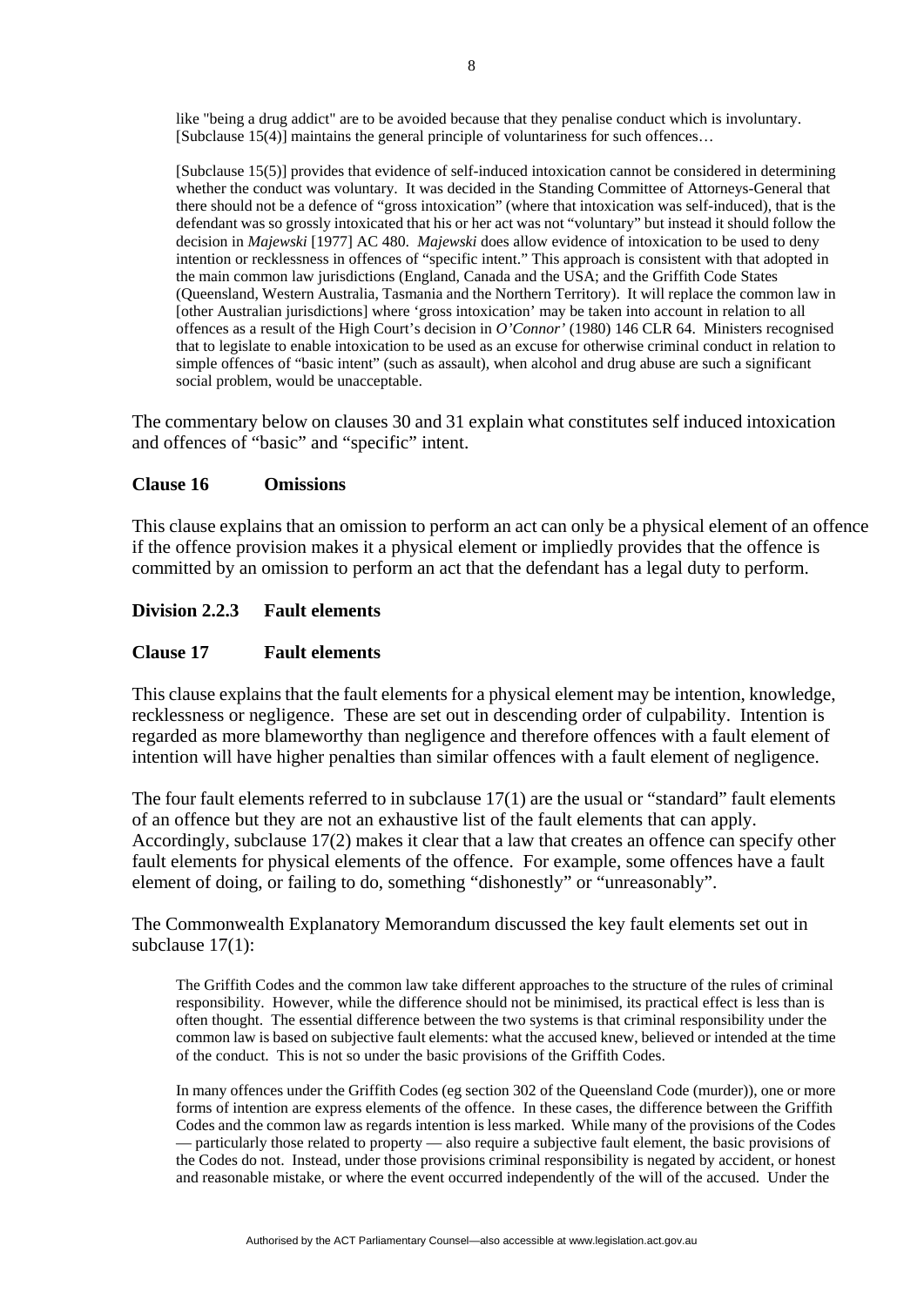> like "being a drug addict" are to be avoided because that they penalise conduct which is involuntary. [Subclause 15(4)] maintains the general principle of voluntariness for such offences…
>
> [Subclause 15(5)] provides that evidence of self-induced intoxication cannot be considered in determining whether the conduct was voluntary. It was decided in the Standing Committee of Attorneys-General that there should not be a defence of "gross intoxication" (where that intoxication was self-induced), that is the defendant was so grossly intoxicated that his or her act was not "voluntary" but instead it should follow the decision in *Majewski* [1977] AC 480. *Majewski* does allow evidence of intoxication to be used to deny intention or recklessness in offences of "specific intent." This approach is consistent with that adopted in the main common law jurisdictions (England, Canada and the USA; and the Griffith Code States (Queensland, Western Australia, Tasmania and the Northern Territory). It will replace the common law in [other Australian jurisdictions] where 'gross intoxication' may be taken into account in relation to all offences as a result of the High Court's decision in *O'Connor'* (1980) 146 CLR 64. Ministers recognised that to legislate to enable intoxication to be used as an excuse for otherwise criminal conduct in relation to simple offences of "basic intent" (such as assault), when alcohol and drug abuse are such a significant social problem, would be unacceptable.

The commentary below on clauses 30 and 31 explain what constitutes self induced intoxication and offences of "basic" and "specific" intent.

### Clause 16 Omissions

This clause explains that an omission to perform an act can only be a physical element of an offence if the offence provision makes it a physical element or impliedly provides that the offence is committed by an omission to perform an act that the defendant has a legal duty to perform.

## Division 2.2.3 Fault elements

### Clause 17 Fault elements

This clause explains that the fault elements for a physical element may be intention, knowledge, recklessness or negligence. These are set out in descending order of culpability. Intention is regarded as more blameworthy than negligence and therefore offences with a fault element of intention will have higher penalties than similar offences with a fault element of negligence.

The four fault elements referred to in subclause 17(1) are the usual or "standard" fault elements of an offence but they are not an exhaustive list of the fault elements that can apply. Accordingly, subclause 17(2) makes it clear that a law that creates an offence can specify other fault elements for physical elements of the offence. For example, some offences have a fault element of doing, or failing to do, something "dishonestly" or "unreasonably".

The Commonwealth Explanatory Memorandum discussed the key fault elements set out in subclause 17(1):

> The Griffith Codes and the common law take different approaches to the structure of the rules of criminal responsibility. However, while the difference should not be minimised, its practical effect is less than is often thought. The essential difference between the two systems is that criminal responsibility under the common law is based on subjective fault elements: what the accused knew, believed or intended at the time of the conduct. This is not so under the basic provisions of the Griffith Codes.
>
> In many offences under the Griffith Codes (eg section 302 of the Queensland Code (murder)), one or more forms of intention are express elements of the offence. In these cases, the difference between the Griffith Codes and the common law as regards intention is less marked. While many of the provisions of the Codes — particularly those related to property — also require a subjective fault element, the basic provisions of the Codes do not. Instead, under those provisions criminal responsibility is negated by accident, or honest and reasonable mistake, or where the event occurred independently of the will of the accused. Under the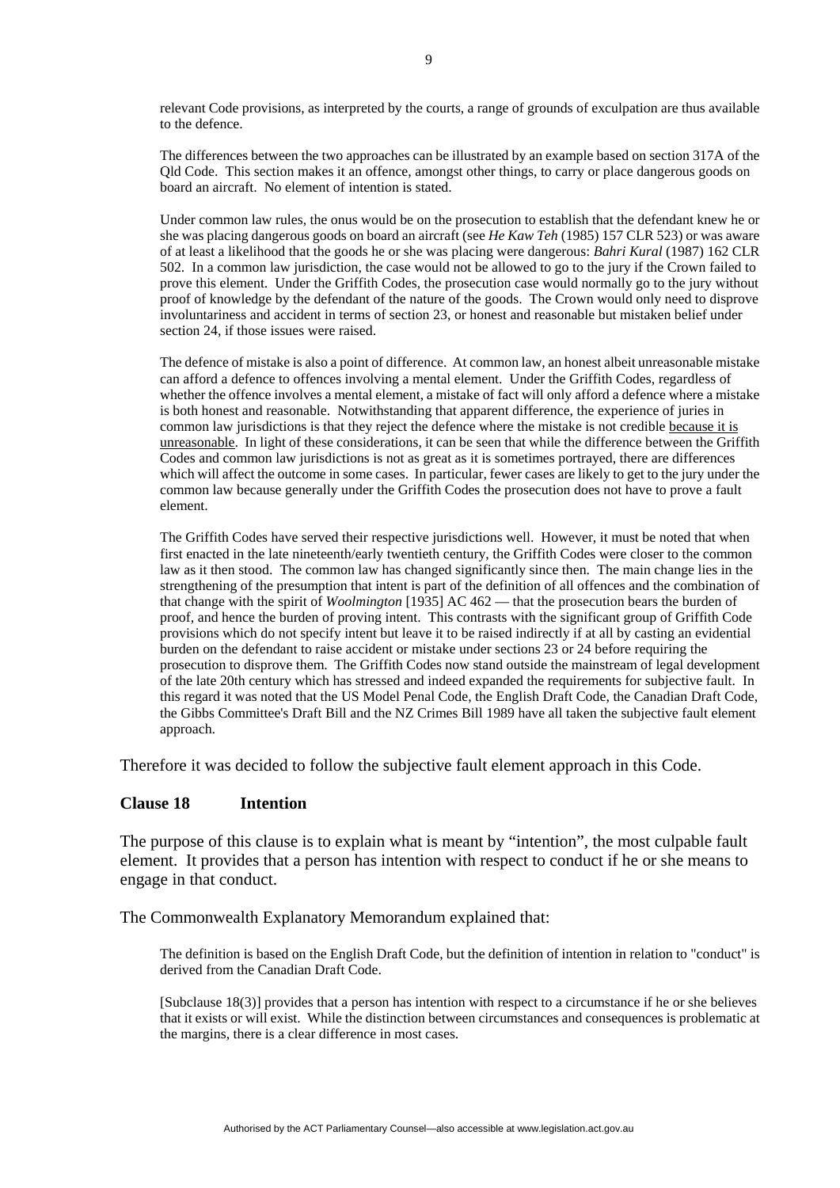> relevant Code provisions, as interpreted by the courts, a range of grounds of exculpation are thus available to the defence.
>
> The differences between the two approaches can be illustrated by an example based on section 317A of the Qld Code. This section makes it an offence, amongst other things, to carry or place dangerous goods on board an aircraft. No element of intention is stated.
>
> Under common law rules, the onus would be on the prosecution to establish that the defendant knew he or she was placing dangerous goods on board an aircraft (see *He Kaw Teh* (1985) 157 CLR 523) or was aware of at least a likelihood that the goods he or she was placing were dangerous: *Bahri Kural* (1987) 162 CLR 502. In a common law jurisdiction, the case would not be allowed to go to the jury if the Crown failed to prove this element. Under the Griffith Codes, the prosecution case would normally go to the jury without proof of knowledge by the defendant of the nature of the goods. The Crown would only need to disprove involuntariness and accident in terms of section 23, or honest and reasonable but mistaken belief under section 24, if those issues were raised.
>
> The defence of mistake is also a point of difference. At common law, an honest albeit unreasonable mistake can afford a defence to offences involving a mental element. Under the Griffith Codes, regardless of whether the offence involves a mental element, a mistake of fact will only afford a defence where a mistake is both honest and reasonable. Notwithstanding that apparent difference, the experience of juries in common law jurisdictions is that they reject the defence where the mistake is not credible <u>because it is unreasonable</u>. In light of these considerations, it can be seen that while the difference between the Griffith Codes and common law jurisdictions is not as great as it is sometimes portrayed, there are differences which will affect the outcome in some cases. In particular, fewer cases are likely to get to the jury under the common law because generally under the Griffith Codes the prosecution does not have to prove a fault element.
>
> The Griffith Codes have served their respective jurisdictions well. However, it must be noted that when first enacted in the late nineteenth/early twentieth century, the Griffith Codes were closer to the common law as it then stood. The common law has changed significantly since then. The main change lies in the strengthening of the presumption that intent is part of the definition of all offences and the combination of that change with the spirit of *Woolmington* [1935] AC 462 — that the prosecution bears the burden of proof, and hence the burden of proving intent. This contrasts with the significant group of Griffith Code provisions which do not specify intent but leave it to be raised indirectly if at all by casting an evidential burden on the defendant to raise accident or mistake under sections 23 or 24 before requiring the prosecution to disprove them. The Griffith Codes now stand outside the mainstream of legal development of the late 20th century which has stressed and indeed expanded the requirements for subjective fault. In this regard it was noted that the US Model Penal Code, the English Draft Code, the Canadian Draft Code, the Gibbs Committee's Draft Bill and the NZ Crimes Bill 1989 have all taken the subjective fault element approach.

Therefore it was decided to follow the subjective fault element approach in this Code.

### Clause 18 Intention

The purpose of this clause is to explain what is meant by "intention", the most culpable fault element. It provides that a person has intention with respect to conduct if he or she means to engage in that conduct.

The Commonwealth Explanatory Memorandum explained that:

> The definition is based on the English Draft Code, but the definition of intention in relation to "conduct" is derived from the Canadian Draft Code.
>
> [Subclause 18(3)] provides that a person has intention with respect to a circumstance if he or she believes that it exists or will exist. While the distinction between circumstances and consequences is problematic at the margins, there is a clear difference in most cases.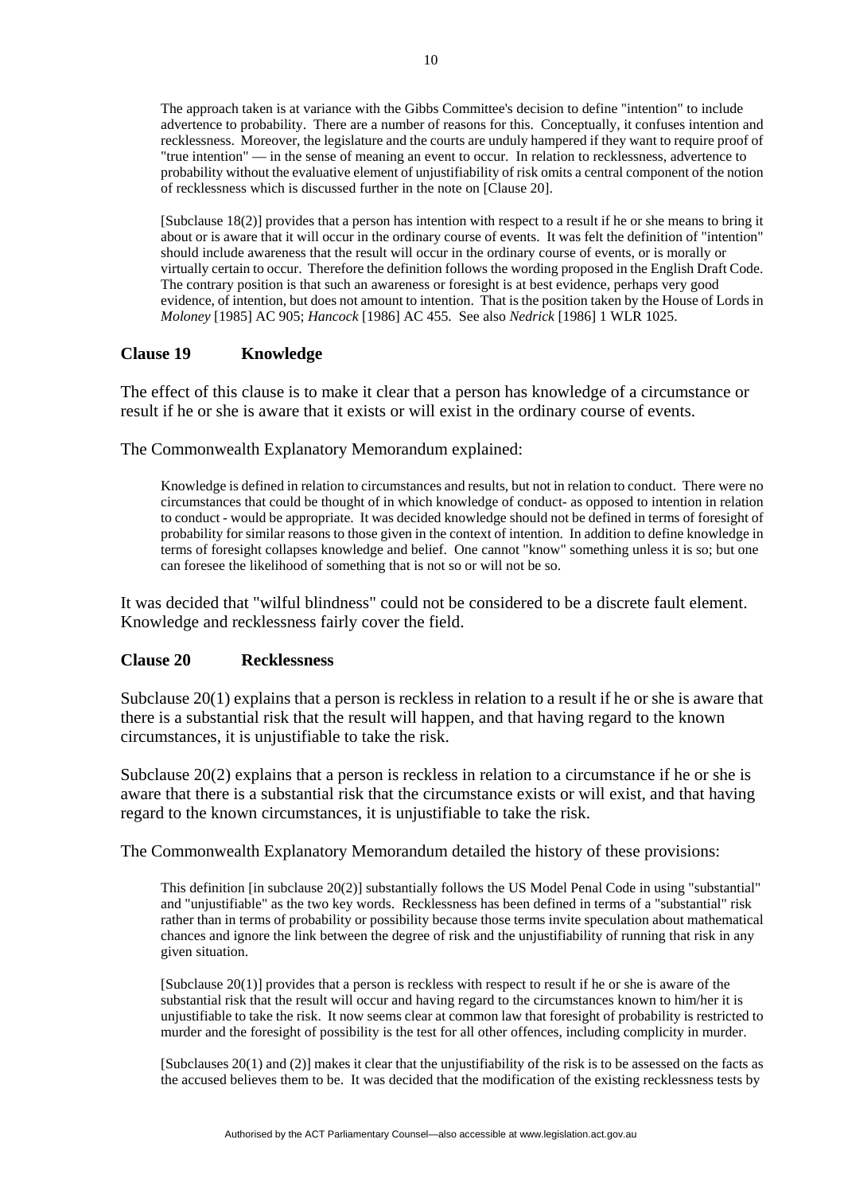> The approach taken is at variance with the Gibbs Committee's decision to define "intention" to include advertence to probability. There are a number of reasons for this. Conceptually, it confuses intention and recklessness. Moreover, the legislature and the courts are unduly hampered if they want to require proof of "true intention" — in the sense of meaning an event to occur. In relation to recklessness, advertence to probability without the evaluative element of unjustifiability of risk omits a central component of the notion of recklessness which is discussed further in the note on [Clause 20].
>
> [Subclause 18(2)] provides that a person has intention with respect to a result if he or she means to bring it about or is aware that it will occur in the ordinary course of events. It was felt the definition of "intention" should include awareness that the result will occur in the ordinary course of events, or is morally or virtually certain to occur. Therefore the definition follows the wording proposed in the English Draft Code. The contrary position is that such an awareness or foresight is at best evidence, perhaps very good evidence, of intention, but does not amount to intention. That is the position taken by the House of Lords in *Moloney* [1985] AC 905; *Hancock* [1986] AC 455. See also *Nedrick* [1986] 1 WLR 1025.

### Clause 19 Knowledge

The effect of this clause is to make it clear that a person has knowledge of a circumstance or result if he or she is aware that it exists or will exist in the ordinary course of events.

The Commonwealth Explanatory Memorandum explained:

> Knowledge is defined in relation to circumstances and results, but not in relation to conduct. There were no circumstances that could be thought of in which knowledge of conduct- as opposed to intention in relation to conduct - would be appropriate. It was decided knowledge should not be defined in terms of foresight of probability for similar reasons to those given in the context of intention. In addition to define knowledge in terms of foresight collapses knowledge and belief. One cannot "know" something unless it is so; but one can foresee the likelihood of something that is not so or will not be so.

It was decided that "wilful blindness" could not be considered to be a discrete fault element. Knowledge and recklessness fairly cover the field.

### Clause 20 Recklessness

Subclause 20(1) explains that a person is reckless in relation to a result if he or she is aware that there is a substantial risk that the result will happen, and that having regard to the known circumstances, it is unjustifiable to take the risk.

Subclause 20(2) explains that a person is reckless in relation to a circumstance if he or she is aware that there is a substantial risk that the circumstance exists or will exist, and that having regard to the known circumstances, it is unjustifiable to take the risk.

The Commonwealth Explanatory Memorandum detailed the history of these provisions:

> This definition [in subclause 20(2)] substantially follows the US Model Penal Code in using "substantial" and "unjustifiable" as the two key words. Recklessness has been defined in terms of a "substantial" risk rather than in terms of probability or possibility because those terms invite speculation about mathematical chances and ignore the link between the degree of risk and the unjustifiability of running that risk in any given situation.
>
> [Subclause 20(1)] provides that a person is reckless with respect to result if he or she is aware of the substantial risk that the result will occur and having regard to the circumstances known to him/her it is unjustifiable to take the risk. It now seems clear at common law that foresight of probability is restricted to murder and the foresight of possibility is the test for all other offences, including complicity in murder.
>
> [Subclauses 20(1) and (2)] makes it clear that the unjustifiability of the risk is to be assessed on the facts as the accused believes them to be. It was decided that the modification of the existing recklessness tests by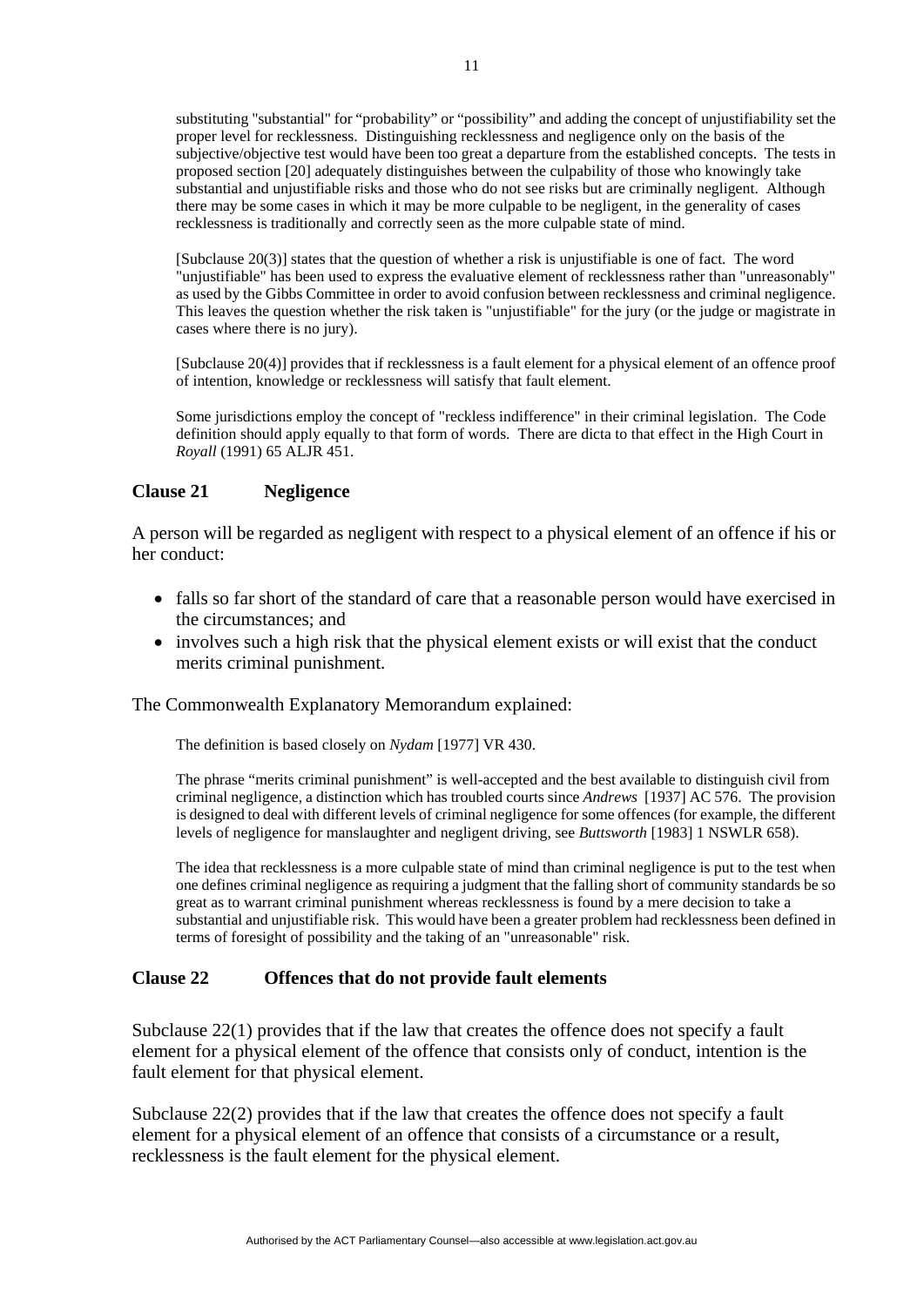substituting "substantial" for "probability" or "possibility" and adding the concept of unjustifiability set the proper level for recklessness. Distinguishing recklessness and negligence only on the basis of the subjective/objective test would have been too great a departure from the established concepts. The tests in proposed section [20] adequately distinguishes between the culpability of those who knowingly take substantial and unjustifiable risks and those who do not see risks but are criminally negligent. Although there may be some cases in which it may be more culpable to be negligent, in the generality of cases recklessness is traditionally and correctly seen as the more culpable state of mind.

[Subclause 20(3)] states that the question of whether a risk is unjustifiable is one of fact. The word "unjustifiable" has been used to express the evaluative element of recklessness rather than "unreasonably" as used by the Gibbs Committee in order to avoid confusion between recklessness and criminal negligence. This leaves the question whether the risk taken is "unjustifiable" for the jury (or the judge or magistrate in cases where there is no jury).

[Subclause 20(4)] provides that if recklessness is a fault element for a physical element of an offence proof of intention, knowledge or recklessness will satisfy that fault element.

Some jurisdictions employ the concept of "reckless indifference" in their criminal legislation. The Code definition should apply equally to that form of words. There are dicta to that effect in the High Court in *Royall* (1991) 65 ALJR 451.

### Clause 21 Negligence

A person will be regarded as negligent with respect to a physical element of an offence if his or her conduct:

- falls so far short of the standard of care that a reasonable person would have exercised in the circumstances; and
- involves such a high risk that the physical element exists or will exist that the conduct merits criminal punishment.

The Commonwealth Explanatory Memorandum explained:

The definition is based closely on *Nydam* [1977] VR 430.

The phrase "merits criminal punishment" is well-accepted and the best available to distinguish civil from criminal negligence, a distinction which has troubled courts since *Andrews* [1937] AC 576. The provision is designed to deal with different levels of criminal negligence for some offences (for example, the different levels of negligence for manslaughter and negligent driving, see *Buttsworth* [1983] 1 NSWLR 658).

The idea that recklessness is a more culpable state of mind than criminal negligence is put to the test when one defines criminal negligence as requiring a judgment that the falling short of community standards be so great as to warrant criminal punishment whereas recklessness is found by a mere decision to take a substantial and unjustifiable risk. This would have been a greater problem had recklessness been defined in terms of foresight of possibility and the taking of an "unreasonable" risk.

### Clause 22 Offences that do not provide fault elements

Subclause 22(1) provides that if the law that creates the offence does not specify a fault element for a physical element of the offence that consists only of conduct, intention is the fault element for that physical element.

Subclause 22(2) provides that if the law that creates the offence does not specify a fault element for a physical element of an offence that consists of a circumstance or a result, recklessness is the fault element for the physical element.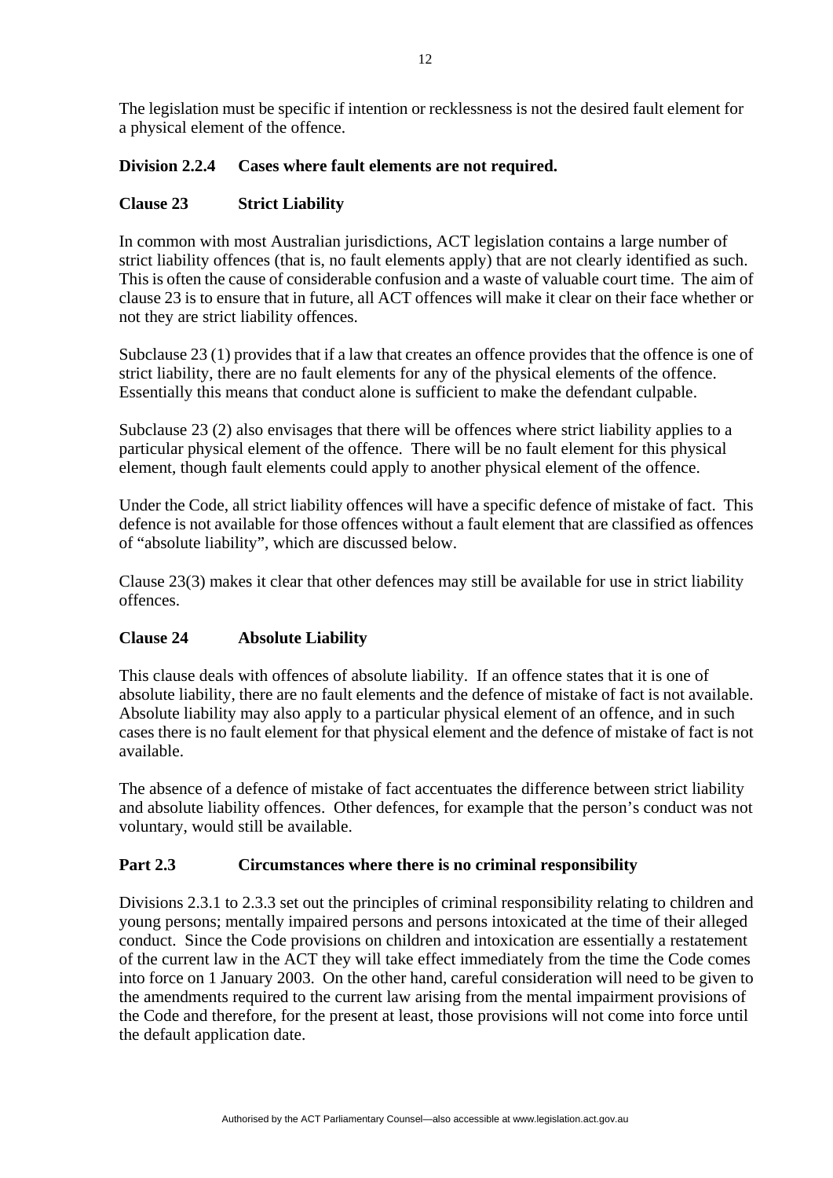The legislation must be specific if intention or recklessness is not the desired fault element for a physical element of the offence.

### Division 2.2.4 Cases where fault elements are not required.

### Clause 23 Strict Liability

In common with most Australian jurisdictions, ACT legislation contains a large number of strict liability offences (that is, no fault elements apply) that are not clearly identified as such. This is often the cause of considerable confusion and a waste of valuable court time. The aim of clause 23 is to ensure that in future, all ACT offences will make it clear on their face whether or not they are strict liability offences.

Subclause 23 (1) provides that if a law that creates an offence provides that the offence is one of strict liability, there are no fault elements for any of the physical elements of the offence. Essentially this means that conduct alone is sufficient to make the defendant culpable.

Subclause 23 (2) also envisages that there will be offences where strict liability applies to a particular physical element of the offence. There will be no fault element for this physical element, though fault elements could apply to another physical element of the offence.

Under the Code, all strict liability offences will have a specific defence of mistake of fact. This defence is not available for those offences without a fault element that are classified as offences of "absolute liability", which are discussed below.

Clause 23(3) makes it clear that other defences may still be available for use in strict liability offences.

### Clause 24 Absolute Liability

This clause deals with offences of absolute liability. If an offence states that it is one of absolute liability, there are no fault elements and the defence of mistake of fact is not available. Absolute liability may also apply to a particular physical element of an offence, and in such cases there is no fault element for that physical element and the defence of mistake of fact is not available.

The absence of a defence of mistake of fact accentuates the difference between strict liability and absolute liability offences. Other defences, for example that the person's conduct was not voluntary, would still be available.

### Part 2.3 Circumstances where there is no criminal responsibility

Divisions 2.3.1 to 2.3.3 set out the principles of criminal responsibility relating to children and young persons; mentally impaired persons and persons intoxicated at the time of their alleged conduct. Since the Code provisions on children and intoxication are essentially a restatement of the current law in the ACT they will take effect immediately from the time the Code comes into force on 1 January 2003. On the other hand, careful consideration will need to be given to the amendments required to the current law arising from the mental impairment provisions of the Code and therefore, for the present at least, those provisions will not come into force until the default application date.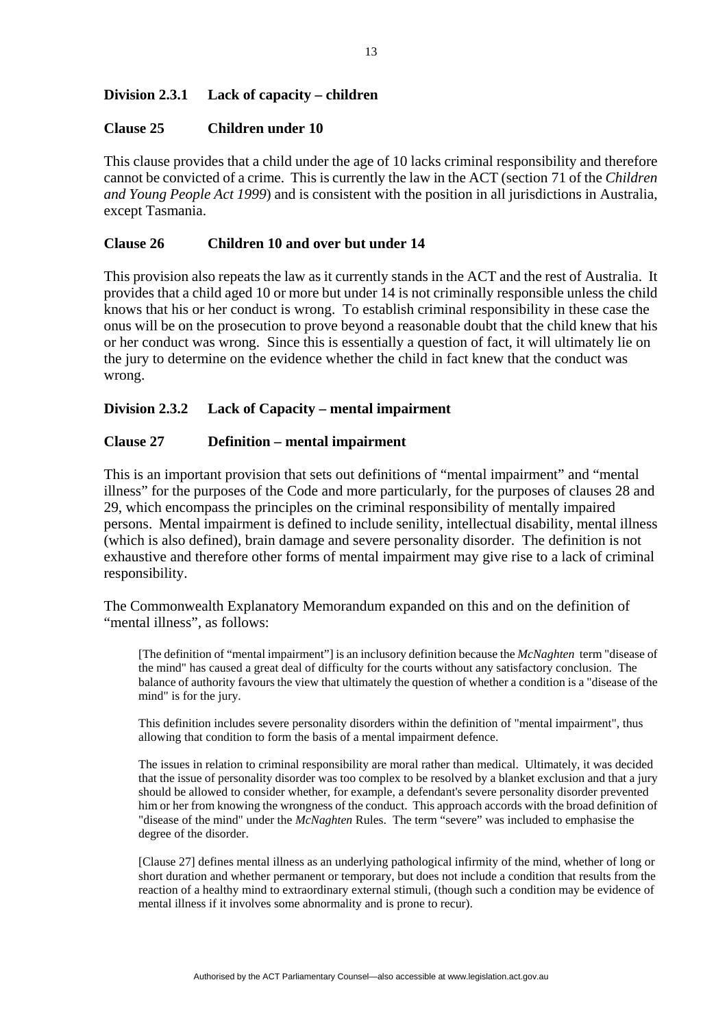### Division 2.3.1 Lack of capacity – children

### Clause 25 Children under 10

This clause provides that a child under the age of 10 lacks criminal responsibility and therefore cannot be convicted of a crime. This is currently the law in the ACT (section 71 of the *Children and Young People Act 1999*) and is consistent with the position in all jurisdictions in Australia, except Tasmania.

### Clause 26 Children 10 and over but under 14

This provision also repeats the law as it currently stands in the ACT and the rest of Australia. It provides that a child aged 10 or more but under 14 is not criminally responsible unless the child knows that his or her conduct is wrong. To establish criminal responsibility in these case the onus will be on the prosecution to prove beyond a reasonable doubt that the child knew that his or her conduct was wrong. Since this is essentially a question of fact, it will ultimately lie on the jury to determine on the evidence whether the child in fact knew that the conduct was wrong.

### Division 2.3.2 Lack of Capacity – mental impairment

### Clause 27 Definition – mental impairment

This is an important provision that sets out definitions of "mental impairment" and "mental illness" for the purposes of the Code and more particularly, for the purposes of clauses 28 and 29, which encompass the principles on the criminal responsibility of mentally impaired persons. Mental impairment is defined to include senility, intellectual disability, mental illness (which is also defined), brain damage and severe personality disorder. The definition is not exhaustive and therefore other forms of mental impairment may give rise to a lack of criminal responsibility.

The Commonwealth Explanatory Memorandum expanded on this and on the definition of "mental illness", as follows:

> [The definition of "mental impairment"] is an inclusory definition because the *McNaghten* term "disease of the mind" has caused a great deal of difficulty for the courts without any satisfactory conclusion. The balance of authority favours the view that ultimately the question of whether a condition is a "disease of the mind" is for the jury.
>
> This definition includes severe personality disorders within the definition of "mental impairment", thus allowing that condition to form the basis of a mental impairment defence.
>
> The issues in relation to criminal responsibility are moral rather than medical. Ultimately, it was decided that the issue of personality disorder was too complex to be resolved by a blanket exclusion and that a jury should be allowed to consider whether, for example, a defendant's severe personality disorder prevented him or her from knowing the wrongness of the conduct. This approach accords with the broad definition of "disease of the mind" under the *McNaghten* Rules. The term "severe" was included to emphasise the degree of the disorder.
>
> [Clause 27] defines mental illness as an underlying pathological infirmity of the mind, whether of long or short duration and whether permanent or temporary, but does not include a condition that results from the reaction of a healthy mind to extraordinary external stimuli, (though such a condition may be evidence of mental illness if it involves some abnormality and is prone to recur).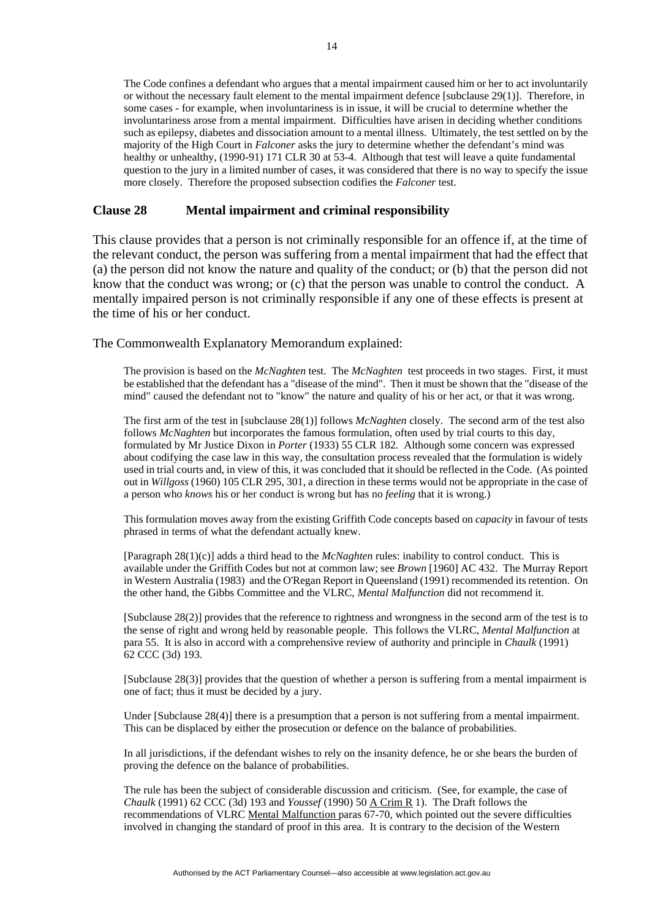> The Code confines a defendant who argues that a mental impairment caused him or her to act involuntarily or without the necessary fault element to the mental impairment defence [subclause 29(1)]. Therefore, in some cases - for example, when involuntariness is in issue, it will be crucial to determine whether the involuntariness arose from a mental impairment. Difficulties have arisen in deciding whether conditions such as epilepsy, diabetes and dissociation amount to a mental illness. Ultimately, the test settled on by the majority of the High Court in *Falconer* asks the jury to determine whether the defendant's mind was healthy or unhealthy, (1990-91) 171 CLR 30 at 53-4. Although that test will leave a quite fundamental question to the jury in a limited number of cases, it was considered that there is no way to specify the issue more closely. Therefore the proposed subsection codifies the *Falconer* test.

### Clause 28 Mental impairment and criminal responsibility

This clause provides that a person is not criminally responsible for an offence if, at the time of the relevant conduct, the person was suffering from a mental impairment that had the effect that (a) the person did not know the nature and quality of the conduct; or (b) that the person did not know that the conduct was wrong; or (c) that the person was unable to control the conduct. A mentally impaired person is not criminally responsible if any one of these effects is present at the time of his or her conduct.

The Commonwealth Explanatory Memorandum explained:

> The provision is based on the *McNaghten* test. The *McNaghten* test proceeds in two stages. First, it must be established that the defendant has a "disease of the mind". Then it must be shown that the "disease of the mind" caused the defendant not to "know" the nature and quality of his or her act, or that it was wrong.
>
> The first arm of the test in [subclause 28(1)] follows *McNaghten* closely. The second arm of the test also follows *McNaghten* but incorporates the famous formulation, often used by trial courts to this day, formulated by Mr Justice Dixon in *Porter* (1933) 55 CLR 182. Although some concern was expressed about codifying the case law in this way, the consultation process revealed that the formulation is widely used in trial courts and, in view of this, it was concluded that it should be reflected in the Code. (As pointed out in *Willgoss* (1960) 105 CLR 295, 301, a direction in these terms would not be appropriate in the case of a person who *knows* his or her conduct is wrong but has no *feeling* that it is wrong.)
>
> This formulation moves away from the existing Griffith Code concepts based on *capacity* in favour of tests phrased in terms of what the defendant actually knew.
>
> [Paragraph 28(1)(c)] adds a third head to the *McNaghten* rules: inability to control conduct. This is available under the Griffith Codes but not at common law; see *Brown* [1960] AC 432. The Murray Report in Western Australia (1983) and the O'Regan Report in Queensland (1991) recommended its retention. On the other hand, the Gibbs Committee and the VLRC, *Mental Malfunction* did not recommend it.
>
> [Subclause 28(2)] provides that the reference to rightness and wrongness in the second arm of the test is to the sense of right and wrong held by reasonable people. This follows the VLRC, *Mental Malfunction* at para 55. It is also in accord with a comprehensive review of authority and principle in *Chaulk* (1991) 62 CCC (3d) 193.
>
> [Subclause 28(3)] provides that the question of whether a person is suffering from a mental impairment is one of fact; thus it must be decided by a jury.
>
> Under [Subclause 28(4)] there is a presumption that a person is not suffering from a mental impairment. This can be displaced by either the prosecution or defence on the balance of probabilities.
>
> In all jurisdictions, if the defendant wishes to rely on the insanity defence, he or she bears the burden of proving the defence on the balance of probabilities.
>
> The rule has been the subject of considerable discussion and criticism. (See, for example, the case of *Chaulk* (1991) 62 CCC (3d) 193 and *Youssef* (1990) 50 A Crim R 1). The Draft follows the recommendations of VLRC Mental Malfunction paras 67-70, which pointed out the severe difficulties involved in changing the standard of proof in this area. It is contrary to the decision of the Western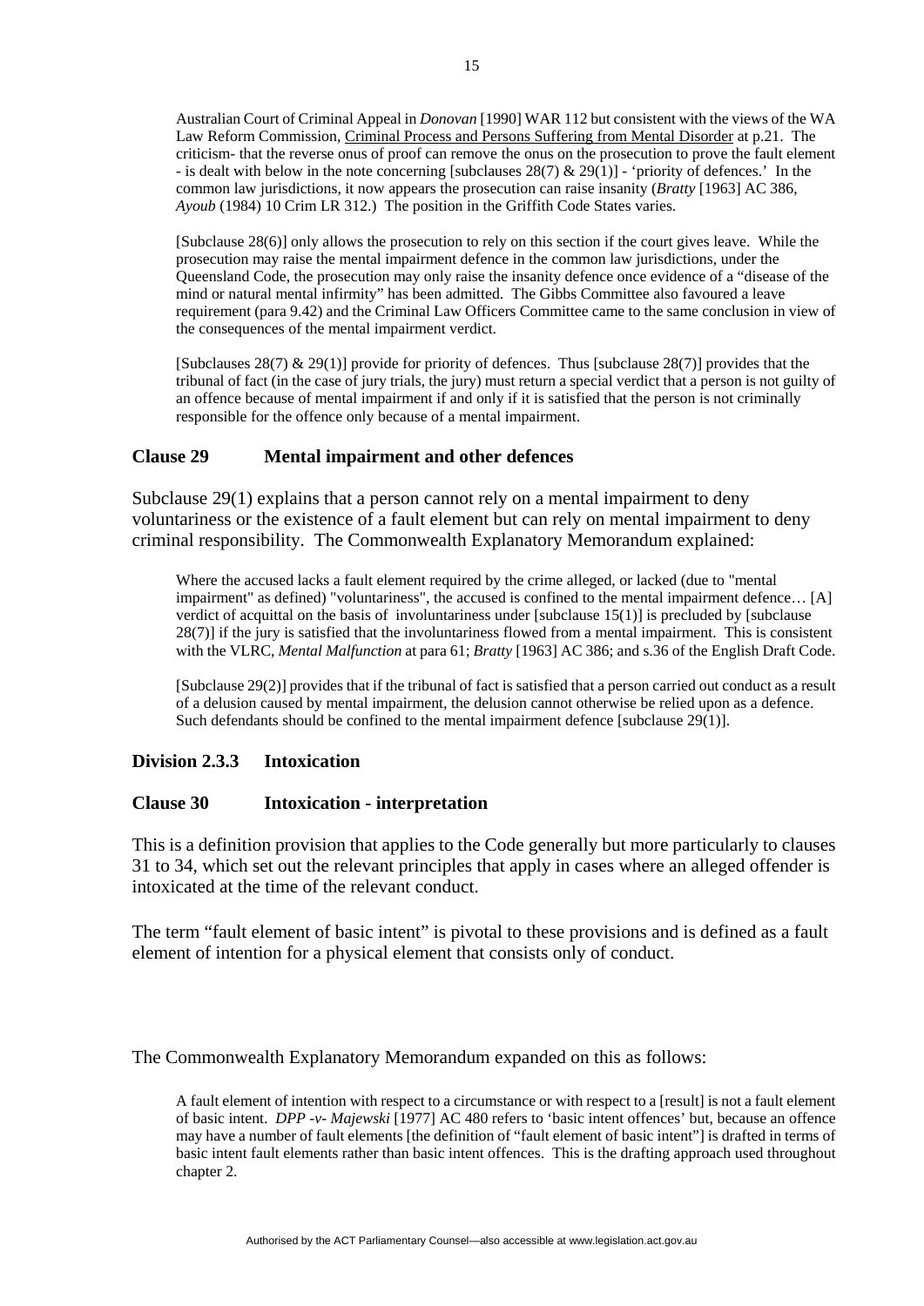Australian Court of Criminal Appeal in *Donovan* [1990] WAR 112 but consistent with the views of the WA Law Reform Commission, Criminal Process and Persons Suffering from Mental Disorder at p.21. The criticism- that the reverse onus of proof can remove the onus on the prosecution to prove the fault element - is dealt with below in the note concerning [subclauses 28(7) & 29(1)] - 'priority of defences.' In the common law jurisdictions, it now appears the prosecution can raise insanity (*Bratty* [1963] AC 386, *Ayoub* (1984) 10 Crim LR 312.) The position in the Griffith Code States varies.

[Subclause 28(6)] only allows the prosecution to rely on this section if the court gives leave. While the prosecution may raise the mental impairment defence in the common law jurisdictions, under the Queensland Code, the prosecution may only raise the insanity defence once evidence of a "disease of the mind or natural mental infirmity" has been admitted. The Gibbs Committee also favoured a leave requirement (para 9.42) and the Criminal Law Officers Committee came to the same conclusion in view of the consequences of the mental impairment verdict.

[Subclauses 28(7) & 29(1)] provide for priority of defences. Thus [subclause 28(7)] provides that the tribunal of fact (in the case of jury trials, the jury) must return a special verdict that a person is not guilty of an offence because of mental impairment if and only if it is satisfied that the person is not criminally responsible for the offence only because of a mental impairment.

### Clause 29 Mental impairment and other defences

Subclause 29(1) explains that a person cannot rely on a mental impairment to deny voluntariness or the existence of a fault element but can rely on mental impairment to deny criminal responsibility. The Commonwealth Explanatory Memorandum explained:

> Where the accused lacks a fault element required by the crime alleged, or lacked (due to "mental impairment" as defined) "voluntariness", the accused is confined to the mental impairment defence… [A] verdict of acquittal on the basis of involuntariness under [subclause 15(1)] is precluded by [subclause 28(7)] if the jury is satisfied that the involuntariness flowed from a mental impairment. This is consistent with the VLRC, *Mental Malfunction* at para 61; *Bratty* [1963] AC 386; and s.36 of the English Draft Code.
>
> [Subclause 29(2)] provides that if the tribunal of fact is satisfied that a person carried out conduct as a result of a delusion caused by mental impairment, the delusion cannot otherwise be relied upon as a defence. Such defendants should be confined to the mental impairment defence [subclause 29(1)].

### Division 2.3.3 Intoxication

### Clause 30 Intoxication - interpretation

This is a definition provision that applies to the Code generally but more particularly to clauses 31 to 34, which set out the relevant principles that apply in cases where an alleged offender is intoxicated at the time of the relevant conduct.

The term "fault element of basic intent" is pivotal to these provisions and is defined as a fault element of intention for a physical element that consists only of conduct.

The Commonwealth Explanatory Memorandum expanded on this as follows:

> A fault element of intention with respect to a circumstance or with respect to a [result] is not a fault element of basic intent. *DPP -v- Majewski* [1977] AC 480 refers to 'basic intent offences' but, because an offence may have a number of fault elements [the definition of "fault element of basic intent"] is drafted in terms of basic intent fault elements rather than basic intent offences. This is the drafting approach used throughout chapter 2.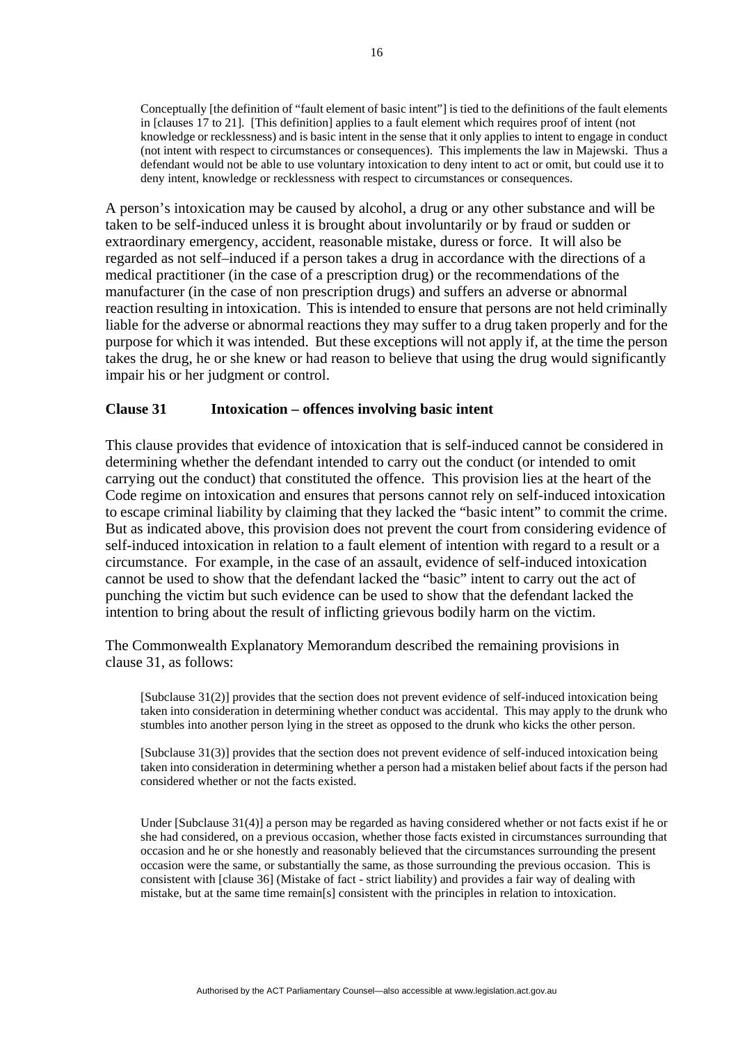> Conceptually [the definition of "fault element of basic intent"] is tied to the definitions of the fault elements in [clauses 17 to 21]. [This definition] applies to a fault element which requires proof of intent (not knowledge or recklessness) and is basic intent in the sense that it only applies to intent to engage in conduct (not intent with respect to circumstances or consequences). This implements the law in Majewski. Thus a defendant would not be able to use voluntary intoxication to deny intent to act or omit, but could use it to deny intent, knowledge or recklessness with respect to circumstances or consequences.

A person's intoxication may be caused by alcohol, a drug or any other substance and will be taken to be self-induced unless it is brought about involuntarily or by fraud or sudden or extraordinary emergency, accident, reasonable mistake, duress or force. It will also be regarded as not self–induced if a person takes a drug in accordance with the directions of a medical practitioner (in the case of a prescription drug) or the recommendations of the manufacturer (in the case of non prescription drugs) and suffers an adverse or abnormal reaction resulting in intoxication. This is intended to ensure that persons are not held criminally liable for the adverse or abnormal reactions they may suffer to a drug taken properly and for the purpose for which it was intended. But these exceptions will not apply if, at the time the person takes the drug, he or she knew or had reason to believe that using the drug would significantly impair his or her judgment or control.

**Clause 31 Intoxication – offences involving basic intent**

This clause provides that evidence of intoxication that is self-induced cannot be considered in determining whether the defendant intended to carry out the conduct (or intended to omit carrying out the conduct) that constituted the offence. This provision lies at the heart of the Code regime on intoxication and ensures that persons cannot rely on self-induced intoxication to escape criminal liability by claiming that they lacked the "basic intent" to commit the crime. But as indicated above, this provision does not prevent the court from considering evidence of self-induced intoxication in relation to a fault element of intention with regard to a result or a circumstance. For example, in the case of an assault, evidence of self-induced intoxication cannot be used to show that the defendant lacked the "basic" intent to carry out the act of punching the victim but such evidence can be used to show that the defendant lacked the intention to bring about the result of inflicting grievous bodily harm on the victim.

The Commonwealth Explanatory Memorandum described the remaining provisions in clause 31, as follows:

> [Subclause 31(2)] provides that the section does not prevent evidence of self-induced intoxication being taken into consideration in determining whether conduct was accidental. This may apply to the drunk who stumbles into another person lying in the street as opposed to the drunk who kicks the other person.
>
> [Subclause 31(3)] provides that the section does not prevent evidence of self-induced intoxication being taken into consideration in determining whether a person had a mistaken belief about facts if the person had considered whether or not the facts existed.
>
> Under [Subclause 31(4)] a person may be regarded as having considered whether or not facts exist if he or she had considered, on a previous occasion, whether those facts existed in circumstances surrounding that occasion and he or she honestly and reasonably believed that the circumstances surrounding the present occasion were the same, or substantially the same, as those surrounding the previous occasion. This is consistent with [clause 36] (Mistake of fact - strict liability) and provides a fair way of dealing with mistake, but at the same time remain[s] consistent with the principles in relation to intoxication.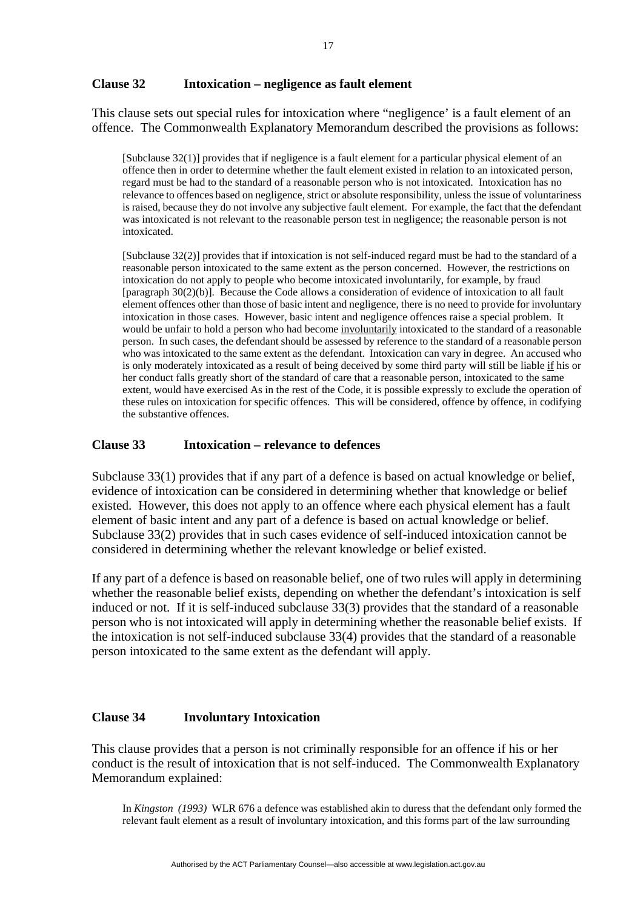## Clause 32 Intoxication – negligence as fault element

This clause sets out special rules for intoxication where "negligence' is a fault element of an offence. The Commonwealth Explanatory Memorandum described the provisions as follows:

> [Subclause 32(1)] provides that if negligence is a fault element for a particular physical element of an offence then in order to determine whether the fault element existed in relation to an intoxicated person, regard must be had to the standard of a reasonable person who is not intoxicated. Intoxication has no relevance to offences based on negligence, strict or absolute responsibility, unless the issue of voluntariness is raised, because they do not involve any subjective fault element. For example, the fact that the defendant was intoxicated is not relevant to the reasonable person test in negligence; the reasonable person is not intoxicated.
>
> [Subclause 32(2)] provides that if intoxication is not self-induced regard must be had to the standard of a reasonable person intoxicated to the same extent as the person concerned. However, the restrictions on intoxication do not apply to people who become intoxicated involuntarily, for example, by fraud [paragraph 30(2)(b)]. Because the Code allows a consideration of evidence of intoxication to all fault element offences other than those of basic intent and negligence, there is no need to provide for involuntary intoxication in those cases. However, basic intent and negligence offences raise a special problem. It would be unfair to hold a person who had become <u>involuntarily</u> intoxicated to the standard of a reasonable person. In such cases, the defendant should be assessed by reference to the standard of a reasonable person who was intoxicated to the same extent as the defendant. Intoxication can vary in degree. An accused who is only moderately intoxicated as a result of being deceived by some third party will still be liable <u>if</u> his or her conduct falls greatly short of the standard of care that a reasonable person, intoxicated to the same extent, would have exercised As in the rest of the Code, it is possible expressly to exclude the operation of these rules on intoxication for specific offences. This will be considered, offence by offence, in codifying the substantive offences.

## Clause 33 Intoxication – relevance to defences

Subclause 33(1) provides that if any part of a defence is based on actual knowledge or belief, evidence of intoxication can be considered in determining whether that knowledge or belief existed. However, this does not apply to an offence where each physical element has a fault element of basic intent and any part of a defence is based on actual knowledge or belief. Subclause 33(2) provides that in such cases evidence of self-induced intoxication cannot be considered in determining whether the relevant knowledge or belief existed.

If any part of a defence is based on reasonable belief, one of two rules will apply in determining whether the reasonable belief exists, depending on whether the defendant's intoxication is self induced or not. If it is self-induced subclause 33(3) provides that the standard of a reasonable person who is not intoxicated will apply in determining whether the reasonable belief exists. If the intoxication is not self-induced subclause 33(4) provides that the standard of a reasonable person intoxicated to the same extent as the defendant will apply.

## Clause 34 Involuntary Intoxication

This clause provides that a person is not criminally responsible for an offence if his or her conduct is the result of intoxication that is not self-induced. The Commonwealth Explanatory Memorandum explained:

> In *Kingston (1993)* WLR 676 a defence was established akin to duress that the defendant only formed the relevant fault element as a result of involuntary intoxication, and this forms part of the law surrounding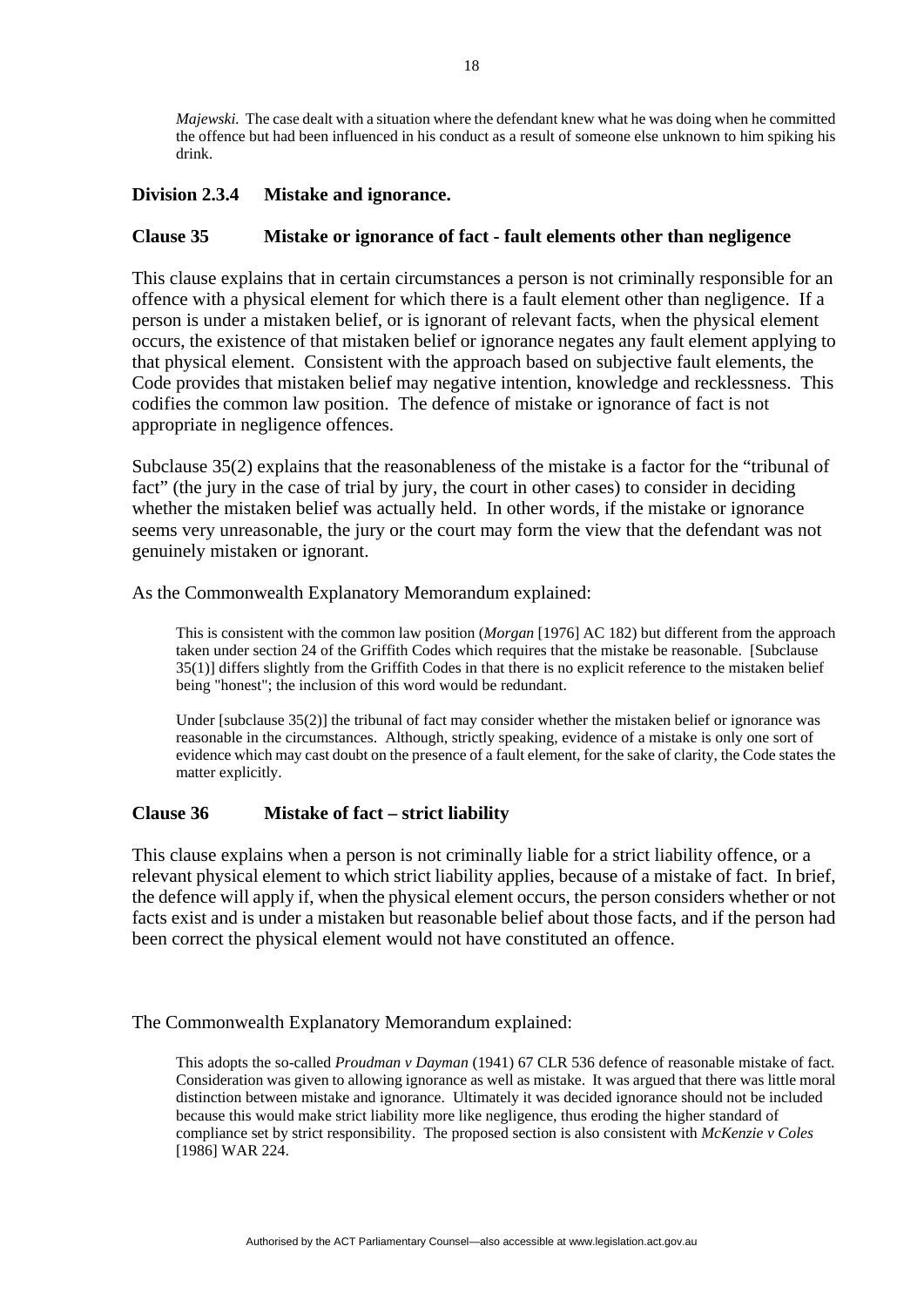*Majewski.* The case dealt with a situation where the defendant knew what he was doing when he committed the offence but had been influenced in his conduct as a result of someone else unknown to him spiking his drink.

## Division 2.3.4 Mistake and ignorance.

### Clause 35 Mistake or ignorance of fact - fault elements other than negligence

This clause explains that in certain circumstances a person is not criminally responsible for an offence with a physical element for which there is a fault element other than negligence. If a person is under a mistaken belief, or is ignorant of relevant facts, when the physical element occurs, the existence of that mistaken belief or ignorance negates any fault element applying to that physical element. Consistent with the approach based on subjective fault elements, the Code provides that mistaken belief may negative intention, knowledge and recklessness. This codifies the common law position. The defence of mistake or ignorance of fact is not appropriate in negligence offences.

Subclause 35(2) explains that the reasonableness of the mistake is a factor for the "tribunal of fact" (the jury in the case of trial by jury, the court in other cases) to consider in deciding whether the mistaken belief was actually held. In other words, if the mistake or ignorance seems very unreasonable, the jury or the court may form the view that the defendant was not genuinely mistaken or ignorant.

As the Commonwealth Explanatory Memorandum explained:

> This is consistent with the common law position (*Morgan* [1976] AC 182) but different from the approach taken under section 24 of the Griffith Codes which requires that the mistake be reasonable. [Subclause 35(1)] differs slightly from the Griffith Codes in that there is no explicit reference to the mistaken belief being "honest"; the inclusion of this word would be redundant.
>
> Under [subclause 35(2)] the tribunal of fact may consider whether the mistaken belief or ignorance was reasonable in the circumstances. Although, strictly speaking, evidence of a mistake is only one sort of evidence which may cast doubt on the presence of a fault element, for the sake of clarity, the Code states the matter explicitly.

### Clause 36 Mistake of fact – strict liability

This clause explains when a person is not criminally liable for a strict liability offence, or a relevant physical element to which strict liability applies, because of a mistake of fact. In brief, the defence will apply if, when the physical element occurs, the person considers whether or not facts exist and is under a mistaken but reasonable belief about those facts, and if the person had been correct the physical element would not have constituted an offence.

The Commonwealth Explanatory Memorandum explained:

> This adopts the so-called *Proudman v Dayman* (1941) 67 CLR 536 defence of reasonable mistake of fact. Consideration was given to allowing ignorance as well as mistake. It was argued that there was little moral distinction between mistake and ignorance. Ultimately it was decided ignorance should not be included because this would make strict liability more like negligence, thus eroding the higher standard of compliance set by strict responsibility. The proposed section is also consistent with *McKenzie v Coles* [1986] WAR 224.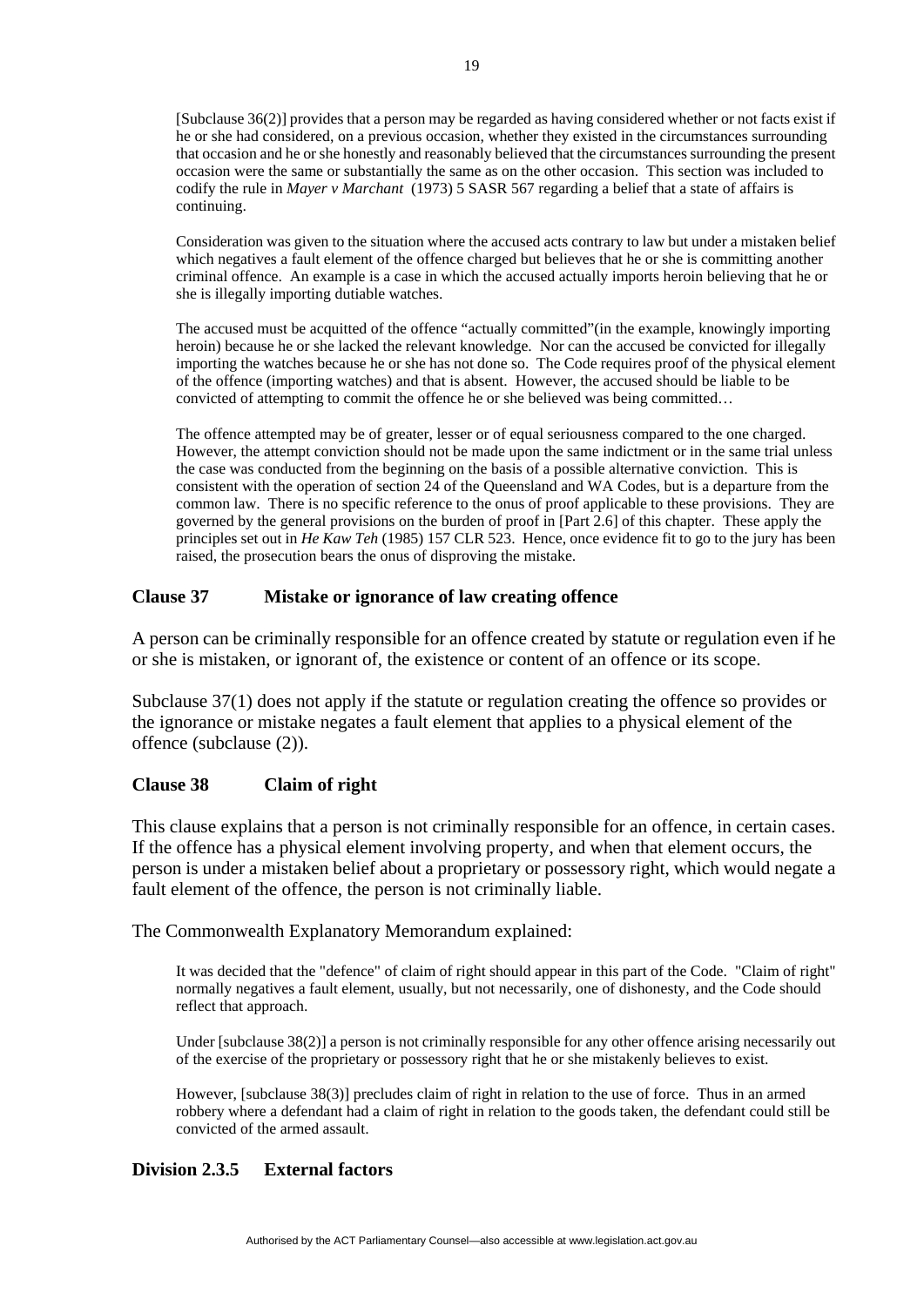> [Subclause 36(2)] provides that a person may be regarded as having considered whether or not facts exist if he or she had considered, on a previous occasion, whether they existed in the circumstances surrounding that occasion and he or she honestly and reasonably believed that the circumstances surrounding the present occasion were the same or substantially the same as on the other occasion. This section was included to codify the rule in *Mayer v Marchant* (1973) 5 SASR 567 regarding a belief that a state of affairs is continuing.
>
> Consideration was given to the situation where the accused acts contrary to law but under a mistaken belief which negatives a fault element of the offence charged but believes that he or she is committing another criminal offence. An example is a case in which the accused actually imports heroin believing that he or she is illegally importing dutiable watches.
>
> The accused must be acquitted of the offence "actually committed"(in the example, knowingly importing heroin) because he or she lacked the relevant knowledge. Nor can the accused be convicted for illegally importing the watches because he or she has not done so. The Code requires proof of the physical element of the offence (importing watches) and that is absent. However, the accused should be liable to be convicted of attempting to commit the offence he or she believed was being committed…
>
> The offence attempted may be of greater, lesser or of equal seriousness compared to the one charged. However, the attempt conviction should not be made upon the same indictment or in the same trial unless the case was conducted from the beginning on the basis of a possible alternative conviction. This is consistent with the operation of section 24 of the Queensland and WA Codes, but is a departure from the common law. There is no specific reference to the onus of proof applicable to these provisions. They are governed by the general provisions on the burden of proof in [Part 2.6] of this chapter. These apply the principles set out in *He Kaw Teh* (1985) 157 CLR 523. Hence, once evidence fit to go to the jury has been raised, the prosecution bears the onus of disproving the mistake.

### Clause 37 Mistake or ignorance of law creating offence

A person can be criminally responsible for an offence created by statute or regulation even if he or she is mistaken, or ignorant of, the existence or content of an offence or its scope.

Subclause 37(1) does not apply if the statute or regulation creating the offence so provides or the ignorance or mistake negates a fault element that applies to a physical element of the offence (subclause (2)).

### Clause 38 Claim of right

This clause explains that a person is not criminally responsible for an offence, in certain cases. If the offence has a physical element involving property, and when that element occurs, the person is under a mistaken belief about a proprietary or possessory right, which would negate a fault element of the offence, the person is not criminally liable.

The Commonwealth Explanatory Memorandum explained:

> It was decided that the "defence" of claim of right should appear in this part of the Code. "Claim of right" normally negatives a fault element, usually, but not necessarily, one of dishonesty, and the Code should reflect that approach.
>
> Under [subclause 38(2)] a person is not criminally responsible for any other offence arising necessarily out of the exercise of the proprietary or possessory right that he or she mistakenly believes to exist.
>
> However, [subclause 38(3)] precludes claim of right in relation to the use of force. Thus in an armed robbery where a defendant had a claim of right in relation to the goods taken, the defendant could still be convicted of the armed assault.

## Division 2.3.5 External factors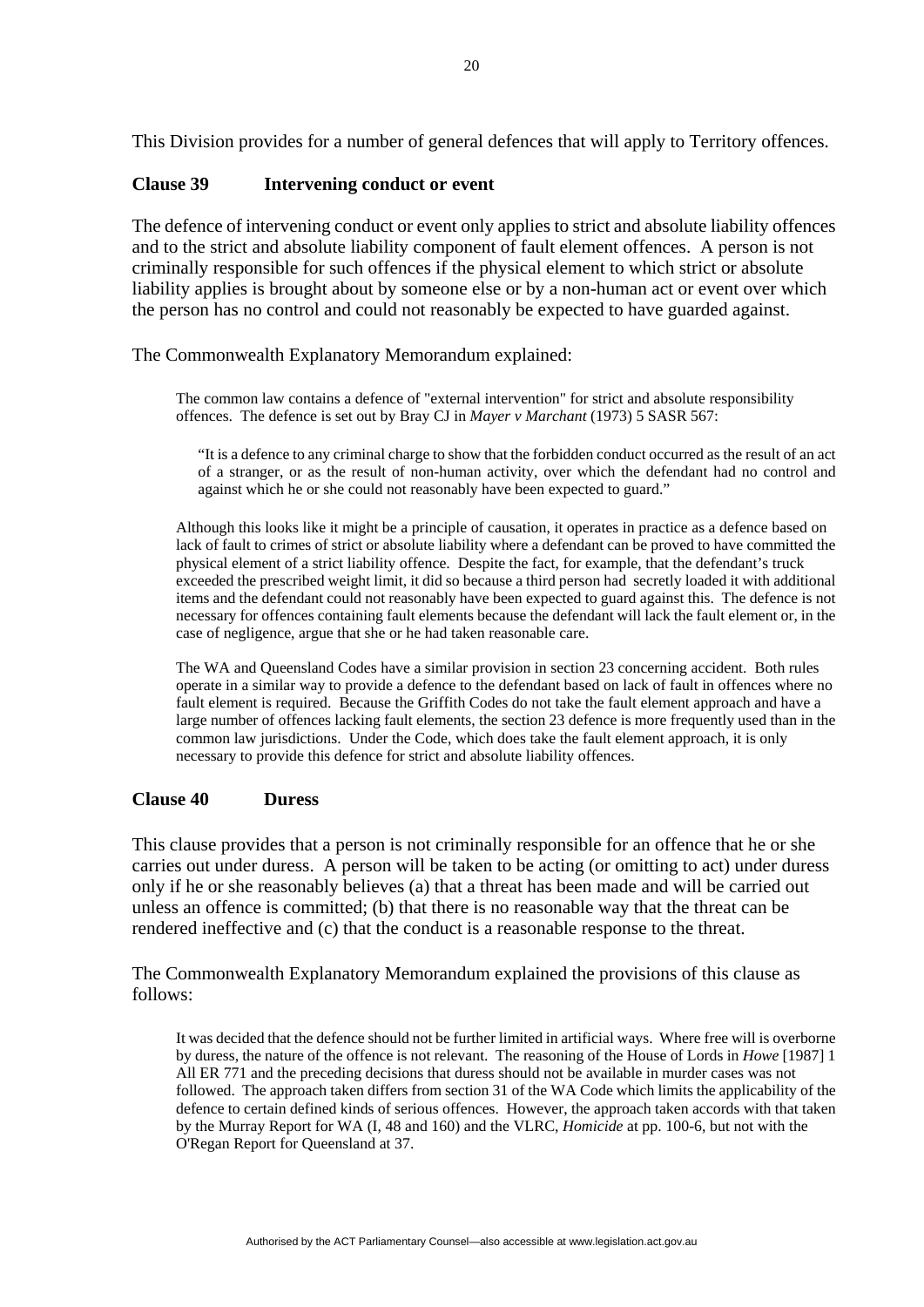This Division provides for a number of general defences that will apply to Territory offences.

### Clause 39 Intervening conduct or event

The defence of intervening conduct or event only applies to strict and absolute liability offences and to the strict and absolute liability component of fault element offences. A person is not criminally responsible for such offences if the physical element to which strict or absolute liability applies is brought about by someone else or by a non-human act or event over which the person has no control and could not reasonably be expected to have guarded against.

The Commonwealth Explanatory Memorandum explained:

> The common law contains a defence of "external intervention" for strict and absolute responsibility offences. The defence is set out by Bray CJ in *Mayer v Marchant* (1973) 5 SASR 567:
>
> > "It is a defence to any criminal charge to show that the forbidden conduct occurred as the result of an act of a stranger, or as the result of non-human activity, over which the defendant had no control and against which he or she could not reasonably have been expected to guard."
>
> Although this looks like it might be a principle of causation, it operates in practice as a defence based on lack of fault to crimes of strict or absolute liability where a defendant can be proved to have committed the physical element of a strict liability offence. Despite the fact, for example, that the defendant's truck exceeded the prescribed weight limit, it did so because a third person had secretly loaded it with additional items and the defendant could not reasonably have been expected to guard against this. The defence is not necessary for offences containing fault elements because the defendant will lack the fault element or, in the case of negligence, argue that she or he had taken reasonable care.
>
> The WA and Queensland Codes have a similar provision in section 23 concerning accident. Both rules operate in a similar way to provide a defence to the defendant based on lack of fault in offences where no fault element is required. Because the Griffith Codes do not take the fault element approach and have a large number of offences lacking fault elements, the section 23 defence is more frequently used than in the common law jurisdictions. Under the Code, which does take the fault element approach, it is only necessary to provide this defence for strict and absolute liability offences.

### Clause 40 Duress

This clause provides that a person is not criminally responsible for an offence that he or she carries out under duress. A person will be taken to be acting (or omitting to act) under duress only if he or she reasonably believes (a) that a threat has been made and will be carried out unless an offence is committed; (b) that there is no reasonable way that the threat can be rendered ineffective and (c) that the conduct is a reasonable response to the threat.

The Commonwealth Explanatory Memorandum explained the provisions of this clause as follows:

> It was decided that the defence should not be further limited in artificial ways. Where free will is overborne by duress, the nature of the offence is not relevant. The reasoning of the House of Lords in *Howe* [1987] 1 All ER 771 and the preceding decisions that duress should not be available in murder cases was not followed. The approach taken differs from section 31 of the WA Code which limits the applicability of the defence to certain defined kinds of serious offences. However, the approach taken accords with that taken by the Murray Report for WA (I, 48 and 160) and the VLRC, *Homicide* at pp. 100-6, but not with the O'Regan Report for Queensland at 37.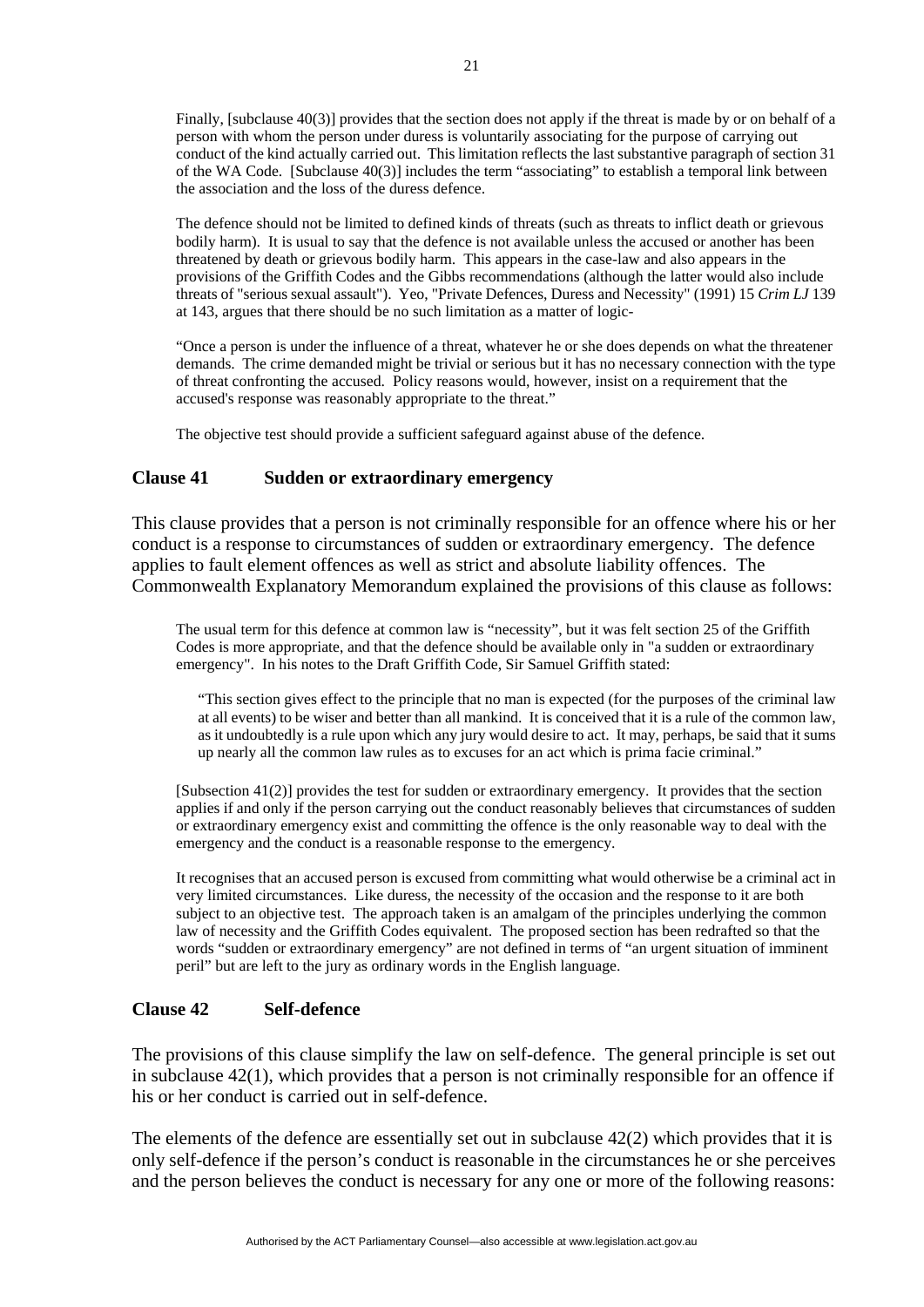Finally, [subclause 40(3)] provides that the section does not apply if the threat is made by or on behalf of a person with whom the person under duress is voluntarily associating for the purpose of carrying out conduct of the kind actually carried out. This limitation reflects the last substantive paragraph of section 31 of the WA Code. [Subclause 40(3)] includes the term "associating" to establish a temporal link between the association and the loss of the duress defence.

The defence should not be limited to defined kinds of threats (such as threats to inflict death or grievous bodily harm). It is usual to say that the defence is not available unless the accused or another has been threatened by death or grievous bodily harm. This appears in the case-law and also appears in the provisions of the Griffith Codes and the Gibbs recommendations (although the latter would also include threats of "serious sexual assault"). Yeo, "Private Defences, Duress and Necessity" (1991) 15 *Crim LJ* 139 at 143, argues that there should be no such limitation as a matter of logic-

"Once a person is under the influence of a threat, whatever he or she does depends on what the threatener demands. The crime demanded might be trivial or serious but it has no necessary connection with the type of threat confronting the accused. Policy reasons would, however, insist on a requirement that the accused's response was reasonably appropriate to the threat."

The objective test should provide a sufficient safeguard against abuse of the defence.

### Clause 41 Sudden or extraordinary emergency

This clause provides that a person is not criminally responsible for an offence where his or her conduct is a response to circumstances of sudden or extraordinary emergency. The defence applies to fault element offences as well as strict and absolute liability offences. The Commonwealth Explanatory Memorandum explained the provisions of this clause as follows:

The usual term for this defence at common law is "necessity", but it was felt section 25 of the Griffith Codes is more appropriate, and that the defence should be available only in "a sudden or extraordinary emergency". In his notes to the Draft Griffith Code, Sir Samuel Griffith stated:

"This section gives effect to the principle that no man is expected (for the purposes of the criminal law at all events) to be wiser and better than all mankind. It is conceived that it is a rule of the common law, as it undoubtedly is a rule upon which any jury would desire to act. It may, perhaps, be said that it sums up nearly all the common law rules as to excuses for an act which is prima facie criminal."

[Subsection 41(2)] provides the test for sudden or extraordinary emergency. It provides that the section applies if and only if the person carrying out the conduct reasonably believes that circumstances of sudden or extraordinary emergency exist and committing the offence is the only reasonable way to deal with the emergency and the conduct is a reasonable response to the emergency.

It recognises that an accused person is excused from committing what would otherwise be a criminal act in very limited circumstances. Like duress, the necessity of the occasion and the response to it are both subject to an objective test. The approach taken is an amalgam of the principles underlying the common law of necessity and the Griffith Codes equivalent. The proposed section has been redrafted so that the words "sudden or extraordinary emergency" are not defined in terms of "an urgent situation of imminent peril" but are left to the jury as ordinary words in the English language.

### Clause 42 Self-defence

The provisions of this clause simplify the law on self-defence. The general principle is set out in subclause 42(1), which provides that a person is not criminally responsible for an offence if his or her conduct is carried out in self-defence.

The elements of the defence are essentially set out in subclause 42(2) which provides that it is only self-defence if the person's conduct is reasonable in the circumstances he or she perceives and the person believes the conduct is necessary for any one or more of the following reasons: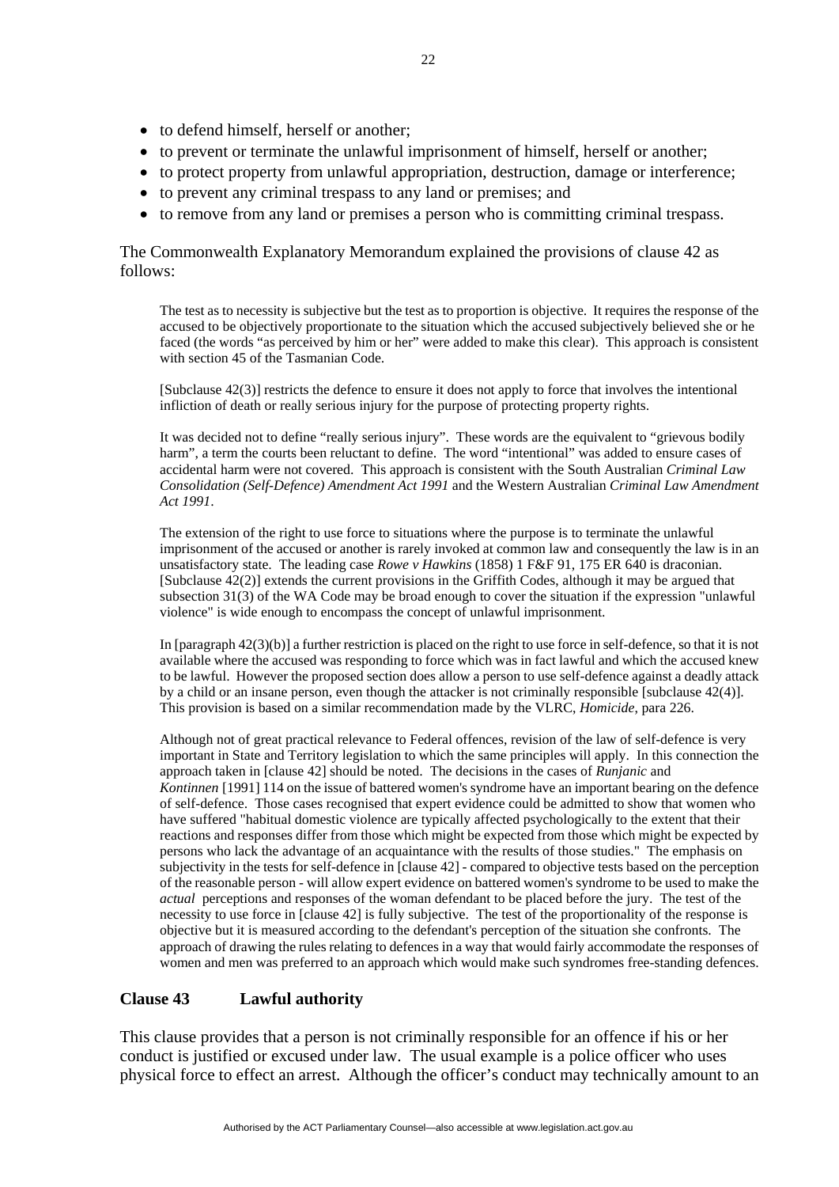- to defend himself, herself or another;
- to prevent or terminate the unlawful imprisonment of himself, herself or another;
- to protect property from unlawful appropriation, destruction, damage or interference;
- to prevent any criminal trespass to any land or premises; and
- to remove from any land or premises a person who is committing criminal trespass.

The Commonwealth Explanatory Memorandum explained the provisions of clause 42 as follows:

> The test as to necessity is subjective but the test as to proportion is objective. It requires the response of the accused to be objectively proportionate to the situation which the accused subjectively believed she or he faced (the words "as perceived by him or her" were added to make this clear). This approach is consistent with section 45 of the Tasmanian Code.
>
> [Subclause 42(3)] restricts the defence to ensure it does not apply to force that involves the intentional infliction of death or really serious injury for the purpose of protecting property rights.
>
> It was decided not to define "really serious injury". These words are the equivalent to "grievous bodily harm", a term the courts been reluctant to define. The word "intentional" was added to ensure cases of accidental harm were not covered. This approach is consistent with the South Australian *Criminal Law Consolidation (Self-Defence) Amendment Act 1991* and the Western Australian *Criminal Law Amendment Act 1991*.
>
> The extension of the right to use force to situations where the purpose is to terminate the unlawful imprisonment of the accused or another is rarely invoked at common law and consequently the law is in an unsatisfactory state. The leading case *Rowe v Hawkins* (1858) 1 F&F 91, 175 ER 640 is draconian. [Subclause 42(2)] extends the current provisions in the Griffith Codes, although it may be argued that subsection 31(3) of the WA Code may be broad enough to cover the situation if the expression "unlawful violence" is wide enough to encompass the concept of unlawful imprisonment.
>
> In [paragraph 42(3)(b)] a further restriction is placed on the right to use force in self-defence, so that it is not available where the accused was responding to force which was in fact lawful and which the accused knew to be lawful. However the proposed section does allow a person to use self-defence against a deadly attack by a child or an insane person, even though the attacker is not criminally responsible [subclause 42(4)]. This provision is based on a similar recommendation made by the VLRC, *Homicide*, para 226.
>
> Although not of great practical relevance to Federal offences, revision of the law of self-defence is very important in State and Territory legislation to which the same principles will apply. In this connection the approach taken in [clause 42] should be noted. The decisions in the cases of *Runjanic* and *Kontinnen* [1991] 114 on the issue of battered women's syndrome have an important bearing on the defence of self-defence. Those cases recognised that expert evidence could be admitted to show that women who have suffered "habitual domestic violence are typically affected psychologically to the extent that their reactions and responses differ from those which might be expected from those which might be expected by persons who lack the advantage of an acquaintance with the results of those studies." The emphasis on subjectivity in the tests for self-defence in [clause 42] - compared to objective tests based on the perception of the reasonable person - will allow expert evidence on battered women's syndrome to be used to make the *actual* perceptions and responses of the woman defendant to be placed before the jury. The test of the necessity to use force in [clause 42] is fully subjective. The test of the proportionality of the response is objective but it is measured according to the defendant's perception of the situation she confronts. The approach of drawing the rules relating to defences in a way that would fairly accommodate the responses of women and men was preferred to an approach which would make such syndromes free-standing defences.

## Clause 43 Lawful authority

This clause provides that a person is not criminally responsible for an offence if his or her conduct is justified or excused under law. The usual example is a police officer who uses physical force to effect an arrest. Although the officer's conduct may technically amount to an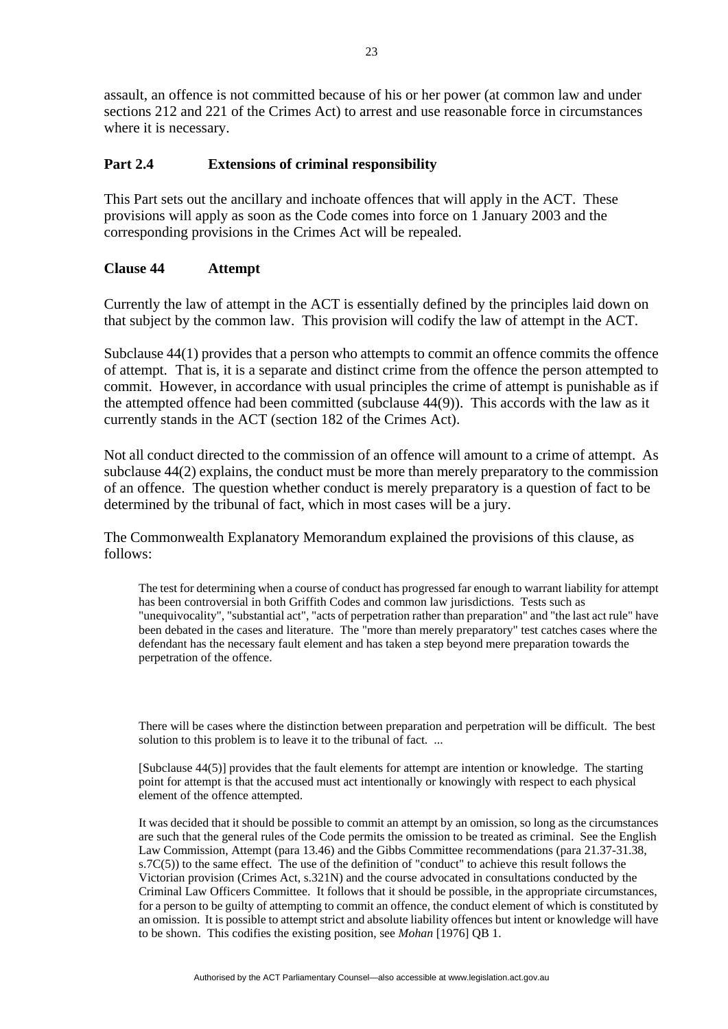assault, an offence is not committed because of his or her power (at common law and under sections 212 and 221 of the Crimes Act) to arrest and use reasonable force in circumstances where it is necessary.

## Part 2.4 Extensions of criminal responsibility

This Part sets out the ancillary and inchoate offences that will apply in the ACT. These provisions will apply as soon as the Code comes into force on 1 January 2003 and the corresponding provisions in the Crimes Act will be repealed.

### Clause 44 Attempt

Currently the law of attempt in the ACT is essentially defined by the principles laid down on that subject by the common law. This provision will codify the law of attempt in the ACT.

Subclause 44(1) provides that a person who attempts to commit an offence commits the offence of attempt. That is, it is a separate and distinct crime from the offence the person attempted to commit. However, in accordance with usual principles the crime of attempt is punishable as if the attempted offence had been committed (subclause 44(9)). This accords with the law as it currently stands in the ACT (section 182 of the Crimes Act).

Not all conduct directed to the commission of an offence will amount to a crime of attempt. As subclause 44(2) explains, the conduct must be more than merely preparatory to the commission of an offence. The question whether conduct is merely preparatory is a question of fact to be determined by the tribunal of fact, which in most cases will be a jury.

The Commonwealth Explanatory Memorandum explained the provisions of this clause, as follows:

> The test for determining when a course of conduct has progressed far enough to warrant liability for attempt has been controversial in both Griffith Codes and common law jurisdictions. Tests such as "unequivocality", "substantial act", "acts of perpetration rather than preparation" and "the last act rule" have been debated in the cases and literature. The "more than merely preparatory" test catches cases where the defendant has the necessary fault element and has taken a step beyond mere preparation towards the perpetration of the offence.
>
> There will be cases where the distinction between preparation and perpetration will be difficult. The best solution to this problem is to leave it to the tribunal of fact. ...
>
> [Subclause 44(5)] provides that the fault elements for attempt are intention or knowledge. The starting point for attempt is that the accused must act intentionally or knowingly with respect to each physical element of the offence attempted.
>
> It was decided that it should be possible to commit an attempt by an omission, so long as the circumstances are such that the general rules of the Code permits the omission to be treated as criminal. See the English Law Commission, Attempt (para 13.46) and the Gibbs Committee recommendations (para 21.37-31.38, s.7C(5)) to the same effect. The use of the definition of "conduct" to achieve this result follows the Victorian provision (Crimes Act, s.321N) and the course advocated in consultations conducted by the Criminal Law Officers Committee. It follows that it should be possible, in the appropriate circumstances, for a person to be guilty of attempting to commit an offence, the conduct element of which is constituted by an omission. It is possible to attempt strict and absolute liability offences but intent or knowledge will have to be shown. This codifies the existing position, see *Mohan* [1976] QB 1.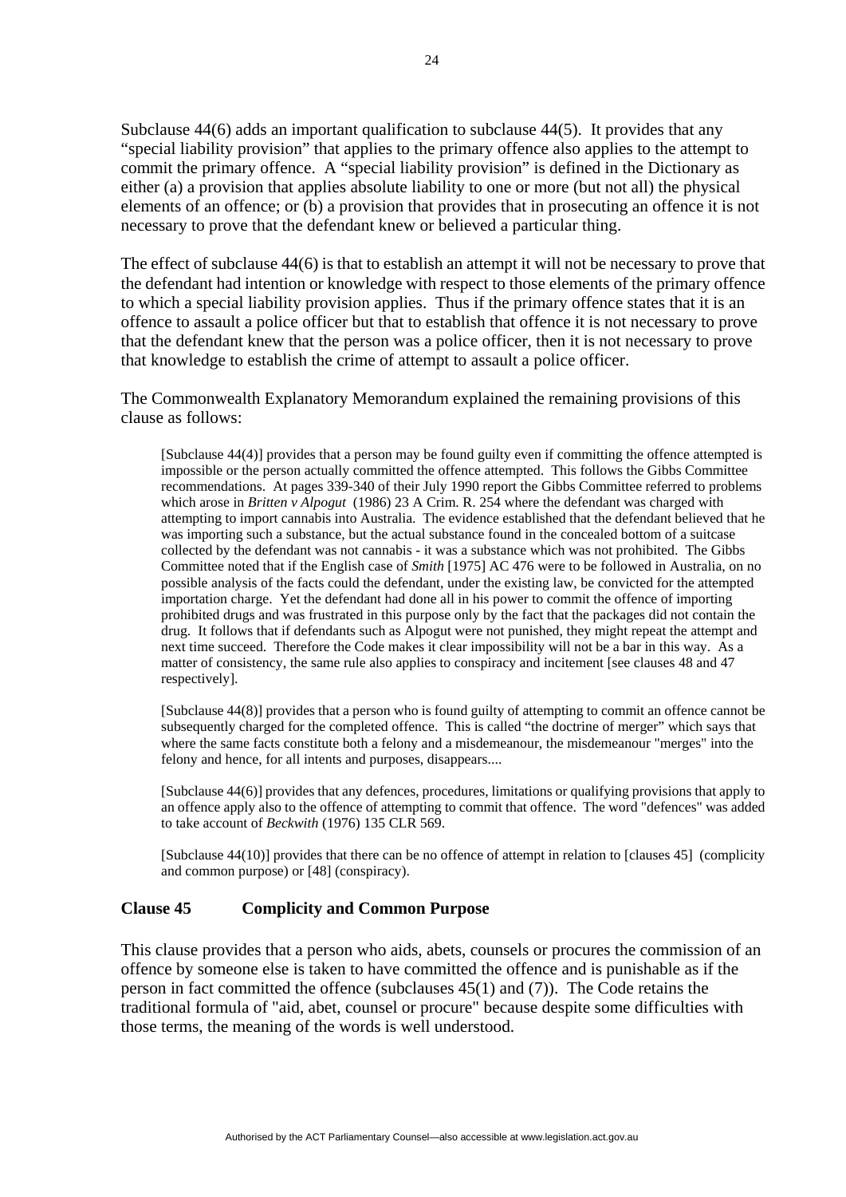Subclause 44(6) adds an important qualification to subclause 44(5). It provides that any "special liability provision" that applies to the primary offence also applies to the attempt to commit the primary offence. A "special liability provision" is defined in the Dictionary as either (a) a provision that applies absolute liability to one or more (but not all) the physical elements of an offence; or (b) a provision that provides that in prosecuting an offence it is not necessary to prove that the defendant knew or believed a particular thing.

The effect of subclause 44(6) is that to establish an attempt it will not be necessary to prove that the defendant had intention or knowledge with respect to those elements of the primary offence to which a special liability provision applies. Thus if the primary offence states that it is an offence to assault a police officer but that to establish that offence it is not necessary to prove that the defendant knew that the person was a police officer, then it is not necessary to prove that knowledge to establish the crime of attempt to assault a police officer.

The Commonwealth Explanatory Memorandum explained the remaining provisions of this clause as follows:

> [Subclause 44(4)] provides that a person may be found guilty even if committing the offence attempted is impossible or the person actually committed the offence attempted. This follows the Gibbs Committee recommendations. At pages 339-340 of their July 1990 report the Gibbs Committee referred to problems which arose in *Britten v Alpogut* (1986) 23 A Crim. R. 254 where the defendant was charged with attempting to import cannabis into Australia. The evidence established that the defendant believed that he was importing such a substance, but the actual substance found in the concealed bottom of a suitcase collected by the defendant was not cannabis - it was a substance which was not prohibited. The Gibbs Committee noted that if the English case of *Smith* [1975] AC 476 were to be followed in Australia, on no possible analysis of the facts could the defendant, under the existing law, be convicted for the attempted importation charge. Yet the defendant had done all in his power to commit the offence of importing prohibited drugs and was frustrated in this purpose only by the fact that the packages did not contain the drug. It follows that if defendants such as Alpogut were not punished, they might repeat the attempt and next time succeed. Therefore the Code makes it clear impossibility will not be a bar in this way. As a matter of consistency, the same rule also applies to conspiracy and incitement [see clauses 48 and 47 respectively].
>
> [Subclause 44(8)] provides that a person who is found guilty of attempting to commit an offence cannot be subsequently charged for the completed offence. This is called "the doctrine of merger" which says that where the same facts constitute both a felony and a misdemeanour, the misdemeanour "merges" into the felony and hence, for all intents and purposes, disappears....
>
> [Subclause 44(6)] provides that any defences, procedures, limitations or qualifying provisions that apply to an offence apply also to the offence of attempting to commit that offence. The word "defences" was added to take account of *Beckwith* (1976) 135 CLR 569.
>
> [Subclause 44(10)] provides that there can be no offence of attempt in relation to [clauses 45] (complicity and common purpose) or [48] (conspiracy).

### Clause 45 Complicity and Common Purpose

This clause provides that a person who aids, abets, counsels or procures the commission of an offence by someone else is taken to have committed the offence and is punishable as if the person in fact committed the offence (subclauses 45(1) and (7)). The Code retains the traditional formula of "aid, abet, counsel or procure" because despite some difficulties with those terms, the meaning of the words is well understood.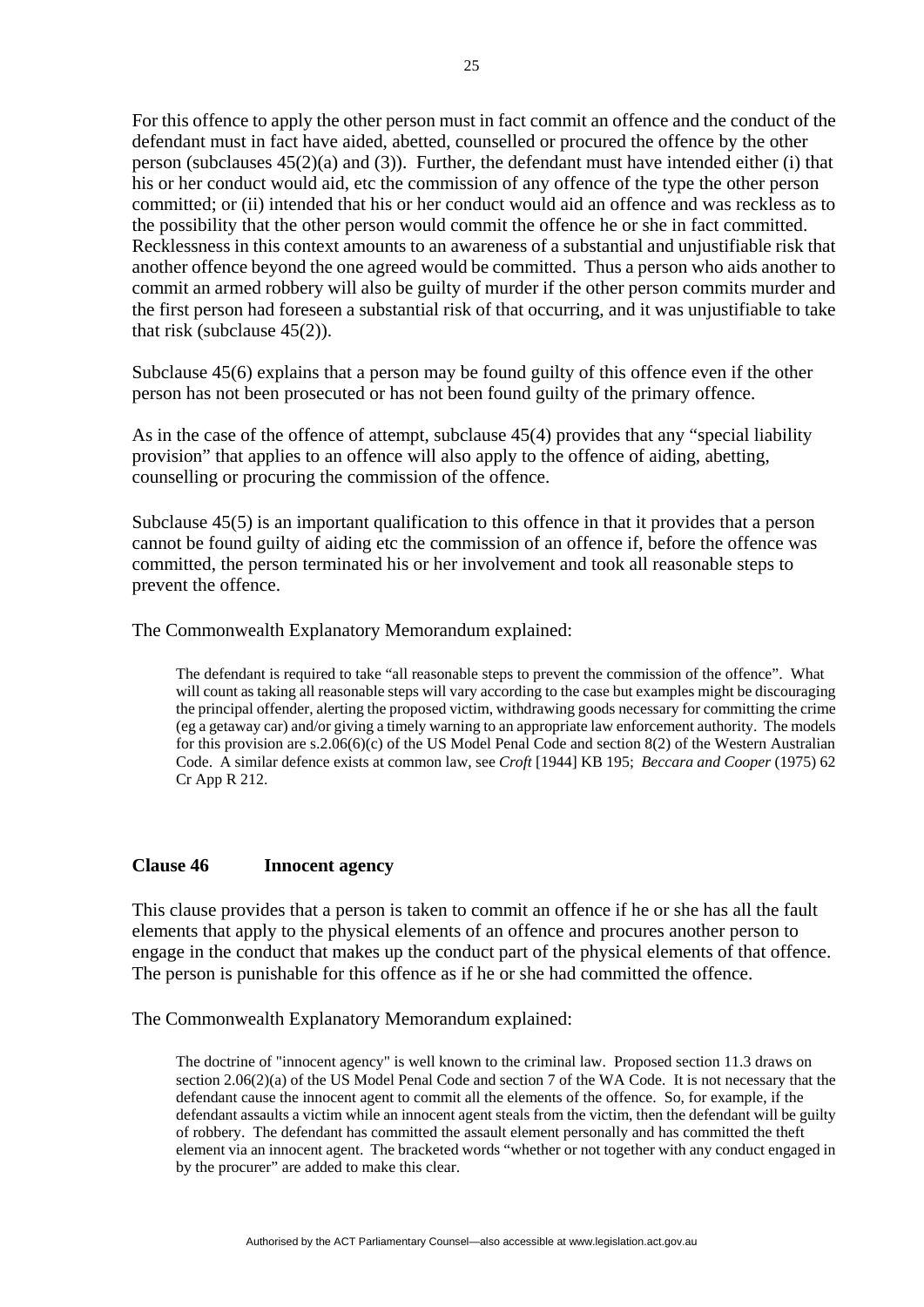For this offence to apply the other person must in fact commit an offence and the conduct of the defendant must in fact have aided, abetted, counselled or procured the offence by the other person (subclauses 45(2)(a) and (3)). Further, the defendant must have intended either (i) that his or her conduct would aid, etc the commission of any offence of the type the other person committed; or (ii) intended that his or her conduct would aid an offence and was reckless as to the possibility that the other person would commit the offence he or she in fact committed. Recklessness in this context amounts to an awareness of a substantial and unjustifiable risk that another offence beyond the one agreed would be committed. Thus a person who aids another to commit an armed robbery will also be guilty of murder if the other person commits murder and the first person had foreseen a substantial risk of that occurring, and it was unjustifiable to take that risk (subclause 45(2)).

Subclause 45(6) explains that a person may be found guilty of this offence even if the other person has not been prosecuted or has not been found guilty of the primary offence.

As in the case of the offence of attempt, subclause 45(4) provides that any "special liability provision" that applies to an offence will also apply to the offence of aiding, abetting, counselling or procuring the commission of the offence.

Subclause 45(5) is an important qualification to this offence in that it provides that a person cannot be found guilty of aiding etc the commission of an offence if, before the offence was committed, the person terminated his or her involvement and took all reasonable steps to prevent the offence.

The Commonwealth Explanatory Memorandum explained:

> The defendant is required to take "all reasonable steps to prevent the commission of the offence". What will count as taking all reasonable steps will vary according to the case but examples might be discouraging the principal offender, alerting the proposed victim, withdrawing goods necessary for committing the crime (eg a getaway car) and/or giving a timely warning to an appropriate law enforcement authority. The models for this provision are s.2.06(6)(c) of the US Model Penal Code and section 8(2) of the Western Australian Code. A similar defence exists at common law, see *Croft* [1944] KB 195; *Beccara and Cooper* (1975) 62 Cr App R 212.

## Clause 46 Innocent agency

This clause provides that a person is taken to commit an offence if he or she has all the fault elements that apply to the physical elements of an offence and procures another person to engage in the conduct that makes up the conduct part of the physical elements of that offence. The person is punishable for this offence as if he or she had committed the offence.

The Commonwealth Explanatory Memorandum explained:

> The doctrine of "innocent agency" is well known to the criminal law. Proposed section 11.3 draws on section 2.06(2)(a) of the US Model Penal Code and section 7 of the WA Code. It is not necessary that the defendant cause the innocent agent to commit all the elements of the offence. So, for example, if the defendant assaults a victim while an innocent agent steals from the victim, then the defendant will be guilty of robbery. The defendant has committed the assault element personally and has committed the theft element via an innocent agent. The bracketed words "whether or not together with any conduct engaged in by the procurer" are added to make this clear.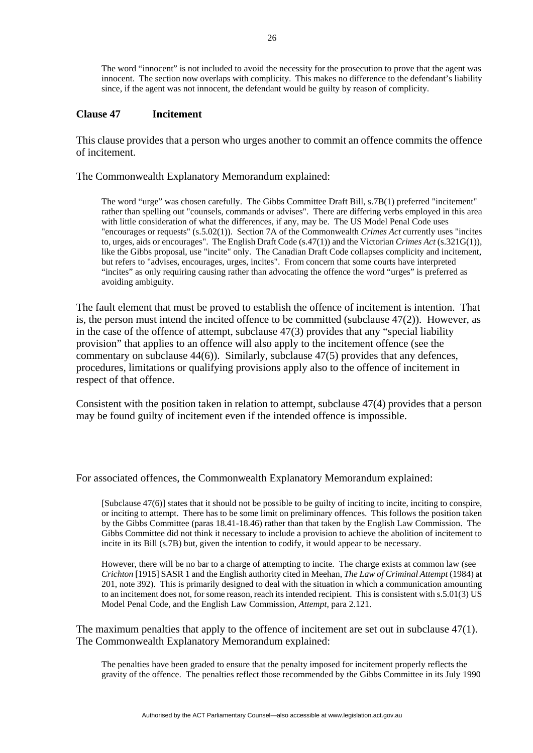The word "innocent" is not included to avoid the necessity for the prosecution to prove that the agent was innocent. The section now overlaps with complicity. This makes no difference to the defendant's liability since, if the agent was not innocent, the defendant would be guilty by reason of complicity.

### Clause 47 Incitement

This clause provides that a person who urges another to commit an offence commits the offence of incitement.

The Commonwealth Explanatory Memorandum explained:

> The word "urge" was chosen carefully. The Gibbs Committee Draft Bill, s.7B(1) preferred "incitement" rather than spelling out "counsels, commands or advises". There are differing verbs employed in this area with little consideration of what the differences, if any, may be. The US Model Penal Code uses "encourages or requests" (s.5.02(1)). Section 7A of the Commonwealth *Crimes Act* currently uses "incites to, urges, aids or encourages". The English Draft Code (s.47(1)) and the Victorian *Crimes Act* (s.321G(1)), like the Gibbs proposal, use "incite" only. The Canadian Draft Code collapses complicity and incitement, but refers to "advises, encourages, urges, incites". From concern that some courts have interpreted "incites" as only requiring causing rather than advocating the offence the word "urges" is preferred as avoiding ambiguity.

The fault element that must be proved to establish the offence of incitement is intention. That is, the person must intend the incited offence to be committed (subclause 47(2)). However, as in the case of the offence of attempt, subclause 47(3) provides that any "special liability provision" that applies to an offence will also apply to the incitement offence (see the commentary on subclause 44(6)). Similarly, subclause 47(5) provides that any defences, procedures, limitations or qualifying provisions apply also to the offence of incitement in respect of that offence.

Consistent with the position taken in relation to attempt, subclause 47(4) provides that a person may be found guilty of incitement even if the intended offence is impossible.

For associated offences, the Commonwealth Explanatory Memorandum explained:

> [Subclause 47(6)] states that it should not be possible to be guilty of inciting to incite, inciting to conspire, or inciting to attempt. There has to be some limit on preliminary offences. This follows the position taken by the Gibbs Committee (paras 18.41-18.46) rather than that taken by the English Law Commission. The Gibbs Committee did not think it necessary to include a provision to achieve the abolition of incitement to incite in its Bill (s.7B) but, given the intention to codify, it would appear to be necessary.
>
> However, there will be no bar to a charge of attempting to incite. The charge exists at common law (see *Crichton* [1915] SASR 1 and the English authority cited in Meehan, *The Law of Criminal Attempt* (1984) at 201, note 392). This is primarily designed to deal with the situation in which a communication amounting to an incitement does not, for some reason, reach its intended recipient. This is consistent with s.5.01(3) US Model Penal Code, and the English Law Commission, *Attempt*, para 2.121.

The maximum penalties that apply to the offence of incitement are set out in subclause 47(1). The Commonwealth Explanatory Memorandum explained:

> The penalties have been graded to ensure that the penalty imposed for incitement properly reflects the gravity of the offence. The penalties reflect those recommended by the Gibbs Committee in its July 1990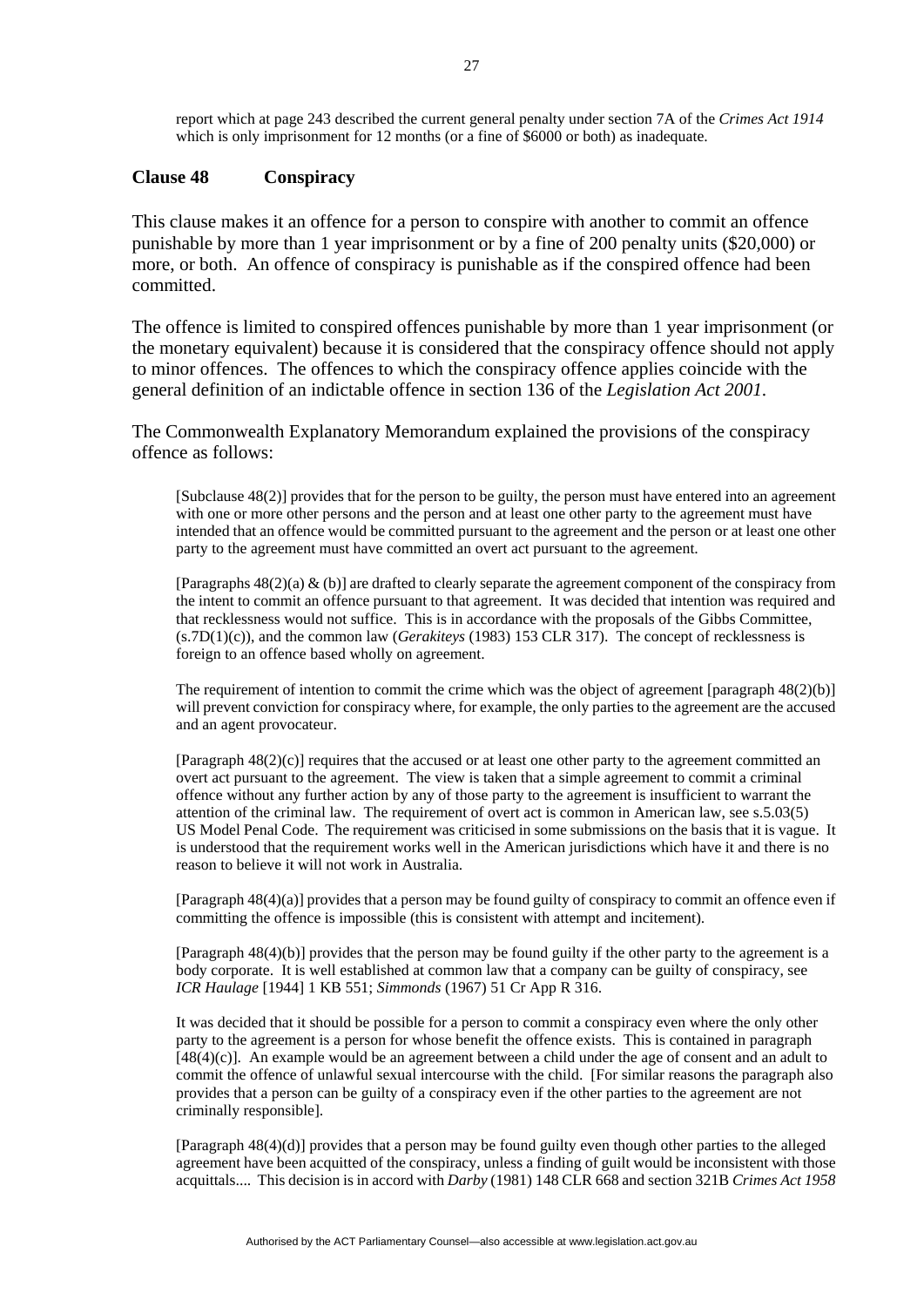report which at page 243 described the current general penalty under section 7A of the *Crimes Act 1914* which is only imprisonment for 12 months (or a fine of $6000 or both) as inadequate.

### Clause 48 Conspiracy

This clause makes it an offence for a person to conspire with another to commit an offence punishable by more than 1 year imprisonment or by a fine of 200 penalty units ($20,000) or more, or both. An offence of conspiracy is punishable as if the conspired offence had been committed.

The offence is limited to conspired offences punishable by more than 1 year imprisonment (or the monetary equivalent) because it is considered that the conspiracy offence should not apply to minor offences. The offences to which the conspiracy offence applies coincide with the general definition of an indictable offence in section 136 of the *Legislation Act 2001*.

The Commonwealth Explanatory Memorandum explained the provisions of the conspiracy offence as follows:

> [Subclause 48(2)] provides that for the person to be guilty, the person must have entered into an agreement with one or more other persons and the person and at least one other party to the agreement must have intended that an offence would be committed pursuant to the agreement and the person or at least one other party to the agreement must have committed an overt act pursuant to the agreement.
>
> [Paragraphs 48(2)(a) & (b)] are drafted to clearly separate the agreement component of the conspiracy from the intent to commit an offence pursuant to that agreement. It was decided that intention was required and that recklessness would not suffice. This is in accordance with the proposals of the Gibbs Committee, (s.7D(1)(c)), and the common law (*Gerakiteys* (1983) 153 CLR 317). The concept of recklessness is foreign to an offence based wholly on agreement.
>
> The requirement of intention to commit the crime which was the object of agreement [paragraph 48(2)(b)] will prevent conviction for conspiracy where, for example, the only parties to the agreement are the accused and an agent provocateur.
>
> [Paragraph 48(2)(c)] requires that the accused or at least one other party to the agreement committed an overt act pursuant to the agreement. The view is taken that a simple agreement to commit a criminal offence without any further action by any of those party to the agreement is insufficient to warrant the attention of the criminal law. The requirement of overt act is common in American law, see s.5.03(5) US Model Penal Code. The requirement was criticised in some submissions on the basis that it is vague. It is understood that the requirement works well in the American jurisdictions which have it and there is no reason to believe it will not work in Australia.
>
> [Paragraph 48(4)(a)] provides that a person may be found guilty of conspiracy to commit an offence even if committing the offence is impossible (this is consistent with attempt and incitement).
>
> [Paragraph 48(4)(b)] provides that the person may be found guilty if the other party to the agreement is a body corporate. It is well established at common law that a company can be guilty of conspiracy, see *ICR Haulage* [1944] 1 KB 551; *Simmonds* (1967) 51 Cr App R 316.
>
> It was decided that it should be possible for a person to commit a conspiracy even where the only other party to the agreement is a person for whose benefit the offence exists. This is contained in paragraph [48(4)(c)]. An example would be an agreement between a child under the age of consent and an adult to commit the offence of unlawful sexual intercourse with the child. [For similar reasons the paragraph also provides that a person can be guilty of a conspiracy even if the other parties to the agreement are not criminally responsible].
>
> [Paragraph 48(4)(d)] provides that a person may be found guilty even though other parties to the alleged agreement have been acquitted of the conspiracy, unless a finding of guilt would be inconsistent with those acquittals.... This decision is in accord with *Darby* (1981) 148 CLR 668 and section 321B *Crimes Act 1958*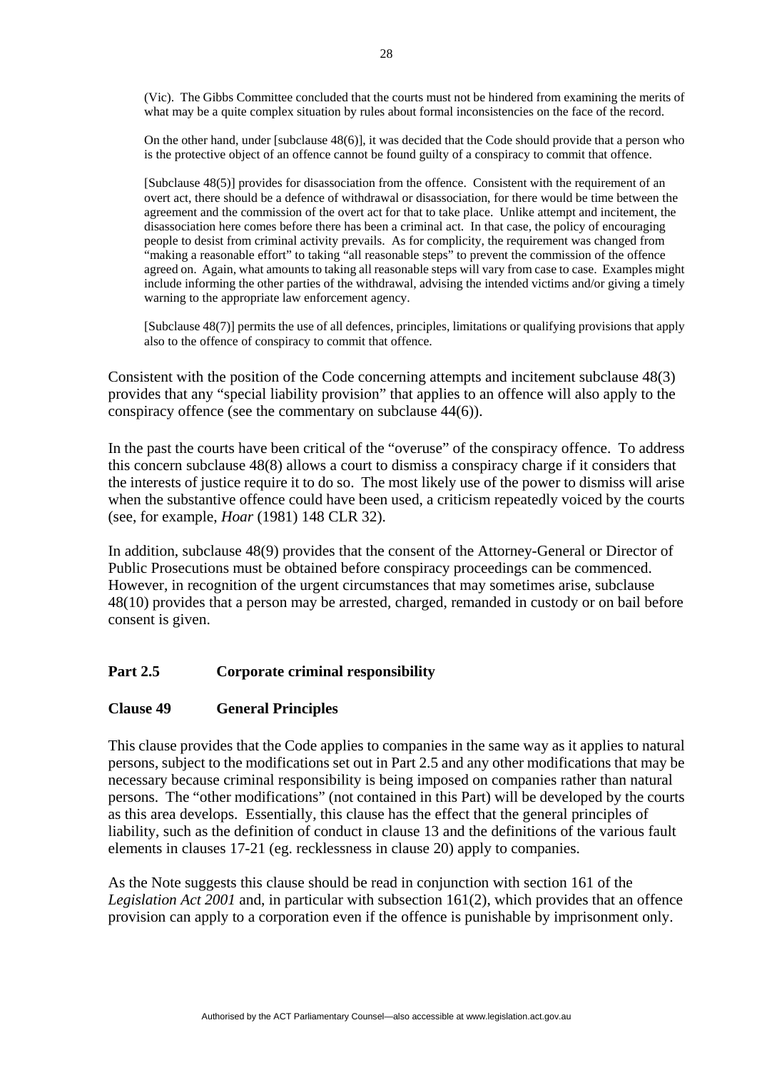(Vic). The Gibbs Committee concluded that the courts must not be hindered from examining the merits of what may be a quite complex situation by rules about formal inconsistencies on the face of the record.

> On the other hand, under [subclause 48(6)], it was decided that the Code should provide that a person who is the protective object of an offence cannot be found guilty of a conspiracy to commit that offence.
>
> [Subclause 48(5)] provides for disassociation from the offence. Consistent with the requirement of an overt act, there should be a defence of withdrawal or disassociation, for there would be time between the agreement and the commission of the overt act for that to take place. Unlike attempt and incitement, the disassociation here comes before there has been a criminal act. In that case, the policy of encouraging people to desist from criminal activity prevails. As for complicity, the requirement was changed from "making a reasonable effort" to taking "all reasonable steps" to prevent the commission of the offence agreed on. Again, what amounts to taking all reasonable steps will vary from case to case. Examples might include informing the other parties of the withdrawal, advising the intended victims and/or giving a timely warning to the appropriate law enforcement agency.
>
> [Subclause 48(7)] permits the use of all defences, principles, limitations or qualifying provisions that apply also to the offence of conspiracy to commit that offence.

Consistent with the position of the Code concerning attempts and incitement subclause 48(3) provides that any "special liability provision" that applies to an offence will also apply to the conspiracy offence (see the commentary on subclause 44(6)).

In the past the courts have been critical of the "overuse" of the conspiracy offence. To address this concern subclause 48(8) allows a court to dismiss a conspiracy charge if it considers that the interests of justice require it to do so. The most likely use of the power to dismiss will arise when the substantive offence could have been used, a criticism repeatedly voiced by the courts (see, for example, *Hoar* (1981) 148 CLR 32).

In addition, subclause 48(9) provides that the consent of the Attorney-General or Director of Public Prosecutions must be obtained before conspiracy proceedings can be commenced. However, in recognition of the urgent circumstances that may sometimes arise, subclause 48(10) provides that a person may be arrested, charged, remanded in custody or on bail before consent is given.

## Part 2.5 Corporate criminal responsibility

### Clause 49 General Principles

This clause provides that the Code applies to companies in the same way as it applies to natural persons, subject to the modifications set out in Part 2.5 and any other modifications that may be necessary because criminal responsibility is being imposed on companies rather than natural persons. The "other modifications" (not contained in this Part) will be developed by the courts as this area develops. Essentially, this clause has the effect that the general principles of liability, such as the definition of conduct in clause 13 and the definitions of the various fault elements in clauses 17-21 (eg. recklessness in clause 20) apply to companies.

As the Note suggests this clause should be read in conjunction with section 161 of the *Legislation Act 2001* and, in particular with subsection 161(2), which provides that an offence provision can apply to a corporation even if the offence is punishable by imprisonment only.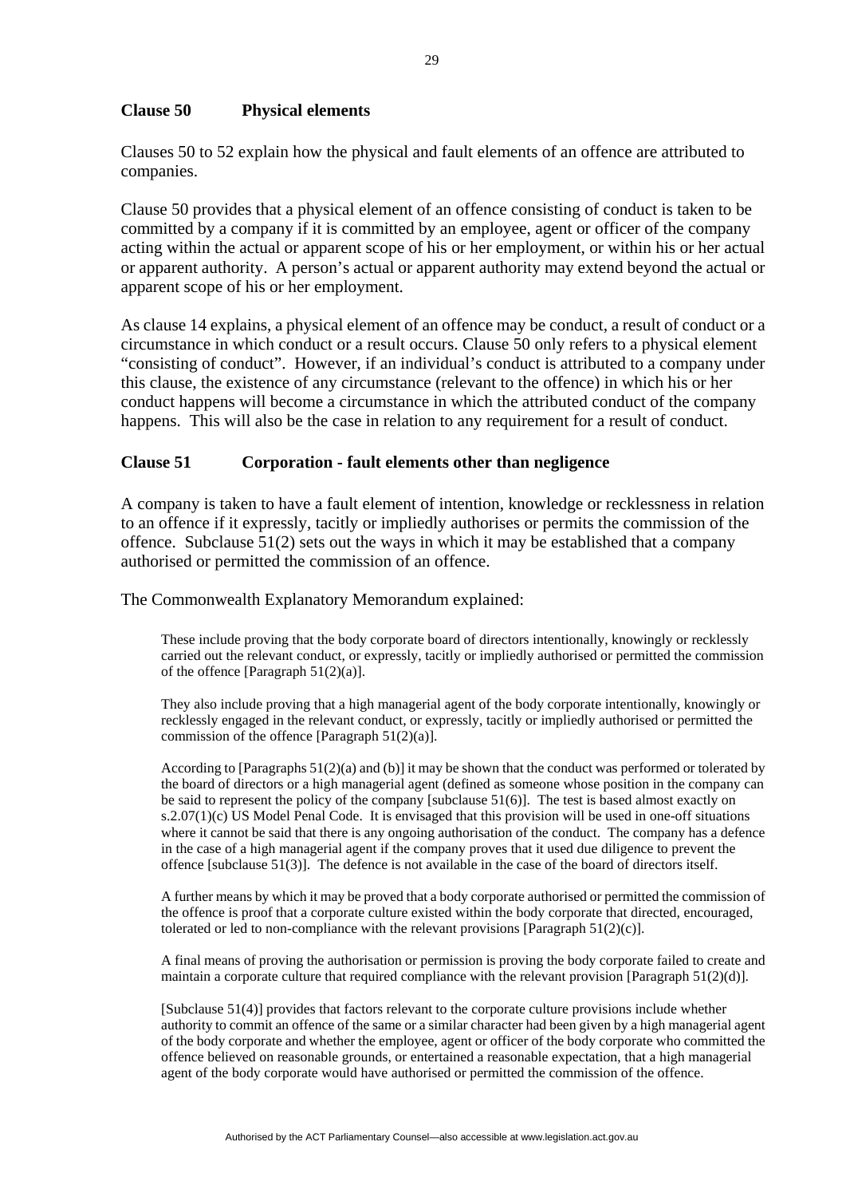## Clause 50 Physical elements

Clauses 50 to 52 explain how the physical and fault elements of an offence are attributed to companies.

Clause 50 provides that a physical element of an offence consisting of conduct is taken to be committed by a company if it is committed by an employee, agent or officer of the company acting within the actual or apparent scope of his or her employment, or within his or her actual or apparent authority. A person's actual or apparent authority may extend beyond the actual or apparent scope of his or her employment.

As clause 14 explains, a physical element of an offence may be conduct, a result of conduct or a circumstance in which conduct or a result occurs. Clause 50 only refers to a physical element "consisting of conduct". However, if an individual's conduct is attributed to a company under this clause, the existence of any circumstance (relevant to the offence) in which his or her conduct happens will become a circumstance in which the attributed conduct of the company happens. This will also be the case in relation to any requirement for a result of conduct.

## Clause 51 Corporation - fault elements other than negligence

A company is taken to have a fault element of intention, knowledge or recklessness in relation to an offence if it expressly, tacitly or impliedly authorises or permits the commission of the offence. Subclause 51(2) sets out the ways in which it may be established that a company authorised or permitted the commission of an offence.

The Commonwealth Explanatory Memorandum explained:

> These include proving that the body corporate board of directors intentionally, knowingly or recklessly carried out the relevant conduct, or expressly, tacitly or impliedly authorised or permitted the commission of the offence [Paragraph 51(2)(a)].
>
> They also include proving that a high managerial agent of the body corporate intentionally, knowingly or recklessly engaged in the relevant conduct, or expressly, tacitly or impliedly authorised or permitted the commission of the offence [Paragraph 51(2)(a)].
>
> According to [Paragraphs 51(2)(a) and (b)] it may be shown that the conduct was performed or tolerated by the board of directors or a high managerial agent (defined as someone whose position in the company can be said to represent the policy of the company [subclause 51(6)]. The test is based almost exactly on s.2.07(1)(c) US Model Penal Code. It is envisaged that this provision will be used in one-off situations where it cannot be said that there is any ongoing authorisation of the conduct. The company has a defence in the case of a high managerial agent if the company proves that it used due diligence to prevent the offence [subclause 51(3)]. The defence is not available in the case of the board of directors itself.
>
> A further means by which it may be proved that a body corporate authorised or permitted the commission of the offence is proof that a corporate culture existed within the body corporate that directed, encouraged, tolerated or led to non-compliance with the relevant provisions [Paragraph 51(2)(c)].
>
> A final means of proving the authorisation or permission is proving the body corporate failed to create and maintain a corporate culture that required compliance with the relevant provision [Paragraph 51(2)(d)].
>
> [Subclause 51(4)] provides that factors relevant to the corporate culture provisions include whether authority to commit an offence of the same or a similar character had been given by a high managerial agent of the body corporate and whether the employee, agent or officer of the body corporate who committed the offence believed on reasonable grounds, or entertained a reasonable expectation, that a high managerial agent of the body corporate would have authorised or permitted the commission of the offence.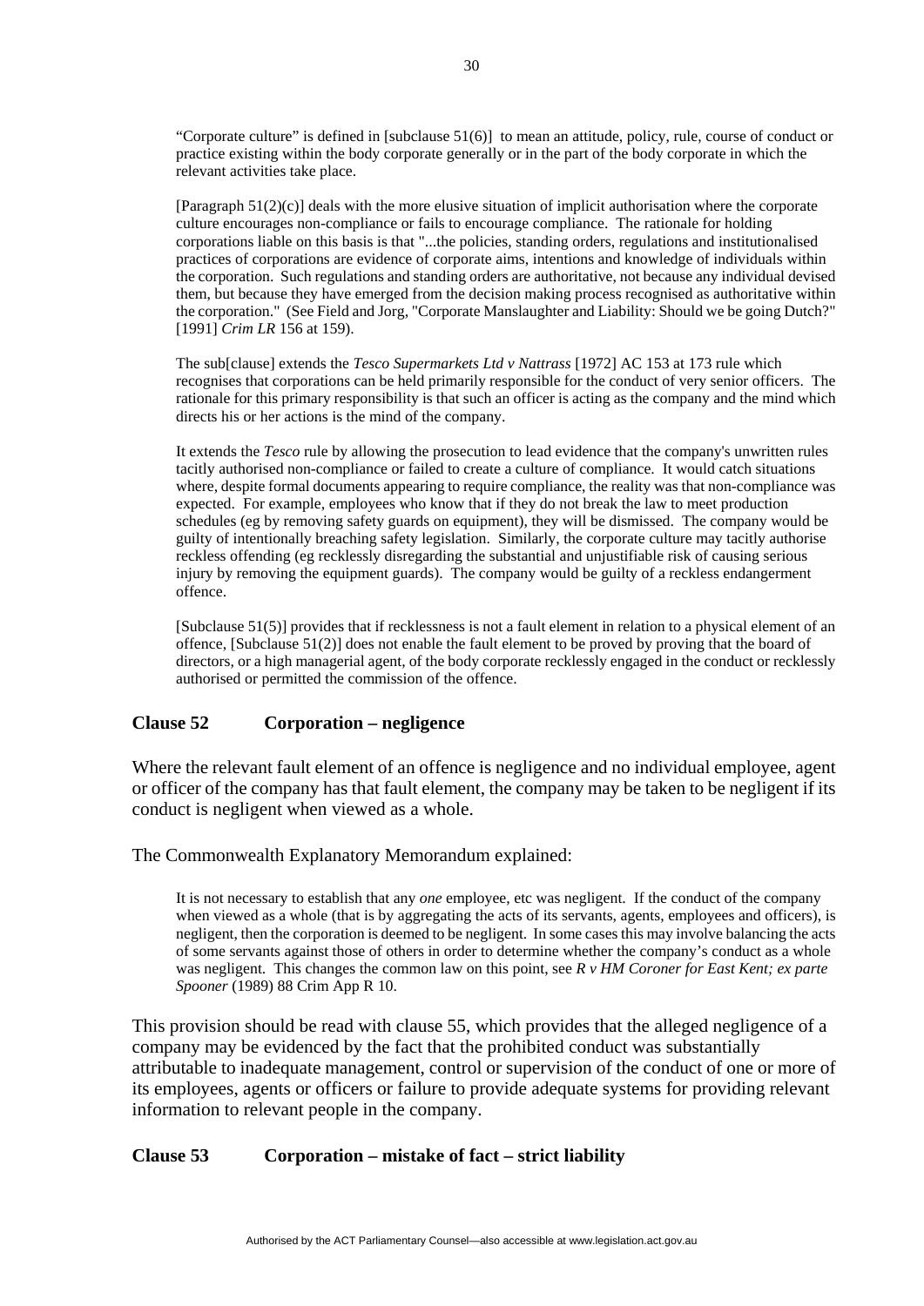"Corporate culture" is defined in [subclause 51(6)] to mean an attitude, policy, rule, course of conduct or practice existing within the body corporate generally or in the part of the body corporate in which the relevant activities take place.

[Paragraph 51(2)(c)] deals with the more elusive situation of implicit authorisation where the corporate culture encourages non-compliance or fails to encourage compliance. The rationale for holding corporations liable on this basis is that "...the policies, standing orders, regulations and institutionalised practices of corporations are evidence of corporate aims, intentions and knowledge of individuals within the corporation. Such regulations and standing orders are authoritative, not because any individual devised them, but because they have emerged from the decision making process recognised as authoritative within the corporation." (See Field and Jorg, "Corporate Manslaughter and Liability: Should we be going Dutch?" [1991] *Crim LR* 156 at 159).

The sub[clause] extends the *Tesco Supermarkets Ltd v Nattrass* [1972] AC 153 at 173 rule which recognises that corporations can be held primarily responsible for the conduct of very senior officers. The rationale for this primary responsibility is that such an officer is acting as the company and the mind which directs his or her actions is the mind of the company.

It extends the *Tesco* rule by allowing the prosecution to lead evidence that the company's unwritten rules tacitly authorised non-compliance or failed to create a culture of compliance. It would catch situations where, despite formal documents appearing to require compliance, the reality was that non-compliance was expected. For example, employees who know that if they do not break the law to meet production schedules (eg by removing safety guards on equipment), they will be dismissed. The company would be guilty of intentionally breaching safety legislation. Similarly, the corporate culture may tacitly authorise reckless offending (eg recklessly disregarding the substantial and unjustifiable risk of causing serious injury by removing the equipment guards). The company would be guilty of a reckless endangerment offence.

[Subclause 51(5)] provides that if recklessness is not a fault element in relation to a physical element of an offence, [Subclause 51(2)] does not enable the fault element to be proved by proving that the board of directors, or a high managerial agent, of the body corporate recklessly engaged in the conduct or recklessly authorised or permitted the commission of the offence.

## Clause 52 Corporation – negligence

Where the relevant fault element of an offence is negligence and no individual employee, agent or officer of the company has that fault element, the company may be taken to be negligent if its conduct is negligent when viewed as a whole.

The Commonwealth Explanatory Memorandum explained:

It is not necessary to establish that any *one* employee, etc was negligent. If the conduct of the company when viewed as a whole (that is by aggregating the acts of its servants, agents, employees and officers), is negligent, then the corporation is deemed to be negligent. In some cases this may involve balancing the acts of some servants against those of others in order to determine whether the company's conduct as a whole was negligent. This changes the common law on this point, see *R v HM Coroner for East Kent; ex parte Spooner* (1989) 88 Crim App R 10.

This provision should be read with clause 55, which provides that the alleged negligence of a company may be evidenced by the fact that the prohibited conduct was substantially attributable to inadequate management, control or supervision of the conduct of one or more of its employees, agents or officers or failure to provide adequate systems for providing relevant information to relevant people in the company.

## Clause 53 Corporation – mistake of fact – strict liability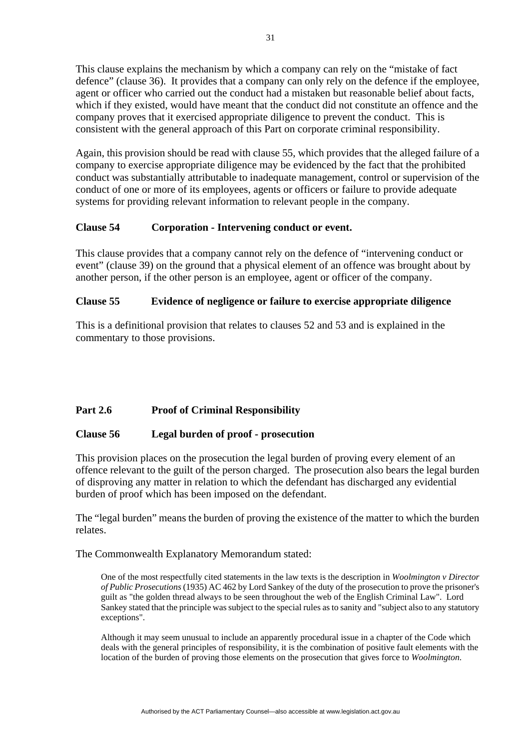This clause explains the mechanism by which a company can rely on the "mistake of fact defence" (clause 36). It provides that a company can only rely on the defence if the employee, agent or officer who carried out the conduct had a mistaken but reasonable belief about facts, which if they existed, would have meant that the conduct did not constitute an offence and the company proves that it exercised appropriate diligence to prevent the conduct. This is consistent with the general approach of this Part on corporate criminal responsibility.

Again, this provision should be read with clause 55, which provides that the alleged failure of a company to exercise appropriate diligence may be evidenced by the fact that the prohibited conduct was substantially attributable to inadequate management, control or supervision of the conduct of one or more of its employees, agents or officers or failure to provide adequate systems for providing relevant information to relevant people in the company.

### Clause 54 Corporation - Intervening conduct or event.

This clause provides that a company cannot rely on the defence of "intervening conduct or event" (clause 39) on the ground that a physical element of an offence was brought about by another person, if the other person is an employee, agent or officer of the company.

### Clause 55 Evidence of negligence or failure to exercise appropriate diligence

This is a definitional provision that relates to clauses 52 and 53 and is explained in the commentary to those provisions.

## Part 2.6 Proof of Criminal Responsibility

### Clause 56 Legal burden of proof - prosecution

This provision places on the prosecution the legal burden of proving every element of an offence relevant to the guilt of the person charged. The prosecution also bears the legal burden of disproving any matter in relation to which the defendant has discharged any evidential burden of proof which has been imposed on the defendant.

The "legal burden" means the burden of proving the existence of the matter to which the burden relates.

The Commonwealth Explanatory Memorandum stated:

> One of the most respectfully cited statements in the law texts is the description in *Woolmington v Director of Public Prosecutions* (1935) AC 462 by Lord Sankey of the duty of the prosecution to prove the prisoner's guilt as "the golden thread always to be seen throughout the web of the English Criminal Law". Lord Sankey stated that the principle was subject to the special rules as to sanity and "subject also to any statutory exceptions".
>
> Although it may seem unusual to include an apparently procedural issue in a chapter of the Code which deals with the general principles of responsibility, it is the combination of positive fault elements with the location of the burden of proving those elements on the prosecution that gives force to *Woolmington*.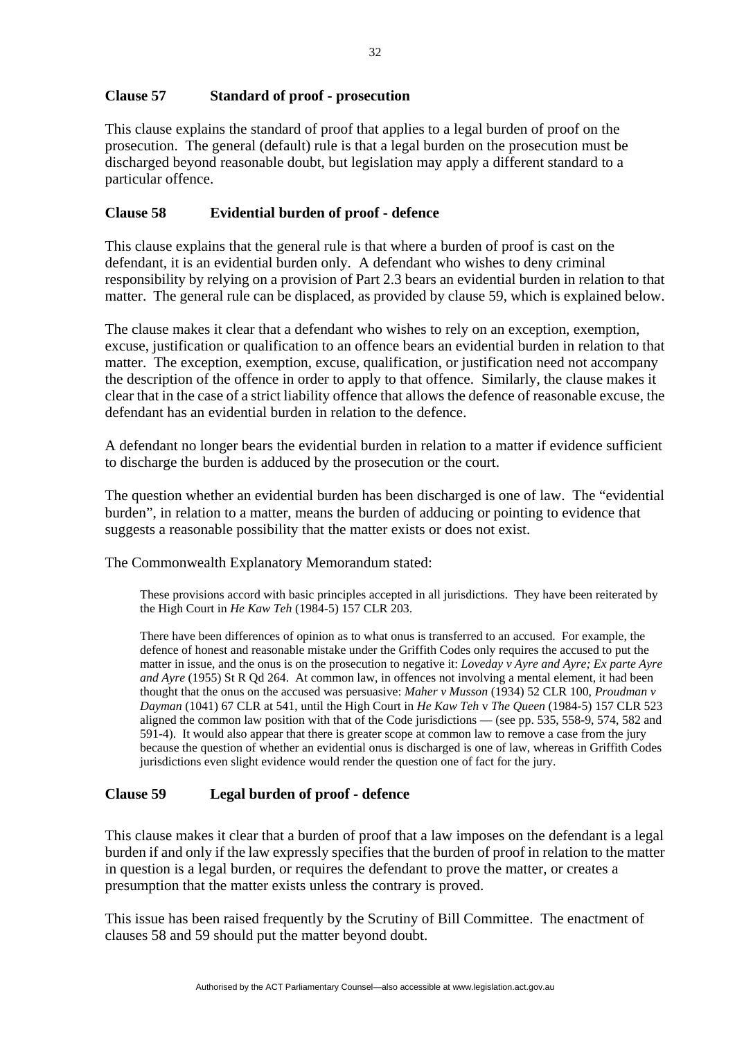## Clause 57 Standard of proof - prosecution

This clause explains the standard of proof that applies to a legal burden of proof on the prosecution. The general (default) rule is that a legal burden on the prosecution must be discharged beyond reasonable doubt, but legislation may apply a different standard to a particular offence.

## Clause 58 Evidential burden of proof - defence

This clause explains that the general rule is that where a burden of proof is cast on the defendant, it is an evidential burden only. A defendant who wishes to deny criminal responsibility by relying on a provision of Part 2.3 bears an evidential burden in relation to that matter. The general rule can be displaced, as provided by clause 59, which is explained below.

The clause makes it clear that a defendant who wishes to rely on an exception, exemption, excuse, justification or qualification to an offence bears an evidential burden in relation to that matter. The exception, exemption, excuse, qualification, or justification need not accompany the description of the offence in order to apply to that offence. Similarly, the clause makes it clear that in the case of a strict liability offence that allows the defence of reasonable excuse, the defendant has an evidential burden in relation to the defence.

A defendant no longer bears the evidential burden in relation to a matter if evidence sufficient to discharge the burden is adduced by the prosecution or the court.

The question whether an evidential burden has been discharged is one of law. The "evidential burden", in relation to a matter, means the burden of adducing or pointing to evidence that suggests a reasonable possibility that the matter exists or does not exist.

The Commonwealth Explanatory Memorandum stated:

> These provisions accord with basic principles accepted in all jurisdictions. They have been reiterated by the High Court in *He Kaw Teh* (1984-5) 157 CLR 203.
>
> There have been differences of opinion as to what onus is transferred to an accused. For example, the defence of honest and reasonable mistake under the Griffith Codes only requires the accused to put the matter in issue, and the onus is on the prosecution to negative it: *Loveday v Ayre and Ayre; Ex parte Ayre and Ayre* (1955) St R Qd 264. At common law, in offences not involving a mental element, it had been thought that the onus on the accused was persuasive: *Maher v Musson* (1934) 52 CLR 100, *Proudman v Dayman* (1041) 67 CLR at 541, until the High Court in *He Kaw Teh* v *The Queen* (1984-5) 157 CLR 523 aligned the common law position with that of the Code jurisdictions — (see pp. 535, 558-9, 574, 582 and 591-4). It would also appear that there is greater scope at common law to remove a case from the jury because the question of whether an evidential onus is discharged is one of law, whereas in Griffith Codes jurisdictions even slight evidence would render the question one of fact for the jury.

## Clause 59 Legal burden of proof - defence

This clause makes it clear that a burden of proof that a law imposes on the defendant is a legal burden if and only if the law expressly specifies that the burden of proof in relation to the matter in question is a legal burden, or requires the defendant to prove the matter, or creates a presumption that the matter exists unless the contrary is proved.

This issue has been raised frequently by the Scrutiny of Bill Committee. The enactment of clauses 58 and 59 should put the matter beyond doubt.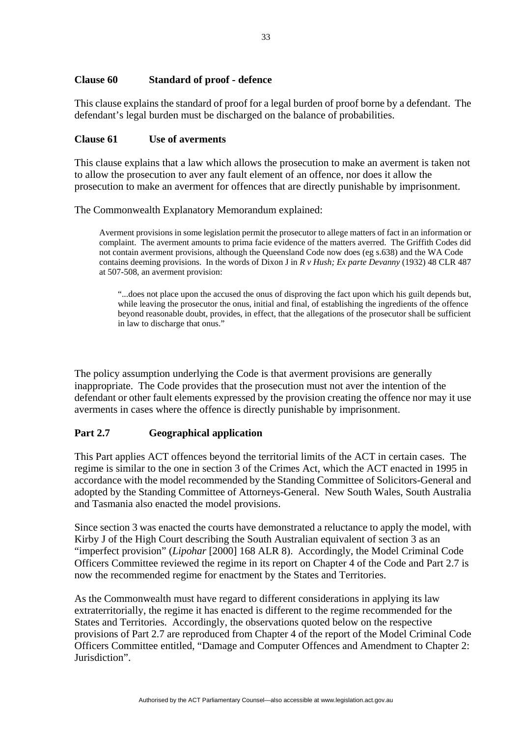### Clause 60 Standard of proof - defence

This clause explains the standard of proof for a legal burden of proof borne by a defendant. The defendant's legal burden must be discharged on the balance of probabilities.

### Clause 61 Use of averments

This clause explains that a law which allows the prosecution to make an averment is taken not to allow the prosecution to aver any fault element of an offence, nor does it allow the prosecution to make an averment for offences that are directly punishable by imprisonment.

The Commonwealth Explanatory Memorandum explained:

> Averment provisions in some legislation permit the prosecutor to allege matters of fact in an information or complaint. The averment amounts to prima facie evidence of the matters averred. The Griffith Codes did not contain averment provisions, although the Queensland Code now does (eg s.638) and the WA Code contains deeming provisions. In the words of Dixon J in *R v Hush; Ex parte Devanny* (1932) 48 CLR 487 at 507-508, an averment provision:
>
> > "...does not place upon the accused the onus of disproving the fact upon which his guilt depends but, while leaving the prosecutor the onus, initial and final, of establishing the ingredients of the offence beyond reasonable doubt, provides, in effect, that the allegations of the prosecutor shall be sufficient in law to discharge that onus."

The policy assumption underlying the Code is that averment provisions are generally inappropriate. The Code provides that the prosecution must not aver the intention of the defendant or other fault elements expressed by the provision creating the offence nor may it use averments in cases where the offence is directly punishable by imprisonment.

## Part 2.7 Geographical application

This Part applies ACT offences beyond the territorial limits of the ACT in certain cases. The regime is similar to the one in section 3 of the Crimes Act, which the ACT enacted in 1995 in accordance with the model recommended by the Standing Committee of Solicitors-General and adopted by the Standing Committee of Attorneys-General. New South Wales, South Australia and Tasmania also enacted the model provisions.

Since section 3 was enacted the courts have demonstrated a reluctance to apply the model, with Kirby J of the High Court describing the South Australian equivalent of section 3 as an "imperfect provision" (*Lipohar* [2000] 168 ALR 8). Accordingly, the Model Criminal Code Officers Committee reviewed the regime in its report on Chapter 4 of the Code and Part 2.7 is now the recommended regime for enactment by the States and Territories.

As the Commonwealth must have regard to different considerations in applying its law extraterritorially, the regime it has enacted is different to the regime recommended for the States and Territories. Accordingly, the observations quoted below on the respective provisions of Part 2.7 are reproduced from Chapter 4 of the report of the Model Criminal Code Officers Committee entitled, "Damage and Computer Offences and Amendment to Chapter 2: Jurisdiction".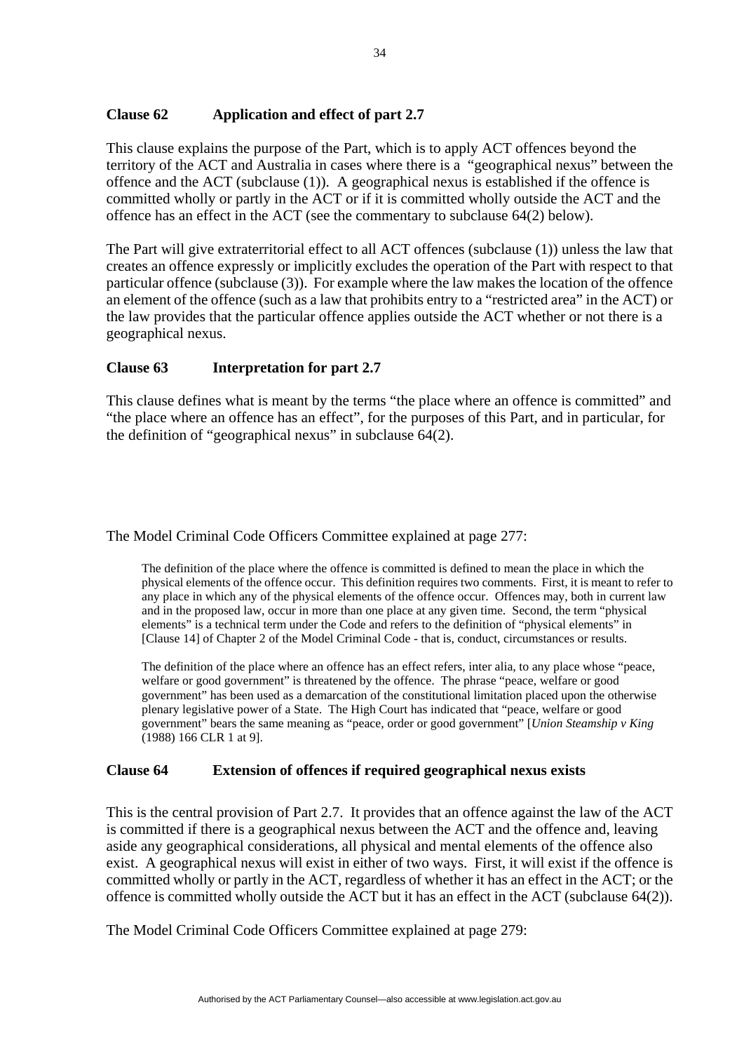### Clause 62 Application and effect of part 2.7

This clause explains the purpose of the Part, which is to apply ACT offences beyond the territory of the ACT and Australia in cases where there is a "geographical nexus" between the offence and the ACT (subclause (1)). A geographical nexus is established if the offence is committed wholly or partly in the ACT or if it is committed wholly outside the ACT and the offence has an effect in the ACT (see the commentary to subclause 64(2) below).

The Part will give extraterritorial effect to all ACT offences (subclause (1)) unless the law that creates an offence expressly or implicitly excludes the operation of the Part with respect to that particular offence (subclause (3)). For example where the law makes the location of the offence an element of the offence (such as a law that prohibits entry to a "restricted area" in the ACT) or the law provides that the particular offence applies outside the ACT whether or not there is a geographical nexus.

### Clause 63 Interpretation for part 2.7

This clause defines what is meant by the terms "the place where an offence is committed" and "the place where an offence has an effect", for the purposes of this Part, and in particular, for the definition of "geographical nexus" in subclause 64(2).

The Model Criminal Code Officers Committee explained at page 277:

> The definition of the place where the offence is committed is defined to mean the place in which the physical elements of the offence occur. This definition requires two comments. First, it is meant to refer to any place in which any of the physical elements of the offence occur. Offences may, both in current law and in the proposed law, occur in more than one place at any given time. Second, the term "physical elements" is a technical term under the Code and refers to the definition of "physical elements" in [Clause 14] of Chapter 2 of the Model Criminal Code - that is, conduct, circumstances or results.
>
> The definition of the place where an offence has an effect refers, inter alia, to any place whose "peace, welfare or good government" is threatened by the offence. The phrase "peace, welfare or good government" has been used as a demarcation of the constitutional limitation placed upon the otherwise plenary legislative power of a State. The High Court has indicated that "peace, welfare or good government" bears the same meaning as "peace, order or good government" [*Union Steamship v King* (1988) 166 CLR 1 at 9].

### Clause 64 Extension of offences if required geographical nexus exists

This is the central provision of Part 2.7. It provides that an offence against the law of the ACT is committed if there is a geographical nexus between the ACT and the offence and, leaving aside any geographical considerations, all physical and mental elements of the offence also exist. A geographical nexus will exist in either of two ways. First, it will exist if the offence is committed wholly or partly in the ACT, regardless of whether it has an effect in the ACT; or the offence is committed wholly outside the ACT but it has an effect in the ACT (subclause 64(2)).

The Model Criminal Code Officers Committee explained at page 279: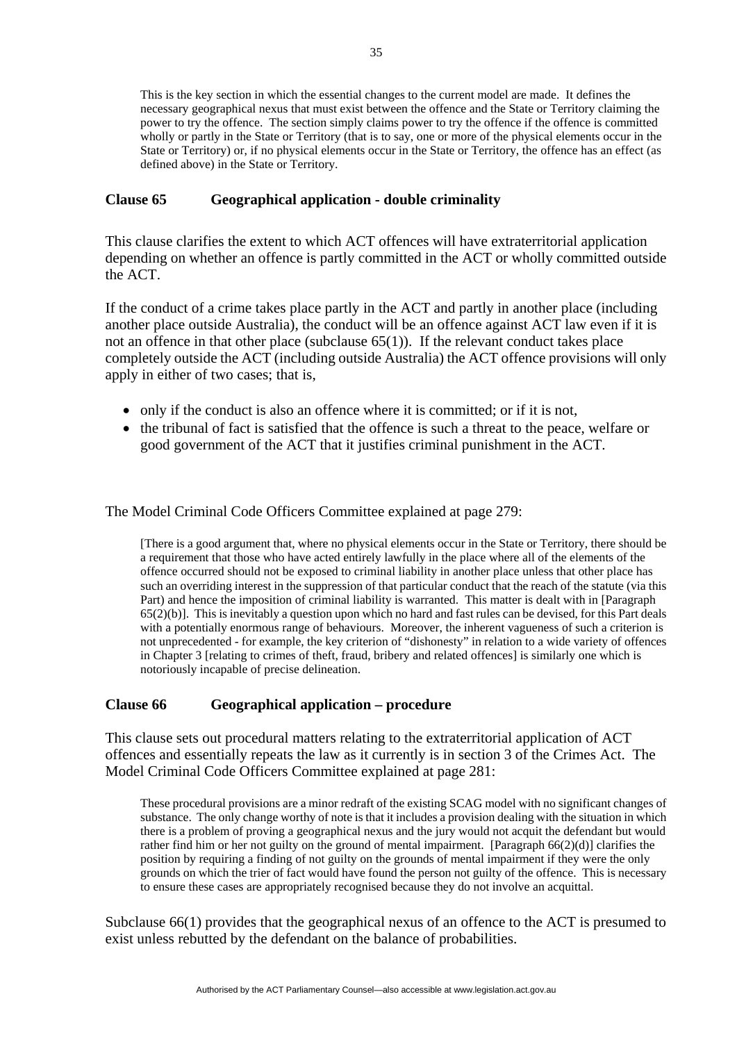> This is the key section in which the essential changes to the current model are made. It defines the necessary geographical nexus that must exist between the offence and the State or Territory claiming the power to try the offence. The section simply claims power to try the offence if the offence is committed wholly or partly in the State or Territory (that is to say, one or more of the physical elements occur in the State or Territory) or, if no physical elements occur in the State or Territory, the offence has an effect (as defined above) in the State or Territory.

### Clause 65 Geographical application - double criminality

This clause clarifies the extent to which ACT offences will have extraterritorial application depending on whether an offence is partly committed in the ACT or wholly committed outside the ACT.

If the conduct of a crime takes place partly in the ACT and partly in another place (including another place outside Australia), the conduct will be an offence against ACT law even if it is not an offence in that other place (subclause 65(1)). If the relevant conduct takes place completely outside the ACT (including outside Australia) the ACT offence provisions will only apply in either of two cases; that is,

- only if the conduct is also an offence where it is committed; or if it is not,
- the tribunal of fact is satisfied that the offence is such a threat to the peace, welfare or good government of the ACT that it justifies criminal punishment in the ACT.

The Model Criminal Code Officers Committee explained at page 279:

> [There is a good argument that, where no physical elements occur in the State or Territory, there should be a requirement that those who have acted entirely lawfully in the place where all of the elements of the offence occurred should not be exposed to criminal liability in another place unless that other place has such an overriding interest in the suppression of that particular conduct that the reach of the statute (via this Part) and hence the imposition of criminal liability is warranted. This matter is dealt with in [Paragraph 65(2)(b)]. This is inevitably a question upon which no hard and fast rules can be devised, for this Part deals with a potentially enormous range of behaviours. Moreover, the inherent vagueness of such a criterion is not unprecedented - for example, the key criterion of "dishonesty" in relation to a wide variety of offences in Chapter 3 [relating to crimes of theft, fraud, bribery and related offences] is similarly one which is notoriously incapable of precise delineation.

### Clause 66 Geographical application – procedure

This clause sets out procedural matters relating to the extraterritorial application of ACT offences and essentially repeats the law as it currently is in section 3 of the Crimes Act. The Model Criminal Code Officers Committee explained at page 281:

> These procedural provisions are a minor redraft of the existing SCAG model with no significant changes of substance. The only change worthy of note is that it includes a provision dealing with the situation in which there is a problem of proving a geographical nexus and the jury would not acquit the defendant but would rather find him or her not guilty on the ground of mental impairment. [Paragraph 66(2)(d)] clarifies the position by requiring a finding of not guilty on the grounds of mental impairment if they were the only grounds on which the trier of fact would have found the person not guilty of the offence. This is necessary to ensure these cases are appropriately recognised because they do not involve an acquittal.

Subclause 66(1) provides that the geographical nexus of an offence to the ACT is presumed to exist unless rebutted by the defendant on the balance of probabilities.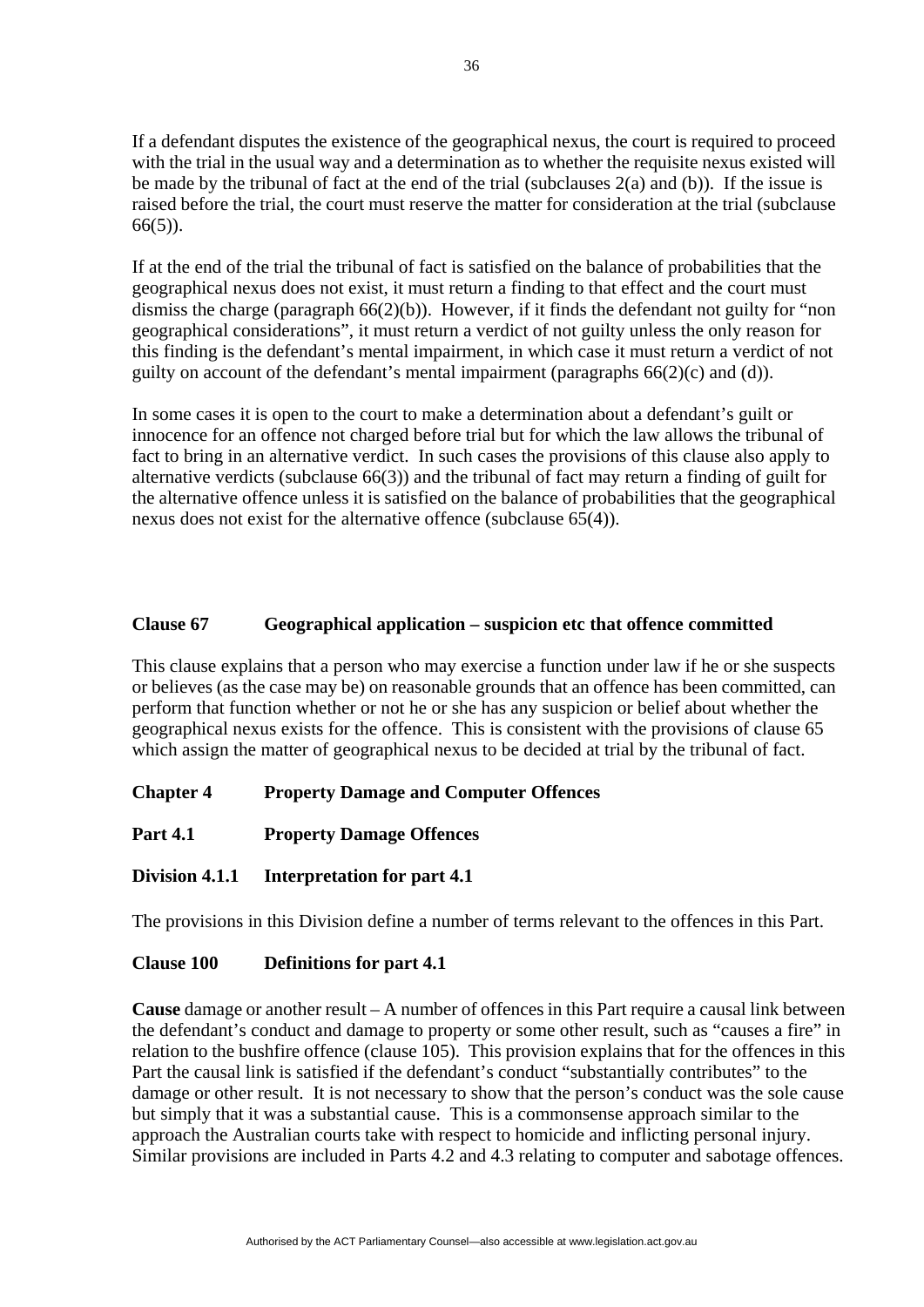If a defendant disputes the existence of the geographical nexus, the court is required to proceed with the trial in the usual way and a determination as to whether the requisite nexus existed will be made by the tribunal of fact at the end of the trial (subclauses 2(a) and (b)). If the issue is raised before the trial, the court must reserve the matter for consideration at the trial (subclause 66(5)).

If at the end of the trial the tribunal of fact is satisfied on the balance of probabilities that the geographical nexus does not exist, it must return a finding to that effect and the court must dismiss the charge (paragraph 66(2)(b)). However, if it finds the defendant not guilty for "non geographical considerations", it must return a verdict of not guilty unless the only reason for this finding is the defendant's mental impairment, in which case it must return a verdict of not guilty on account of the defendant's mental impairment (paragraphs 66(2)(c) and (d)).

In some cases it is open to the court to make a determination about a defendant's guilt or innocence for an offence not charged before trial but for which the law allows the tribunal of fact to bring in an alternative verdict. In such cases the provisions of this clause also apply to alternative verdicts (subclause 66(3)) and the tribunal of fact may return a finding of guilt for the alternative offence unless it is satisfied on the balance of probabilities that the geographical nexus does not exist for the alternative offence (subclause 65(4)).

**Clause 67 Geographical application – suspicion etc that offence committed**

This clause explains that a person who may exercise a function under law if he or she suspects or believes (as the case may be) on reasonable grounds that an offence has been committed, can perform that function whether or not he or she has any suspicion or belief about whether the geographical nexus exists for the offence. This is consistent with the provisions of clause 65 which assign the matter of geographical nexus to be decided at trial by the tribunal of fact.

## Chapter 4 Property Damage and Computer Offences

## Part 4.1 Property Damage Offences

### Division 4.1.1 Interpretation for part 4.1

The provisions in this Division define a number of terms relevant to the offences in this Part.

**Clause 100 Definitions for part 4.1**

**Cause** damage or another result – A number of offences in this Part require a causal link between the defendant's conduct and damage to property or some other result, such as "causes a fire" in relation to the bushfire offence (clause 105). This provision explains that for the offences in this Part the causal link is satisfied if the defendant's conduct "substantially contributes" to the damage or other result. It is not necessary to show that the person's conduct was the sole cause but simply that it was a substantial cause. This is a commonsense approach similar to the approach the Australian courts take with respect to homicide and inflicting personal injury. Similar provisions are included in Parts 4.2 and 4.3 relating to computer and sabotage offences.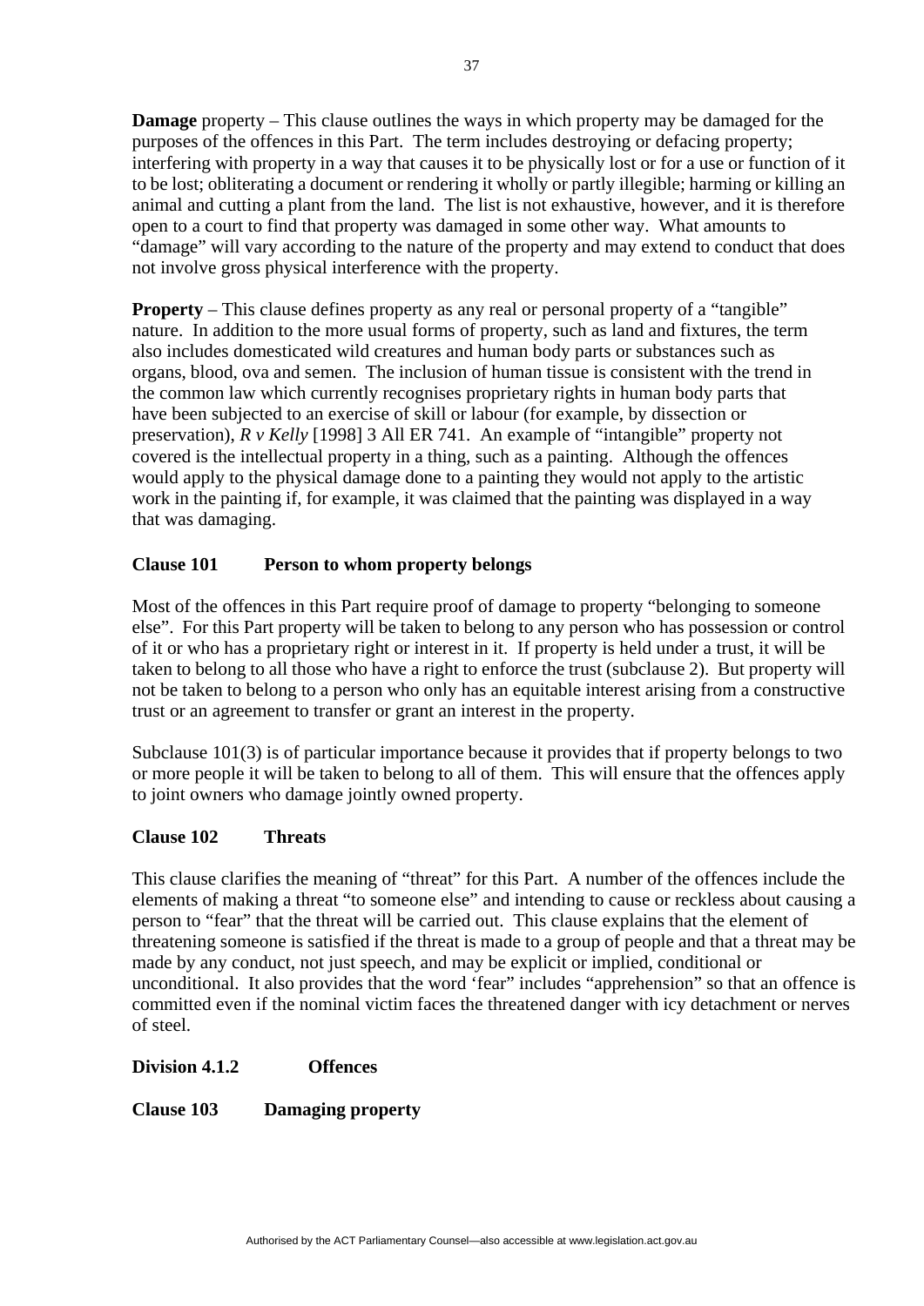**Damage** property – This clause outlines the ways in which property may be damaged for the purposes of the offences in this Part. The term includes destroying or defacing property; interfering with property in a way that causes it to be physically lost or for a use or function of it to be lost; obliterating a document or rendering it wholly or partly illegible; harming or killing an animal and cutting a plant from the land. The list is not exhaustive, however, and it is therefore open to a court to find that property was damaged in some other way. What amounts to "damage" will vary according to the nature of the property and may extend to conduct that does not involve gross physical interference with the property.

**Property** – This clause defines property as any real or personal property of a "tangible" nature. In addition to the more usual forms of property, such as land and fixtures, the term also includes domesticated wild creatures and human body parts or substances such as organs, blood, ova and semen. The inclusion of human tissue is consistent with the trend in the common law which currently recognises proprietary rights in human body parts that have been subjected to an exercise of skill or labour (for example, by dissection or preservation), *R v Kelly* [1998] 3 All ER 741. An example of "intangible" property not covered is the intellectual property in a thing, such as a painting. Although the offences would apply to the physical damage done to a painting they would not apply to the artistic work in the painting if, for example, it was claimed that the painting was displayed in a way that was damaging.

**Clause 101 Person to whom property belongs**

Most of the offences in this Part require proof of damage to property "belonging to someone else". For this Part property will be taken to belong to any person who has possession or control of it or who has a proprietary right or interest in it. If property is held under a trust, it will be taken to belong to all those who have a right to enforce the trust (subclause 2). But property will not be taken to belong to a person who only has an equitable interest arising from a constructive trust or an agreement to transfer or grant an interest in the property.

Subclause 101(3) is of particular importance because it provides that if property belongs to two or more people it will be taken to belong to all of them. This will ensure that the offences apply to joint owners who damage jointly owned property.

**Clause 102 Threats**

This clause clarifies the meaning of "threat" for this Part. A number of the offences include the elements of making a threat "to someone else" and intending to cause or reckless about causing a person to "fear" that the threat will be carried out. This clause explains that the element of threatening someone is satisfied if the threat is made to a group of people and that a threat may be made by any conduct, not just speech, and may be explicit or implied, conditional or unconditional. It also provides that the word 'fear" includes "apprehension" so that an offence is committed even if the nominal victim faces the threatened danger with icy detachment or nerves of steel.

**Division 4.1.2 Offences**

**Clause 103 Damaging property**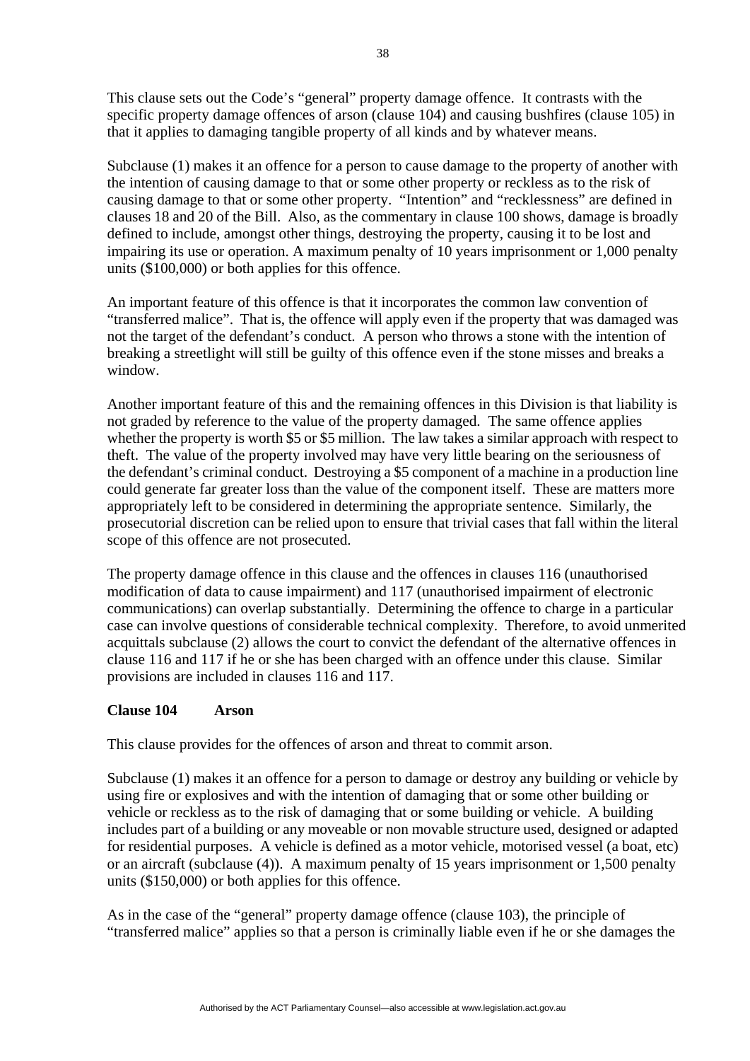This clause sets out the Code's "general" property damage offence. It contrasts with the specific property damage offences of arson (clause 104) and causing bushfires (clause 105) in that it applies to damaging tangible property of all kinds and by whatever means.

Subclause (1) makes it an offence for a person to cause damage to the property of another with the intention of causing damage to that or some other property or reckless as to the risk of causing damage to that or some other property. "Intention" and "recklessness" are defined in clauses 18 and 20 of the Bill. Also, as the commentary in clause 100 shows, damage is broadly defined to include, amongst other things, destroying the property, causing it to be lost and impairing its use or operation. A maximum penalty of 10 years imprisonment or 1,000 penalty units ($100,000) or both applies for this offence.

An important feature of this offence is that it incorporates the common law convention of "transferred malice". That is, the offence will apply even if the property that was damaged was not the target of the defendant's conduct. A person who throws a stone with the intention of breaking a streetlight will still be guilty of this offence even if the stone misses and breaks a window.

Another important feature of this and the remaining offences in this Division is that liability is not graded by reference to the value of the property damaged. The same offence applies whether the property is worth $5 or $5 million. The law takes a similar approach with respect to theft. The value of the property involved may have very little bearing on the seriousness of the defendant's criminal conduct. Destroying a $5 component of a machine in a production line could generate far greater loss than the value of the component itself. These are matters more appropriately left to be considered in determining the appropriate sentence. Similarly, the prosecutorial discretion can be relied upon to ensure that trivial cases that fall within the literal scope of this offence are not prosecuted.

The property damage offence in this clause and the offences in clauses 116 (unauthorised modification of data to cause impairment) and 117 (unauthorised impairment of electronic communications) can overlap substantially. Determining the offence to charge in a particular case can involve questions of considerable technical complexity. Therefore, to avoid unmerited acquittals subclause (2) allows the court to convict the defendant of the alternative offences in clause 116 and 117 if he or she has been charged with an offence under this clause. Similar provisions are included in clauses 116 and 117.

**Clause 104 Arson**

This clause provides for the offences of arson and threat to commit arson.

Subclause (1) makes it an offence for a person to damage or destroy any building or vehicle by using fire or explosives and with the intention of damaging that or some other building or vehicle or reckless as to the risk of damaging that or some building or vehicle. A building includes part of a building or any moveable or non movable structure used, designed or adapted for residential purposes. A vehicle is defined as a motor vehicle, motorised vessel (a boat, etc) or an aircraft (subclause (4)). A maximum penalty of 15 years imprisonment or 1,500 penalty units ($150,000) or both applies for this offence.

As in the case of the "general" property damage offence (clause 103), the principle of "transferred malice" applies so that a person is criminally liable even if he or she damages the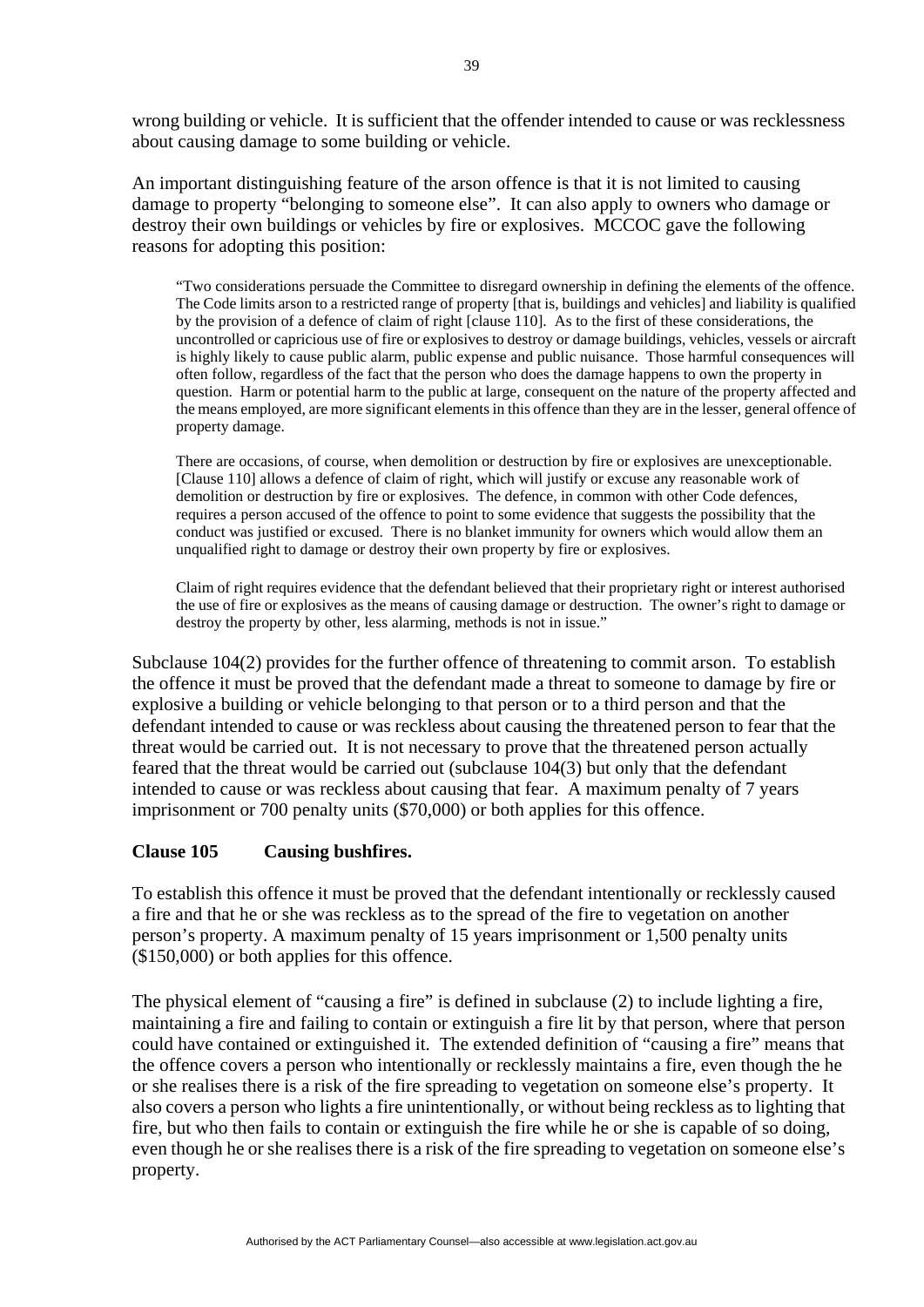wrong building or vehicle. It is sufficient that the offender intended to cause or was recklessness about causing damage to some building or vehicle.

An important distinguishing feature of the arson offence is that it is not limited to causing damage to property "belonging to someone else". It can also apply to owners who damage or destroy their own buildings or vehicles by fire or explosives. MCCOC gave the following reasons for adopting this position:

> "Two considerations persuade the Committee to disregard ownership in defining the elements of the offence. The Code limits arson to a restricted range of property [that is, buildings and vehicles] and liability is qualified by the provision of a defence of claim of right [clause 110]. As to the first of these considerations, the uncontrolled or capricious use of fire or explosives to destroy or damage buildings, vehicles, vessels or aircraft is highly likely to cause public alarm, public expense and public nuisance. Those harmful consequences will often follow, regardless of the fact that the person who does the damage happens to own the property in question. Harm or potential harm to the public at large, consequent on the nature of the property affected and the means employed, are more significant elements in this offence than they are in the lesser, general offence of property damage.
>
> There are occasions, of course, when demolition or destruction by fire or explosives are unexceptionable. [Clause 110] allows a defence of claim of right, which will justify or excuse any reasonable work of demolition or destruction by fire or explosives. The defence, in common with other Code defences, requires a person accused of the offence to point to some evidence that suggests the possibility that the conduct was justified or excused. There is no blanket immunity for owners which would allow them an unqualified right to damage or destroy their own property by fire or explosives.
>
> Claim of right requires evidence that the defendant believed that their proprietary right or interest authorised the use of fire or explosives as the means of causing damage or destruction. The owner's right to damage or destroy the property by other, less alarming, methods is not in issue."

Subclause 104(2) provides for the further offence of threatening to commit arson. To establish the offence it must be proved that the defendant made a threat to someone to damage by fire or explosive a building or vehicle belonging to that person or to a third person and that the defendant intended to cause or was reckless about causing the threatened person to fear that the threat would be carried out. It is not necessary to prove that the threatened person actually feared that the threat would be carried out (subclause 104(3) but only that the defendant intended to cause or was reckless about causing that fear. A maximum penalty of 7 years imprisonment or 700 penalty units ($70,000) or both applies for this offence.

**Clause 105 Causing bushfires.**

To establish this offence it must be proved that the defendant intentionally or recklessly caused a fire and that he or she was reckless as to the spread of the fire to vegetation on another person's property. A maximum penalty of 15 years imprisonment or 1,500 penalty units ($150,000) or both applies for this offence.

The physical element of "causing a fire" is defined in subclause (2) to include lighting a fire, maintaining a fire and failing to contain or extinguish a fire lit by that person, where that person could have contained or extinguished it. The extended definition of "causing a fire" means that the offence covers a person who intentionally or recklessly maintains a fire, even though the he or she realises there is a risk of the fire spreading to vegetation on someone else's property. It also covers a person who lights a fire unintentionally, or without being reckless as to lighting that fire, but who then fails to contain or extinguish the fire while he or she is capable of so doing, even though he or she realises there is a risk of the fire spreading to vegetation on someone else's property.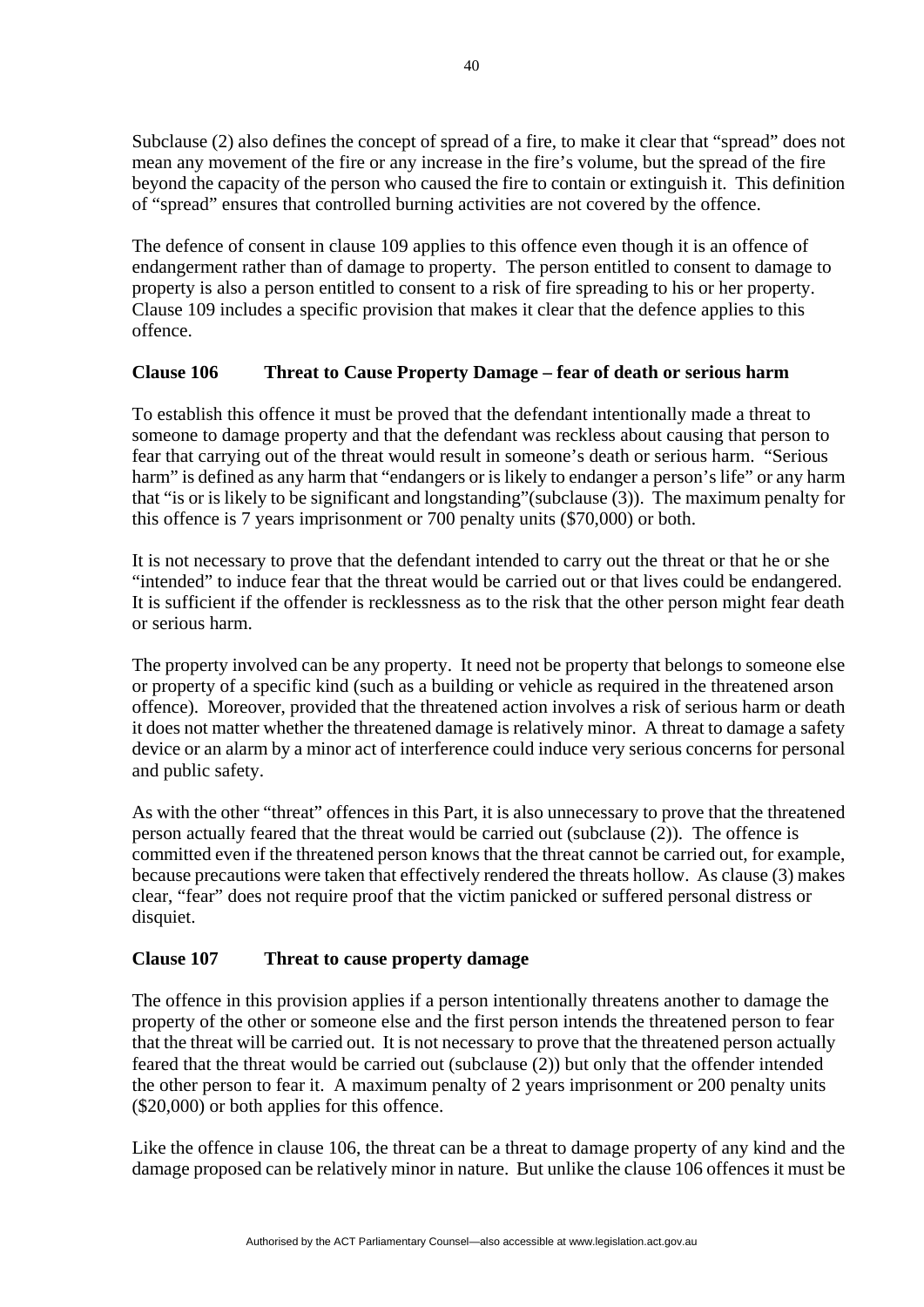Subclause (2) also defines the concept of spread of a fire, to make it clear that "spread" does not mean any movement of the fire or any increase in the fire's volume, but the spread of the fire beyond the capacity of the person who caused the fire to contain or extinguish it. This definition of "spread" ensures that controlled burning activities are not covered by the offence.

The defence of consent in clause 109 applies to this offence even though it is an offence of endangerment rather than of damage to property. The person entitled to consent to damage to property is also a person entitled to consent to a risk of fire spreading to his or her property. Clause 109 includes a specific provision that makes it clear that the defence applies to this offence.

### Clause 106 Threat to Cause Property Damage – fear of death or serious harm

To establish this offence it must be proved that the defendant intentionally made a threat to someone to damage property and that the defendant was reckless about causing that person to fear that carrying out of the threat would result in someone's death or serious harm. "Serious harm" is defined as any harm that "endangers or is likely to endanger a person's life" or any harm that "is or is likely to be significant and longstanding"(subclause (3)). The maximum penalty for this offence is 7 years imprisonment or 700 penalty units ($70,000) or both.

It is not necessary to prove that the defendant intended to carry out the threat or that he or she "intended" to induce fear that the threat would be carried out or that lives could be endangered. It is sufficient if the offender is recklessness as to the risk that the other person might fear death or serious harm.

The property involved can be any property. It need not be property that belongs to someone else or property of a specific kind (such as a building or vehicle as required in the threatened arson offence). Moreover, provided that the threatened action involves a risk of serious harm or death it does not matter whether the threatened damage is relatively minor. A threat to damage a safety device or an alarm by a minor act of interference could induce very serious concerns for personal and public safety.

As with the other "threat" offences in this Part, it is also unnecessary to prove that the threatened person actually feared that the threat would be carried out (subclause (2)). The offence is committed even if the threatened person knows that the threat cannot be carried out, for example, because precautions were taken that effectively rendered the threats hollow. As clause (3) makes clear, "fear" does not require proof that the victim panicked or suffered personal distress or disquiet.

### Clause 107 Threat to cause property damage

The offence in this provision applies if a person intentionally threatens another to damage the property of the other or someone else and the first person intends the threatened person to fear that the threat will be carried out. It is not necessary to prove that the threatened person actually feared that the threat would be carried out (subclause (2)) but only that the offender intended the other person to fear it. A maximum penalty of 2 years imprisonment or 200 penalty units ($20,000) or both applies for this offence.

Like the offence in clause 106, the threat can be a threat to damage property of any kind and the damage proposed can be relatively minor in nature. But unlike the clause 106 offences it must be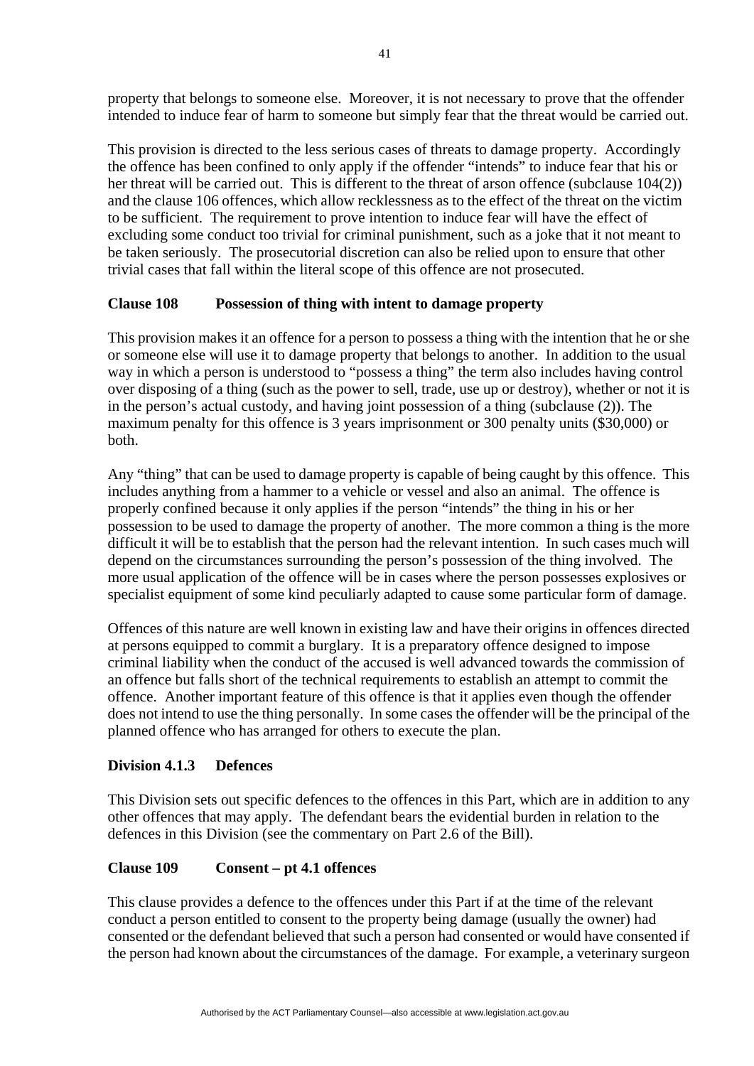property that belongs to someone else. Moreover, it is not necessary to prove that the offender intended to induce fear of harm to someone but simply fear that the threat would be carried out.

This provision is directed to the less serious cases of threats to damage property. Accordingly the offence has been confined to only apply if the offender "intends" to induce fear that his or her threat will be carried out. This is different to the threat of arson offence (subclause 104(2)) and the clause 106 offences, which allow recklessness as to the effect of the threat on the victim to be sufficient. The requirement to prove intention to induce fear will have the effect of excluding some conduct too trivial for criminal punishment, such as a joke that it not meant to be taken seriously. The prosecutorial discretion can also be relied upon to ensure that other trivial cases that fall within the literal scope of this offence are not prosecuted.

### Clause 108 Possession of thing with intent to damage property

This provision makes it an offence for a person to possess a thing with the intention that he or she or someone else will use it to damage property that belongs to another. In addition to the usual way in which a person is understood to "possess a thing" the term also includes having control over disposing of a thing (such as the power to sell, trade, use up or destroy), whether or not it is in the person's actual custody, and having joint possession of a thing (subclause (2)). The maximum penalty for this offence is 3 years imprisonment or 300 penalty units ($30,000) or both.

Any "thing" that can be used to damage property is capable of being caught by this offence. This includes anything from a hammer to a vehicle or vessel and also an animal. The offence is properly confined because it only applies if the person "intends" the thing in his or her possession to be used to damage the property of another. The more common a thing is the more difficult it will be to establish that the person had the relevant intention. In such cases much will depend on the circumstances surrounding the person's possession of the thing involved. The more usual application of the offence will be in cases where the person possesses explosives or specialist equipment of some kind peculiarly adapted to cause some particular form of damage.

Offences of this nature are well known in existing law and have their origins in offences directed at persons equipped to commit a burglary. It is a preparatory offence designed to impose criminal liability when the conduct of the accused is well advanced towards the commission of an offence but falls short of the technical requirements to establish an attempt to commit the offence. Another important feature of this offence is that it applies even though the offender does not intend to use the thing personally. In some cases the offender will be the principal of the planned offence who has arranged for others to execute the plan.

### Division 4.1.3 Defences

This Division sets out specific defences to the offences in this Part, which are in addition to any other offences that may apply. The defendant bears the evidential burden in relation to the defences in this Division (see the commentary on Part 2.6 of the Bill).

### Clause 109 Consent – pt 4.1 offences

This clause provides a defence to the offences under this Part if at the time of the relevant conduct a person entitled to consent to the property being damage (usually the owner) had consented or the defendant believed that such a person had consented or would have consented if the person had known about the circumstances of the damage. For example, a veterinary surgeon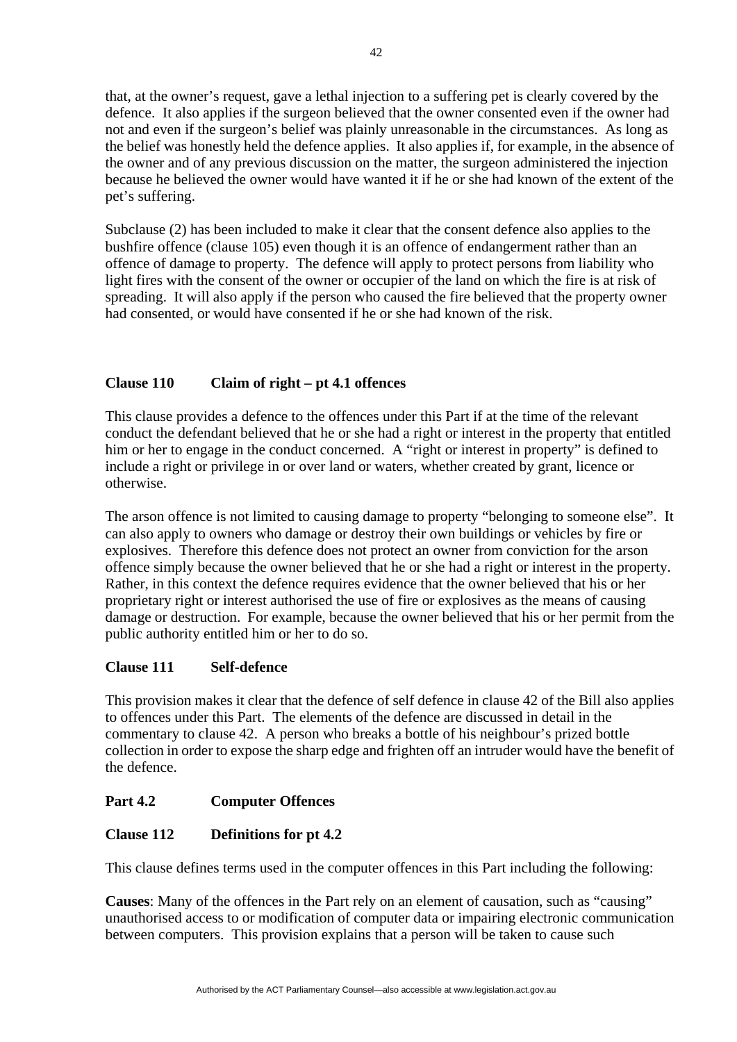that, at the owner's request, gave a lethal injection to a suffering pet is clearly covered by the defence. It also applies if the surgeon believed that the owner consented even if the owner had not and even if the surgeon's belief was plainly unreasonable in the circumstances. As long as the belief was honestly held the defence applies. It also applies if, for example, in the absence of the owner and of any previous discussion on the matter, the surgeon administered the injection because he believed the owner would have wanted it if he or she had known of the extent of the pet's suffering.

Subclause (2) has been included to make it clear that the consent defence also applies to the bushfire offence (clause 105) even though it is an offence of endangerment rather than an offence of damage to property. The defence will apply to protect persons from liability who light fires with the consent of the owner or occupier of the land on which the fire is at risk of spreading. It will also apply if the person who caused the fire believed that the property owner had consented, or would have consented if he or she had known of the risk.

**Clause 110 Claim of right – pt 4.1 offences**

This clause provides a defence to the offences under this Part if at the time of the relevant conduct the defendant believed that he or she had a right or interest in the property that entitled him or her to engage in the conduct concerned. A "right or interest in property" is defined to include a right or privilege in or over land or waters, whether created by grant, licence or otherwise.

The arson offence is not limited to causing damage to property "belonging to someone else". It can also apply to owners who damage or destroy their own buildings or vehicles by fire or explosives. Therefore this defence does not protect an owner from conviction for the arson offence simply because the owner believed that he or she had a right or interest in the property. Rather, in this context the defence requires evidence that the owner believed that his or her proprietary right or interest authorised the use of fire or explosives as the means of causing damage or destruction. For example, because the owner believed that his or her permit from the public authority entitled him or her to do so.

**Clause 111 Self-defence**

This provision makes it clear that the defence of self defence in clause 42 of the Bill also applies to offences under this Part. The elements of the defence are discussed in detail in the commentary to clause 42. A person who breaks a bottle of his neighbour's prized bottle collection in order to expose the sharp edge and frighten off an intruder would have the benefit of the defence.

**Part 4.2 Computer Offences**

**Clause 112 Definitions for pt 4.2**

This clause defines terms used in the computer offences in this Part including the following:

**Causes**: Many of the offences in the Part rely on an element of causation, such as "causing" unauthorised access to or modification of computer data or impairing electronic communication between computers. This provision explains that a person will be taken to cause such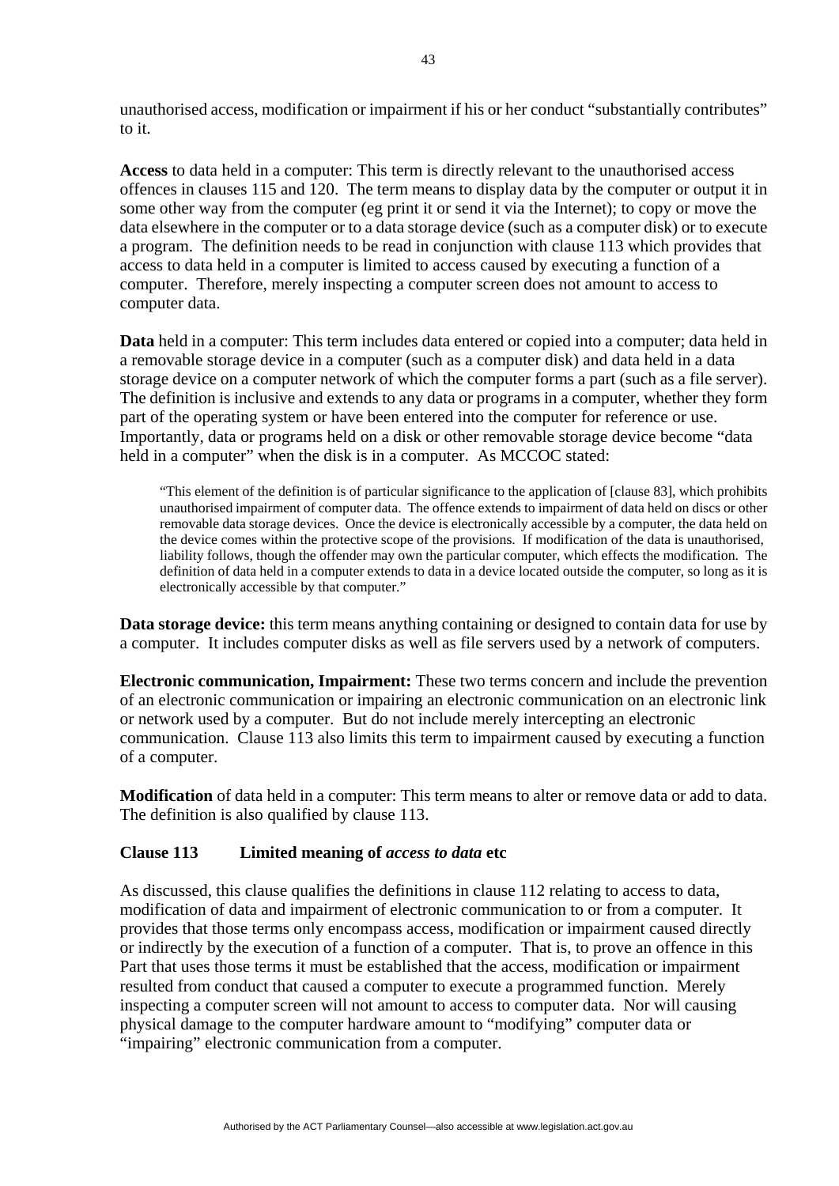unauthorised access, modification or impairment if his or her conduct "substantially contributes" to it.

**Access** to data held in a computer: This term is directly relevant to the unauthorised access offences in clauses 115 and 120. The term means to display data by the computer or output it in some other way from the computer (eg print it or send it via the Internet); to copy or move the data elsewhere in the computer or to a data storage device (such as a computer disk) or to execute a program. The definition needs to be read in conjunction with clause 113 which provides that access to data held in a computer is limited to access caused by executing a function of a computer. Therefore, merely inspecting a computer screen does not amount to access to computer data.

**Data** held in a computer: This term includes data entered or copied into a computer; data held in a removable storage device in a computer (such as a computer disk) and data held in a data storage device on a computer network of which the computer forms a part (such as a file server). The definition is inclusive and extends to any data or programs in a computer, whether they form part of the operating system or have been entered into the computer for reference or use. Importantly, data or programs held on a disk or other removable storage device become "data held in a computer" when the disk is in a computer. As MCCOC stated:

> "This element of the definition is of particular significance to the application of [clause 83], which prohibits unauthorised impairment of computer data. The offence extends to impairment of data held on discs or other removable data storage devices. Once the device is electronically accessible by a computer, the data held on the device comes within the protective scope of the provisions. If modification of the data is unauthorised, liability follows, though the offender may own the particular computer, which effects the modification. The definition of data held in a computer extends to data in a device located outside the computer, so long as it is electronically accessible by that computer."

**Data storage device:** this term means anything containing or designed to contain data for use by a computer. It includes computer disks as well as file servers used by a network of computers.

**Electronic communication, Impairment:** These two terms concern and include the prevention of an electronic communication or impairing an electronic communication on an electronic link or network used by a computer. But do not include merely intercepting an electronic communication. Clause 113 also limits this term to impairment caused by executing a function of a computer.

**Modification** of data held in a computer: This term means to alter or remove data or add to data. The definition is also qualified by clause 113.

### Clause 113 Limited meaning of *access to data* etc

As discussed, this clause qualifies the definitions in clause 112 relating to access to data, modification of data and impairment of electronic communication to or from a computer. It provides that those terms only encompass access, modification or impairment caused directly or indirectly by the execution of a function of a computer. That is, to prove an offence in this Part that uses those terms it must be established that the access, modification or impairment resulted from conduct that caused a computer to execute a programmed function. Merely inspecting a computer screen will not amount to access to computer data. Nor will causing physical damage to the computer hardware amount to "modifying" computer data or "impairing" electronic communication from a computer.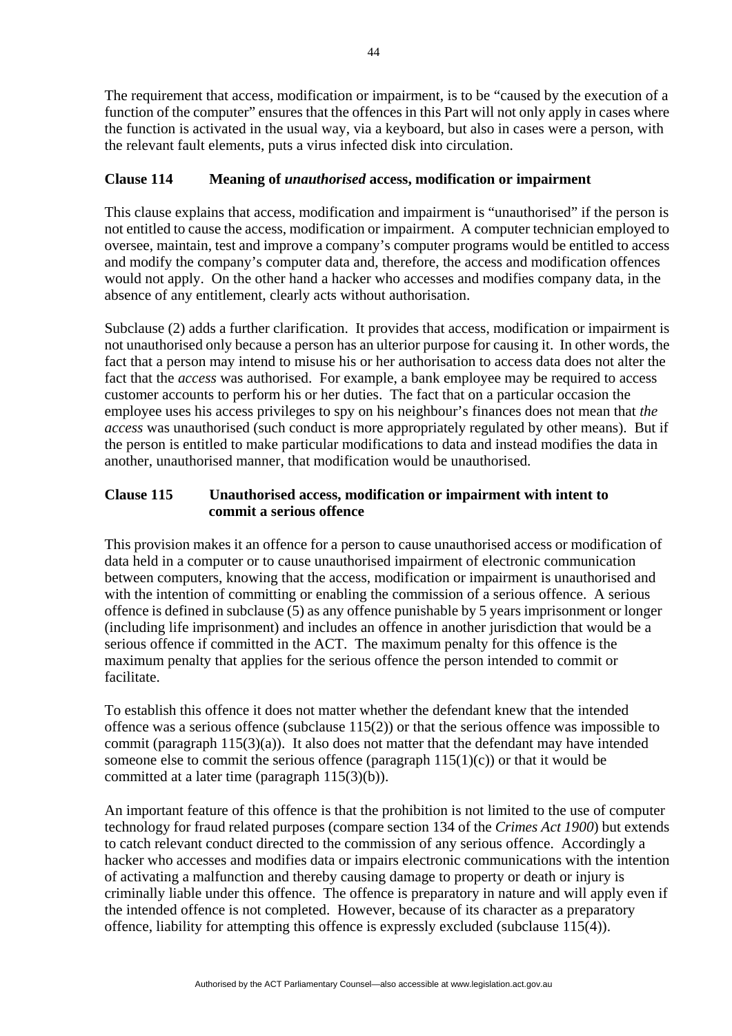The requirement that access, modification or impairment, is to be "caused by the execution of a function of the computer" ensures that the offences in this Part will not only apply in cases where the function is activated in the usual way, via a keyboard, but also in cases were a person, with the relevant fault elements, puts a virus infected disk into circulation.

### Clause 114 Meaning of *unauthorised* access, modification or impairment

This clause explains that access, modification and impairment is "unauthorised" if the person is not entitled to cause the access, modification or impairment. A computer technician employed to oversee, maintain, test and improve a company's computer programs would be entitled to access and modify the company's computer data and, therefore, the access and modification offences would not apply. On the other hand a hacker who accesses and modifies company data, in the absence of any entitlement, clearly acts without authorisation.

Subclause (2) adds a further clarification. It provides that access, modification or impairment is not unauthorised only because a person has an ulterior purpose for causing it. In other words, the fact that a person may intend to misuse his or her authorisation to access data does not alter the fact that the *access* was authorised. For example, a bank employee may be required to access customer accounts to perform his or her duties. The fact that on a particular occasion the employee uses his access privileges to spy on his neighbour's finances does not mean that *the access* was unauthorised (such conduct is more appropriately regulated by other means). But if the person is entitled to make particular modifications to data and instead modifies the data in another, unauthorised manner, that modification would be unauthorised.

### Clause 115 Unauthorised access, modification or impairment with intent to commit a serious offence

This provision makes it an offence for a person to cause unauthorised access or modification of data held in a computer or to cause unauthorised impairment of electronic communication between computers, knowing that the access, modification or impairment is unauthorised and with the intention of committing or enabling the commission of a serious offence. A serious offence is defined in subclause (5) as any offence punishable by 5 years imprisonment or longer (including life imprisonment) and includes an offence in another jurisdiction that would be a serious offence if committed in the ACT. The maximum penalty for this offence is the maximum penalty that applies for the serious offence the person intended to commit or facilitate.

To establish this offence it does not matter whether the defendant knew that the intended offence was a serious offence (subclause 115(2)) or that the serious offence was impossible to commit (paragraph 115(3)(a)). It also does not matter that the defendant may have intended someone else to commit the serious offence (paragraph 115(1)(c)) or that it would be committed at a later time (paragraph 115(3)(b)).

An important feature of this offence is that the prohibition is not limited to the use of computer technology for fraud related purposes (compare section 134 of the *Crimes Act 1900*) but extends to catch relevant conduct directed to the commission of any serious offence. Accordingly a hacker who accesses and modifies data or impairs electronic communications with the intention of activating a malfunction and thereby causing damage to property or death or injury is criminally liable under this offence. The offence is preparatory in nature and will apply even if the intended offence is not completed. However, because of its character as a preparatory offence, liability for attempting this offence is expressly excluded (subclause 115(4)).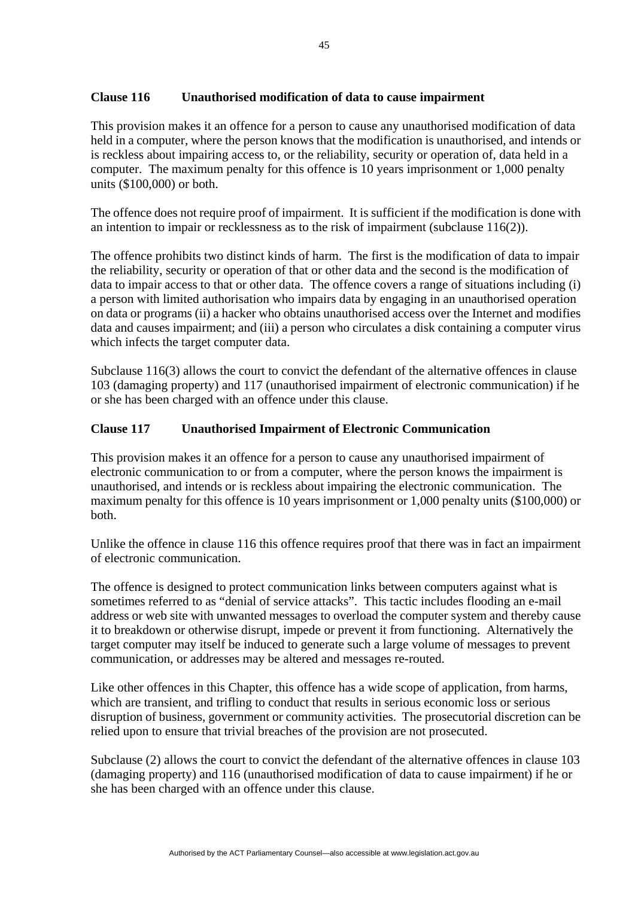### Clause 116 Unauthorised modification of data to cause impairment

This provision makes it an offence for a person to cause any unauthorised modification of data held in a computer, where the person knows that the modification is unauthorised, and intends or is reckless about impairing access to, or the reliability, security or operation of, data held in a computer. The maximum penalty for this offence is 10 years imprisonment or 1,000 penalty units ($100,000) or both.

The offence does not require proof of impairment. It is sufficient if the modification is done with an intention to impair or recklessness as to the risk of impairment (subclause 116(2)).

The offence prohibits two distinct kinds of harm. The first is the modification of data to impair the reliability, security or operation of that or other data and the second is the modification of data to impair access to that or other data. The offence covers a range of situations including (i) a person with limited authorisation who impairs data by engaging in an unauthorised operation on data or programs (ii) a hacker who obtains unauthorised access over the Internet and modifies data and causes impairment; and (iii) a person who circulates a disk containing a computer virus which infects the target computer data.

Subclause 116(3) allows the court to convict the defendant of the alternative offences in clause 103 (damaging property) and 117 (unauthorised impairment of electronic communication) if he or she has been charged with an offence under this clause.

### Clause 117 Unauthorised Impairment of Electronic Communication

This provision makes it an offence for a person to cause any unauthorised impairment of electronic communication to or from a computer, where the person knows the impairment is unauthorised, and intends or is reckless about impairing the electronic communication. The maximum penalty for this offence is 10 years imprisonment or 1,000 penalty units ($100,000) or both.

Unlike the offence in clause 116 this offence requires proof that there was in fact an impairment of electronic communication.

The offence is designed to protect communication links between computers against what is sometimes referred to as "denial of service attacks". This tactic includes flooding an e-mail address or web site with unwanted messages to overload the computer system and thereby cause it to breakdown or otherwise disrupt, impede or prevent it from functioning. Alternatively the target computer may itself be induced to generate such a large volume of messages to prevent communication, or addresses may be altered and messages re-routed.

Like other offences in this Chapter, this offence has a wide scope of application, from harms, which are transient, and trifling to conduct that results in serious economic loss or serious disruption of business, government or community activities. The prosecutorial discretion can be relied upon to ensure that trivial breaches of the provision are not prosecuted.

Subclause (2) allows the court to convict the defendant of the alternative offences in clause 103 (damaging property) and 116 (unauthorised modification of data to cause impairment) if he or she has been charged with an offence under this clause.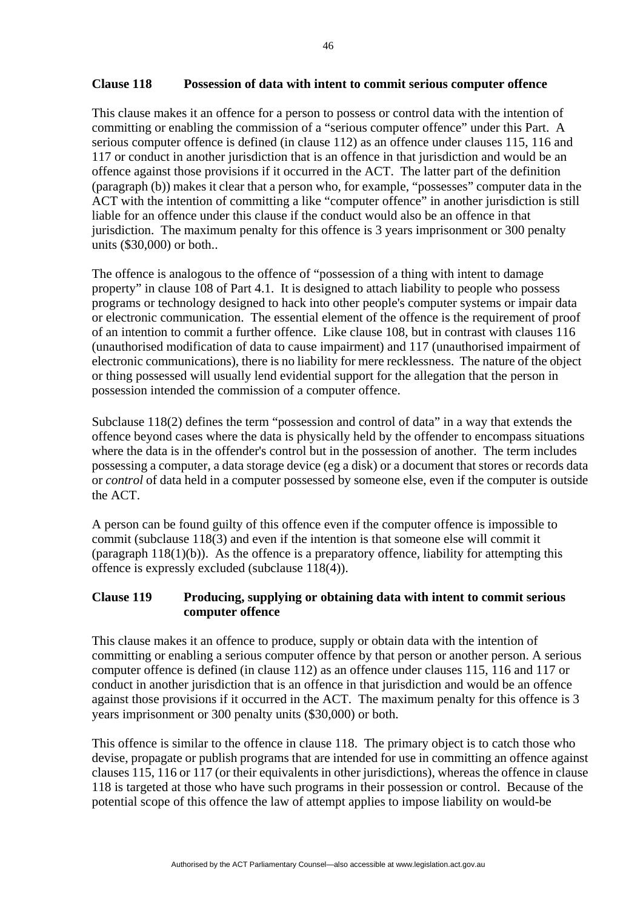### Clause 118 Possession of data with intent to commit serious computer offence

This clause makes it an offence for a person to possess or control data with the intention of committing or enabling the commission of a "serious computer offence" under this Part. A serious computer offence is defined (in clause 112) as an offence under clauses 115, 116 and 117 or conduct in another jurisdiction that is an offence in that jurisdiction and would be an offence against those provisions if it occurred in the ACT. The latter part of the definition (paragraph (b)) makes it clear that a person who, for example, "possesses" computer data in the ACT with the intention of committing a like "computer offence" in another jurisdiction is still liable for an offence under this clause if the conduct would also be an offence in that jurisdiction. The maximum penalty for this offence is 3 years imprisonment or 300 penalty units ($30,000) or both..

The offence is analogous to the offence of "possession of a thing with intent to damage property" in clause 108 of Part 4.1. It is designed to attach liability to people who possess programs or technology designed to hack into other people's computer systems or impair data or electronic communication. The essential element of the offence is the requirement of proof of an intention to commit a further offence. Like clause 108, but in contrast with clauses 116 (unauthorised modification of data to cause impairment) and 117 (unauthorised impairment of electronic communications), there is no liability for mere recklessness. The nature of the object or thing possessed will usually lend evidential support for the allegation that the person in possession intended the commission of a computer offence.

Subclause 118(2) defines the term "possession and control of data" in a way that extends the offence beyond cases where the data is physically held by the offender to encompass situations where the data is in the offender's control but in the possession of another. The term includes possessing a computer, a data storage device (eg a disk) or a document that stores or records data or *control* of data held in a computer possessed by someone else, even if the computer is outside the ACT.

A person can be found guilty of this offence even if the computer offence is impossible to commit (subclause 118(3) and even if the intention is that someone else will commit it (paragraph 118(1)(b)). As the offence is a preparatory offence, liability for attempting this offence is expressly excluded (subclause 118(4)).

### Clause 119 Producing, supplying or obtaining data with intent to commit serious computer offence

This clause makes it an offence to produce, supply or obtain data with the intention of committing or enabling a serious computer offence by that person or another person. A serious computer offence is defined (in clause 112) as an offence under clauses 115, 116 and 117 or conduct in another jurisdiction that is an offence in that jurisdiction and would be an offence against those provisions if it occurred in the ACT. The maximum penalty for this offence is 3 years imprisonment or 300 penalty units ($30,000) or both.

This offence is similar to the offence in clause 118. The primary object is to catch those who devise, propagate or publish programs that are intended for use in committing an offence against clauses 115, 116 or 117 (or their equivalents in other jurisdictions), whereas the offence in clause 118 is targeted at those who have such programs in their possession or control. Because of the potential scope of this offence the law of attempt applies to impose liability on would-be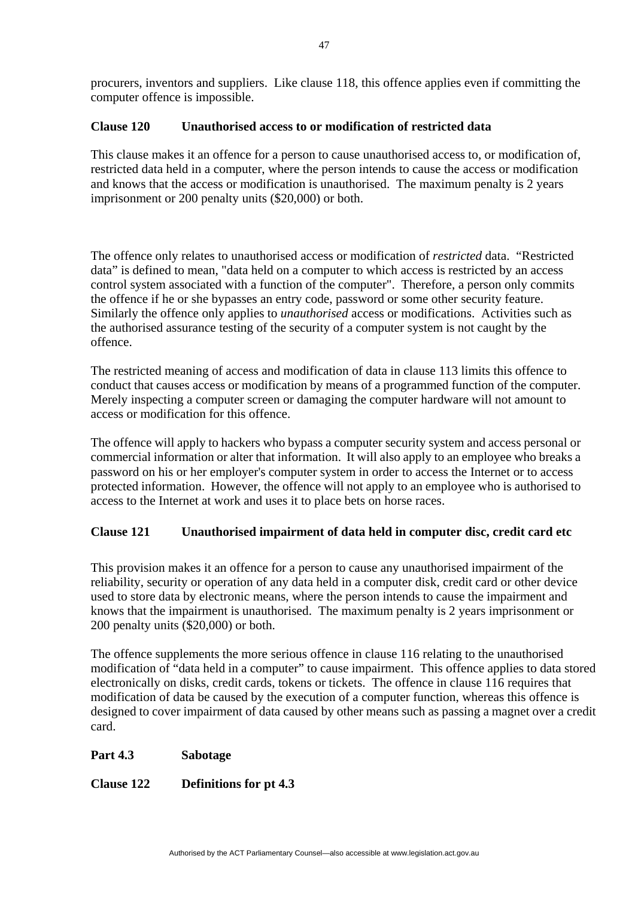procurers, inventors and suppliers. Like clause 118, this offence applies even if committing the computer offence is impossible.

### Clause 120 Unauthorised access to or modification of restricted data

This clause makes it an offence for a person to cause unauthorised access to, or modification of, restricted data held in a computer, where the person intends to cause the access or modification and knows that the access or modification is unauthorised. The maximum penalty is 2 years imprisonment or 200 penalty units ($20,000) or both.

The offence only relates to unauthorised access or modification of *restricted* data. "Restricted data" is defined to mean, "data held on a computer to which access is restricted by an access control system associated with a function of the computer". Therefore, a person only commits the offence if he or she bypasses an entry code, password or some other security feature. Similarly the offence only applies to *unauthorised* access or modifications. Activities such as the authorised assurance testing of the security of a computer system is not caught by the offence.

The restricted meaning of access and modification of data in clause 113 limits this offence to conduct that causes access or modification by means of a programmed function of the computer. Merely inspecting a computer screen or damaging the computer hardware will not amount to access or modification for this offence.

The offence will apply to hackers who bypass a computer security system and access personal or commercial information or alter that information. It will also apply to an employee who breaks a password on his or her employer's computer system in order to access the Internet or to access protected information. However, the offence will not apply to an employee who is authorised to access to the Internet at work and uses it to place bets on horse races.

### Clause 121 Unauthorised impairment of data held in computer disc, credit card etc

This provision makes it an offence for a person to cause any unauthorised impairment of the reliability, security or operation of any data held in a computer disk, credit card or other device used to store data by electronic means, where the person intends to cause the impairment and knows that the impairment is unauthorised. The maximum penalty is 2 years imprisonment or 200 penalty units ($20,000) or both.

The offence supplements the more serious offence in clause 116 relating to the unauthorised modification of "data held in a computer" to cause impairment. This offence applies to data stored electronically on disks, credit cards, tokens or tickets. The offence in clause 116 requires that modification of data be caused by the execution of a computer function, whereas this offence is designed to cover impairment of data caused by other means such as passing a magnet over a credit card.

## Part 4.3 Sabotage

### Clause 122 Definitions for pt 4.3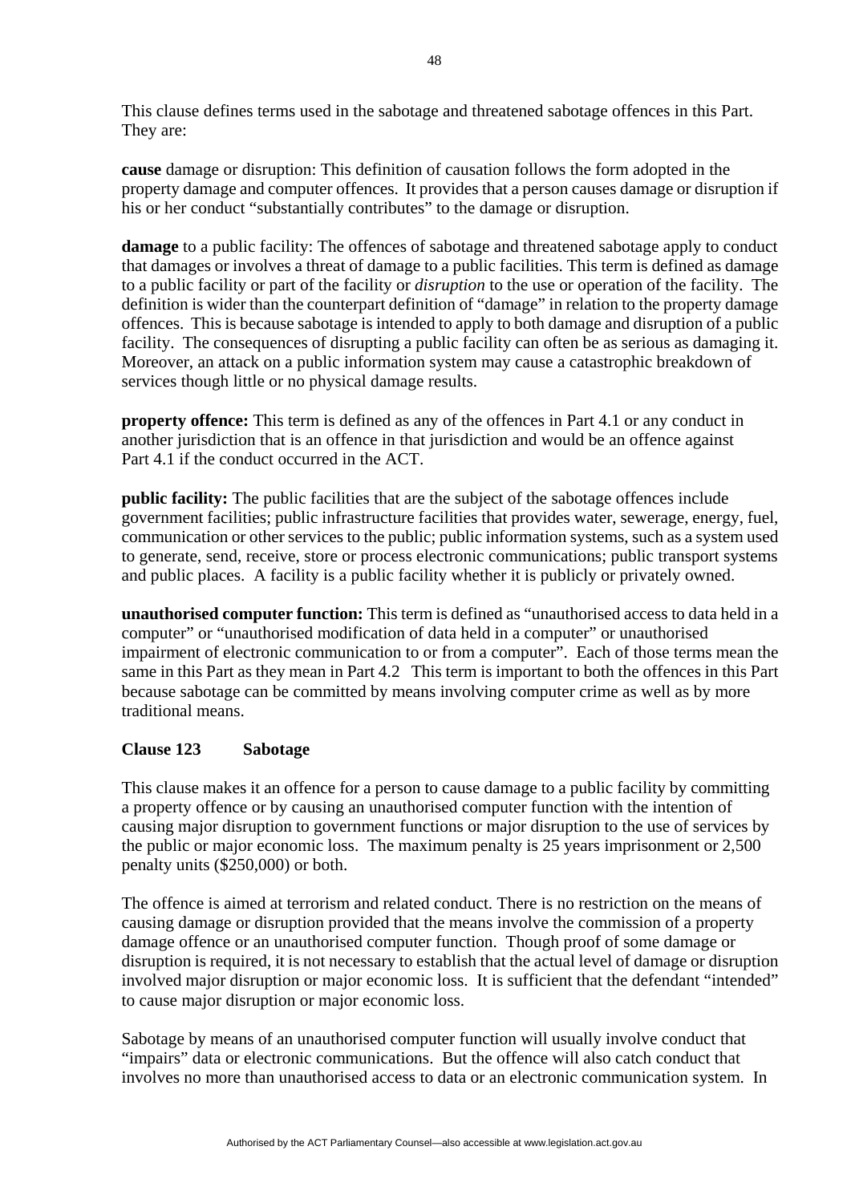This clause defines terms used in the sabotage and threatened sabotage offences in this Part. They are:

**cause** damage or disruption: This definition of causation follows the form adopted in the property damage and computer offences. It provides that a person causes damage or disruption if his or her conduct "substantially contributes" to the damage or disruption.

**damage** to a public facility: The offences of sabotage and threatened sabotage apply to conduct that damages or involves a threat of damage to a public facilities. This term is defined as damage to a public facility or part of the facility or *disruption* to the use or operation of the facility. The definition is wider than the counterpart definition of "damage" in relation to the property damage offences. This is because sabotage is intended to apply to both damage and disruption of a public facility. The consequences of disrupting a public facility can often be as serious as damaging it. Moreover, an attack on a public information system may cause a catastrophic breakdown of services though little or no physical damage results.

**property offence:** This term is defined as any of the offences in Part 4.1 or any conduct in another jurisdiction that is an offence in that jurisdiction and would be an offence against Part 4.1 if the conduct occurred in the ACT.

**public facility:** The public facilities that are the subject of the sabotage offences include government facilities; public infrastructure facilities that provides water, sewerage, energy, fuel, communication or other services to the public; public information systems, such as a system used to generate, send, receive, store or process electronic communications; public transport systems and public places. A facility is a public facility whether it is publicly or privately owned.

**unauthorised computer function:** This term is defined as "unauthorised access to data held in a computer" or "unauthorised modification of data held in a computer" or unauthorised impairment of electronic communication to or from a computer". Each of those terms mean the same in this Part as they mean in Part 4.2 This term is important to both the offences in this Part because sabotage can be committed by means involving computer crime as well as by more traditional means.

**Clause 123 Sabotage**

This clause makes it an offence for a person to cause damage to a public facility by committing a property offence or by causing an unauthorised computer function with the intention of causing major disruption to government functions or major disruption to the use of services by the public or major economic loss. The maximum penalty is 25 years imprisonment or 2,500 penalty units ($250,000) or both.

The offence is aimed at terrorism and related conduct. There is no restriction on the means of causing damage or disruption provided that the means involve the commission of a property damage offence or an unauthorised computer function. Though proof of some damage or disruption is required, it is not necessary to establish that the actual level of damage or disruption involved major disruption or major economic loss. It is sufficient that the defendant "intended" to cause major disruption or major economic loss.

Sabotage by means of an unauthorised computer function will usually involve conduct that "impairs" data or electronic communications. But the offence will also catch conduct that involves no more than unauthorised access to data or an electronic communication system. In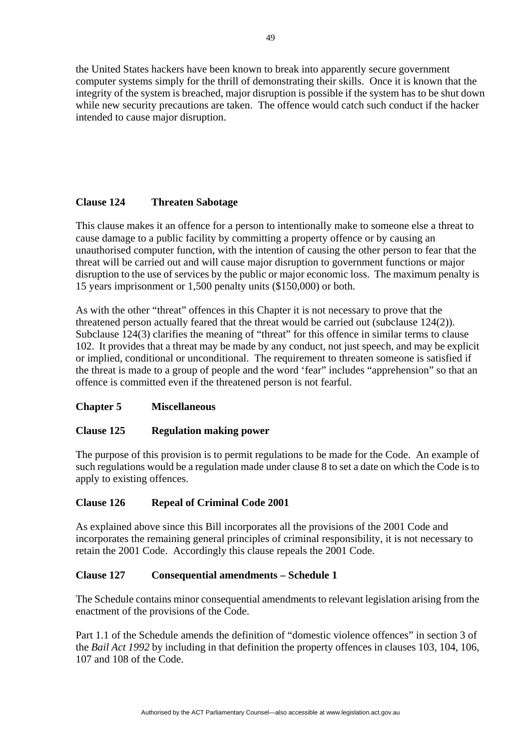the United States hackers have been known to break into apparently secure government computer systems simply for the thrill of demonstrating their skills. Once it is known that the integrity of the system is breached, major disruption is possible if the system has to be shut down while new security precautions are taken. The offence would catch such conduct if the hacker intended to cause major disruption.

**Clause 124 Threaten Sabotage**

This clause makes it an offence for a person to intentionally make to someone else a threat to cause damage to a public facility by committing a property offence or by causing an unauthorised computer function, with the intention of causing the other person to fear that the threat will be carried out and will cause major disruption to government functions or major disruption to the use of services by the public or major economic loss. The maximum penalty is 15 years imprisonment or 1,500 penalty units ($150,000) or both.

As with the other "threat" offences in this Chapter it is not necessary to prove that the threatened person actually feared that the threat would be carried out (subclause 124(2)). Subclause 124(3) clarifies the meaning of "threat" for this offence in similar terms to clause 102. It provides that a threat may be made by any conduct, not just speech, and may be explicit or implied, conditional or unconditional. The requirement to threaten someone is satisfied if the threat is made to a group of people and the word 'fear" includes "apprehension" so that an offence is committed even if the threatened person is not fearful.

**Chapter 5 Miscellaneous**

**Clause 125 Regulation making power**

The purpose of this provision is to permit regulations to be made for the Code. An example of such regulations would be a regulation made under clause 8 to set a date on which the Code is to apply to existing offences.

**Clause 126 Repeal of Criminal Code 2001**

As explained above since this Bill incorporates all the provisions of the 2001 Code and incorporates the remaining general principles of criminal responsibility, it is not necessary to retain the 2001 Code. Accordingly this clause repeals the 2001 Code.

**Clause 127 Consequential amendments – Schedule 1**

The Schedule contains minor consequential amendments to relevant legislation arising from the enactment of the provisions of the Code.

Part 1.1 of the Schedule amends the definition of "domestic violence offences" in section 3 of the *Bail Act 1992* by including in that definition the property offences in clauses 103, 104, 106, 107 and 108 of the Code.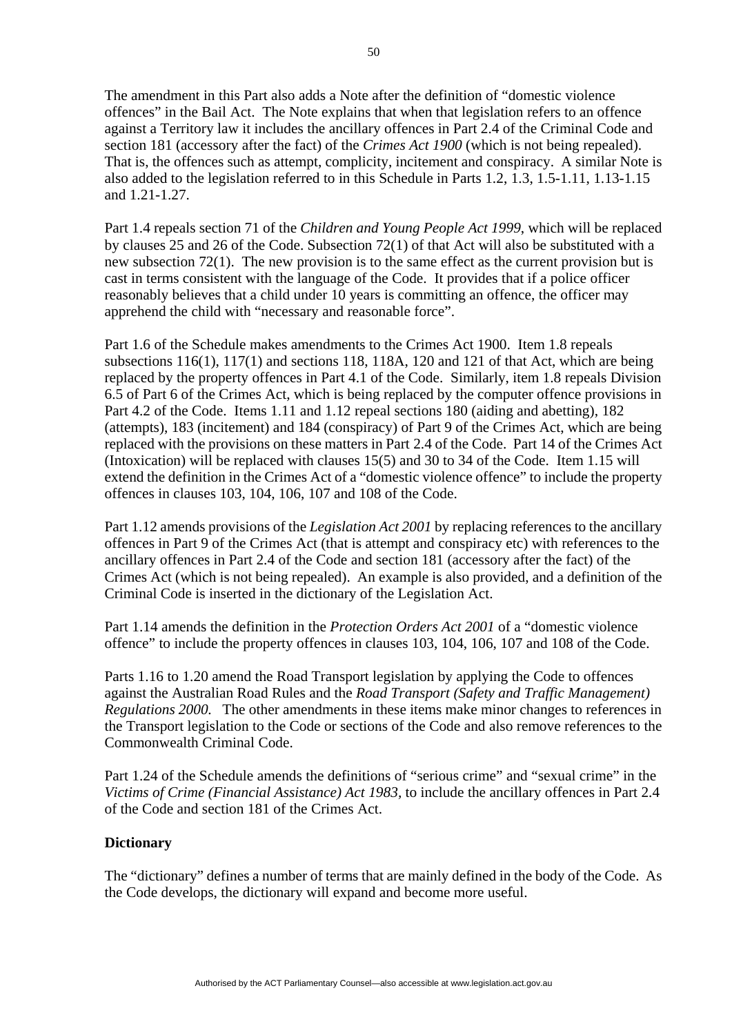The amendment in this Part also adds a Note after the definition of "domestic violence offences" in the Bail Act. The Note explains that when that legislation refers to an offence against a Territory law it includes the ancillary offences in Part 2.4 of the Criminal Code and section 181 (accessory after the fact) of the *Crimes Act 1900* (which is not being repealed). That is, the offences such as attempt, complicity, incitement and conspiracy. A similar Note is also added to the legislation referred to in this Schedule in Parts 1.2, 1.3, 1.5-1.11, 1.13-1.15 and 1.21-1.27.

Part 1.4 repeals section 71 of the *Children and Young People Act 1999*, which will be replaced by clauses 25 and 26 of the Code. Subsection 72(1) of that Act will also be substituted with a new subsection 72(1). The new provision is to the same effect as the current provision but is cast in terms consistent with the language of the Code. It provides that if a police officer reasonably believes that a child under 10 years is committing an offence, the officer may apprehend the child with "necessary and reasonable force".

Part 1.6 of the Schedule makes amendments to the Crimes Act 1900. Item 1.8 repeals subsections 116(1), 117(1) and sections 118, 118A, 120 and 121 of that Act, which are being replaced by the property offences in Part 4.1 of the Code. Similarly, item 1.8 repeals Division 6.5 of Part 6 of the Crimes Act, which is being replaced by the computer offence provisions in Part 4.2 of the Code. Items 1.11 and 1.12 repeal sections 180 (aiding and abetting), 182 (attempts), 183 (incitement) and 184 (conspiracy) of Part 9 of the Crimes Act, which are being replaced with the provisions on these matters in Part 2.4 of the Code. Part 14 of the Crimes Act (Intoxication) will be replaced with clauses 15(5) and 30 to 34 of the Code. Item 1.15 will extend the definition in the Crimes Act of a "domestic violence offence" to include the property offences in clauses 103, 104, 106, 107 and 108 of the Code.

Part 1.12 amends provisions of the *Legislation Act 2001* by replacing references to the ancillary offences in Part 9 of the Crimes Act (that is attempt and conspiracy etc) with references to the ancillary offences in Part 2.4 of the Code and section 181 (accessory after the fact) of the Crimes Act (which is not being repealed). An example is also provided, and a definition of the Criminal Code is inserted in the dictionary of the Legislation Act.

Part 1.14 amends the definition in the *Protection Orders Act 2001* of a "domestic violence offence" to include the property offences in clauses 103, 104, 106, 107 and 108 of the Code.

Parts 1.16 to 1.20 amend the Road Transport legislation by applying the Code to offences against the Australian Road Rules and the *Road Transport (Safety and Traffic Management) Regulations 2000*. The other amendments in these items make minor changes to references in the Transport legislation to the Code or sections of the Code and also remove references to the Commonwealth Criminal Code.

Part 1.24 of the Schedule amends the definitions of "serious crime" and "sexual crime" in the *Victims of Crime (Financial Assistance) Act 1983*, to include the ancillary offences in Part 2.4 of the Code and section 181 of the Crimes Act.

**Dictionary**

The "dictionary" defines a number of terms that are mainly defined in the body of the Code. As the Code develops, the dictionary will expand and become more useful.